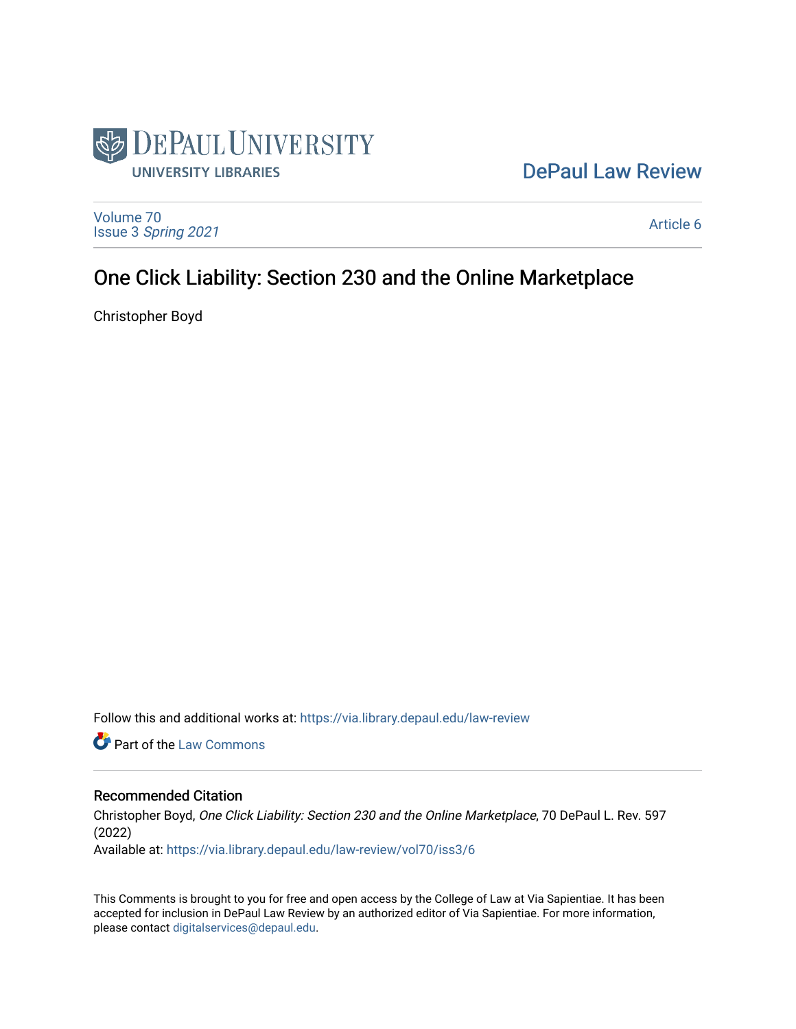DePaul University
University Libraries

DePaul Law Review

Volume 70
Issue 3 *Spring 2021*

Article 6

# One Click Liability: Section 230 and the Online Marketplace

Christopher Boyd

Follow this and additional works at: https://via.library.depaul.edu/law-review

Part of the Law Commons

## Recommended Citation

Christopher Boyd, *One Click Liability: Section 230 and the Online Marketplace*, 70 DePaul L. Rev. 597 (2022)
Available at: https://via.library.depaul.edu/law-review/vol70/iss3/6

This Comments is brought to you for free and open access by the College of Law at Via Sapientiae. It has been accepted for inclusion in DePaul Law Review by an authorized editor of Via Sapientiae. For more information, please contact digitalservices@depaul.edu.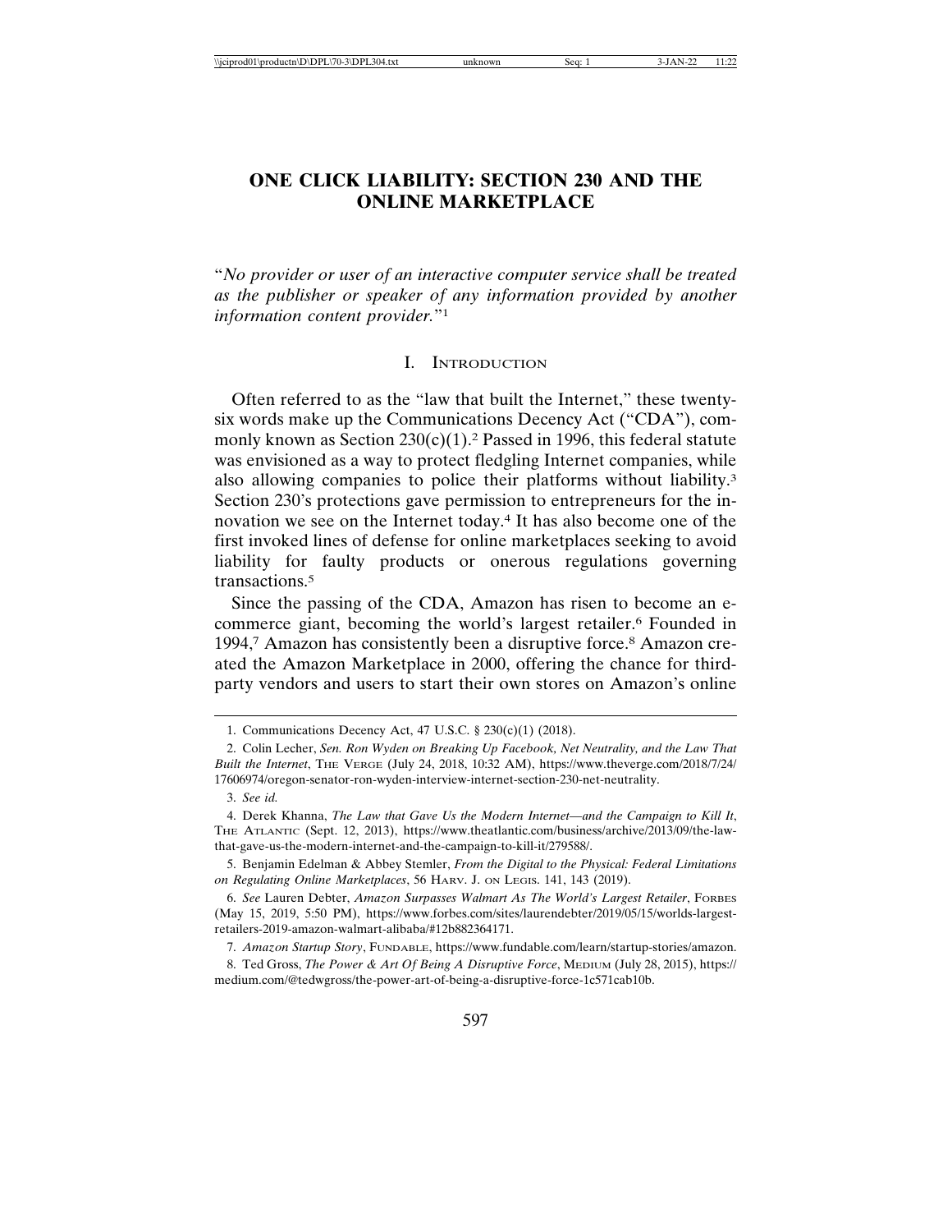# ONE CLICK LIABILITY: SECTION 230 AND THE ONLINE MARKETPLACE

"*No provider or user of an interactive computer service shall be treated as the publisher or speaker of any information provided by another information content provider.*"[1]

## I. Introduction

Often referred to as the "law that built the Internet," these twenty-six words make up the Communications Decency Act ("CDA"), commonly known as Section 230(c)(1).[2] Passed in 1996, this federal statute was envisioned as a way to protect fledgling Internet companies, while also allowing companies to police their platforms without liability.[3] Section 230's protections gave permission to entrepreneurs for the innovation we see on the Internet today.[4] It has also become one of the first invoked lines of defense for online marketplaces seeking to avoid liability for faulty products or onerous regulations governing transactions.[5]

Since the passing of the CDA, Amazon has risen to become an e-commerce giant, becoming the world's largest retailer.[6] Founded in 1994,[7] Amazon has consistently been a disruptive force.[8] Amazon created the Amazon Marketplace in 2000, offering the chance for third-party vendors and users to start their own stores on Amazon's online

---

1. Communications Decency Act, 47 U.S.C. § 230(c)(1) (2018).

2. Colin Lecher, *Sen. Ron Wyden on Breaking Up Facebook, Net Neutrality, and the Law That Built the Internet*, The Verge (July 24, 2018, 10:32 AM), https://www.theverge.com/2018/7/24/17606974/oregon-senator-ron-wyden-interview-internet-section-230-net-neutrality.

3. *See id.*

4. Derek Khanna, *The Law that Gave Us the Modern Internet—and the Campaign to Kill It*, The Atlantic (Sept. 12, 2013), https://www.theatlantic.com/business/archive/2013/09/the-law-that-gave-us-the-modern-internet-and-the-campaign-to-kill-it/279588/.

5. Benjamin Edelman & Abbey Stemler, *From the Digital to the Physical: Federal Limitations on Regulating Online Marketplaces*, 56 Harv. J. on Legis. 141, 143 (2019).

6. *See* Lauren Debter, *Amazon Surpasses Walmart As The World's Largest Retailer*, Forbes (May 15, 2019, 5:50 PM), https://www.forbes.com/sites/laurendebter/2019/05/15/worlds-largest-retailers-2019-amazon-walmart-alibaba/#12b882364171.

7. *Amazon Startup Story*, Fundable, https://www.fundable.com/learn/startup-stories/amazon.

8. Ted Gross, *The Power & Art Of Being A Disruptive Force*, Medium (July 28, 2015), https://medium.com/@tedwgross/the-power-art-of-being-a-disruptive-force-1c571cab10b.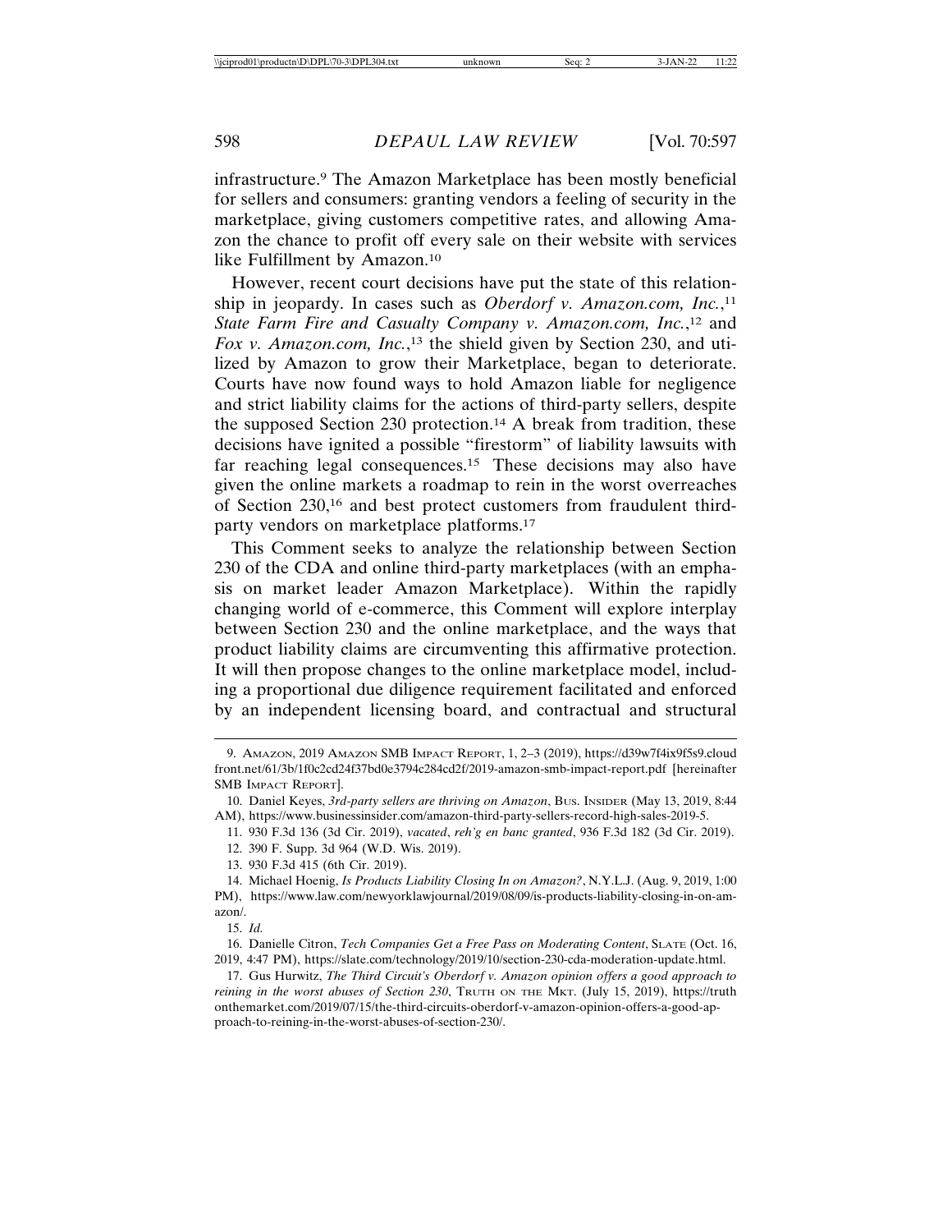infrastructure.[9] The Amazon Marketplace has been mostly beneficial for sellers and consumers: granting vendors a feeling of security in the marketplace, giving customers competitive rates, and allowing Amazon the chance to profit off every sale on their website with services like Fulfillment by Amazon.[10]

However, recent court decisions have put the state of this relationship in jeopardy. In cases such as *Oberdorf v. Amazon.com, Inc.*,[11] *State Farm Fire and Casualty Company v. Amazon.com, Inc.*,[12] and *Fox v. Amazon.com, Inc.*,[13] the shield given by Section 230, and utilized by Amazon to grow their Marketplace, began to deteriorate. Courts have now found ways to hold Amazon liable for negligence and strict liability claims for the actions of third-party sellers, despite the supposed Section 230 protection.[14] A break from tradition, these decisions have ignited a possible "firestorm" of liability lawsuits with far reaching legal consequences.[15] These decisions may also have given the online markets a roadmap to rein in the worst overreaches of Section 230,[16] and best protect customers from fraudulent third-party vendors on marketplace platforms.[17]

This Comment seeks to analyze the relationship between Section 230 of the CDA and online third-party marketplaces (with an emphasis on market leader Amazon Marketplace). Within the rapidly changing world of e-commerce, this Comment will explore interplay between Section 230 and the online marketplace, and the ways that product liability claims are circumventing this affirmative protection. It will then propose changes to the online marketplace model, including a proportional due diligence requirement facilitated and enforced by an independent licensing board, and contractual and structural

---

9. Amazon, 2019 Amazon SMB Impact Report, 1, 2–3 (2019), https://d39w7f4ix9f5s9.cloudfront.net/61/3b/1f0c2cd24f37bd0e3794c284cd2f/2019-amazon-smb-impact-report.pdf [hereinafter SMB Impact Report].

10. Daniel Keyes, *3rd-party sellers are thriving on Amazon*, Bus. Insider (May 13, 2019, 8:44 AM), https://www.businessinsider.com/amazon-third-party-sellers-record-high-sales-2019-5.

11. 930 F.3d 136 (3d Cir. 2019), *vacated*, *reh'g en banc granted*, 936 F.3d 182 (3d Cir. 2019).

12. 390 F. Supp. 3d 964 (W.D. Wis. 2019).

13. 930 F.3d 415 (6th Cir. 2019).

14. Michael Hoenig, *Is Products Liability Closing In on Amazon?*, N.Y.L.J. (Aug. 9, 2019, 1:00 PM), https://www.law.com/newyorklawjournal/2019/08/09/is-products-liability-closing-in-on-amazon/.

15. *Id.*

16. Danielle Citron, *Tech Companies Get a Free Pass on Moderating Content*, Slate (Oct. 16, 2019, 4:47 PM), https://slate.com/technology/2019/10/section-230-cda-moderation-update.html.

17. Gus Hurwitz, *The Third Circuit's Oberdorf v. Amazon opinion offers a good approach to reining in the worst abuses of Section 230*, Truth on the Mkt. (July 15, 2019), https://truthonthemarket.com/2019/07/15/the-third-circuits-oberdorf-v-amazon-opinion-offers-a-good-approach-to-reining-in-the-worst-abuses-of-section-230/.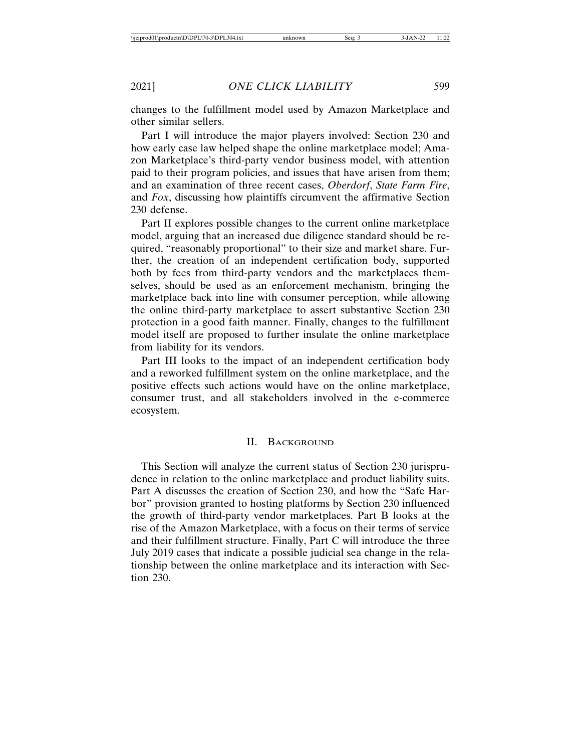changes to the fulfillment model used by Amazon Marketplace and other similar sellers.

Part I will introduce the major players involved: Section 230 and how early case law helped shape the online marketplace model; Amazon Marketplace's third-party vendor business model, with attention paid to their program policies, and issues that have arisen from them; and an examination of three recent cases, *Oberdorf*, *State Farm Fire*, and *Fox*, discussing how plaintiffs circumvent the affirmative Section 230 defense.

Part II explores possible changes to the current online marketplace model, arguing that an increased due diligence standard should be required, "reasonably proportional" to their size and market share. Further, the creation of an independent certification body, supported both by fees from third-party vendors and the marketplaces themselves, should be used as an enforcement mechanism, bringing the marketplace back into line with consumer perception, while allowing the online third-party marketplace to assert substantive Section 230 protection in a good faith manner. Finally, changes to the fulfillment model itself are proposed to further insulate the online marketplace from liability for its vendors.

Part III looks to the impact of an independent certification body and a reworked fulfillment system on the online marketplace, and the positive effects such actions would have on the online marketplace, consumer trust, and all stakeholders involved in the e-commerce ecosystem.

## II. Background

This Section will analyze the current status of Section 230 jurisprudence in relation to the online marketplace and product liability suits. Part A discusses the creation of Section 230, and how the "Safe Harbor" provision granted to hosting platforms by Section 230 influenced the growth of third-party vendor marketplaces. Part B looks at the rise of the Amazon Marketplace, with a focus on their terms of service and their fulfillment structure. Finally, Part C will introduce the three July 2019 cases that indicate a possible judicial sea change in the relationship between the online marketplace and its interaction with Section 230.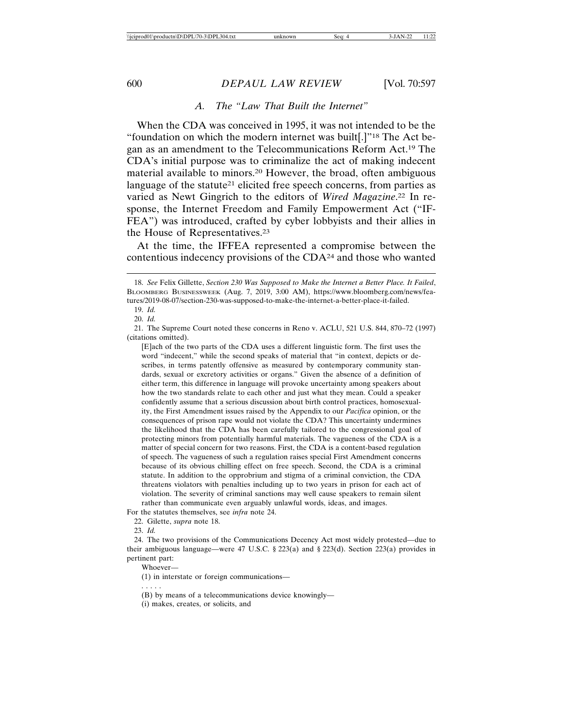### A. The "Law That Built the Internet"

When the CDA was conceived in 1995, it was not intended to be the "foundation on which the modern internet was built[.]"[18] The Act began as an amendment to the Telecommunications Reform Act.[19] The CDA's initial purpose was to criminalize the act of making indecent material available to minors.[20] However, the broad, often ambiguous language of the statute[21] elicited free speech concerns, from parties as varied as Newt Gingrich to the editors of *Wired Magazine*.[22] In response, the Internet Freedom and Family Empowerment Act ("IFFEA") was introduced, crafted by cyber lobbyists and their allies in the House of Representatives.[23]

At the time, the IFFEA represented a compromise between the contentious indecency provisions of the CDA[24] and those who wanted

---

18. *See* Felix Gillette, *Section 230 Was Supposed to Make the Internet a Better Place. It Failed*, Bloomberg Businessweek (Aug. 7, 2019, 3:00 AM), https://www.bloomberg.com/news/features/2019-08-07/section-230-was-supposed-to-make-the-internet-a-better-place-it-failed.

19. *Id.*

20. *Id.*

21. The Supreme Court noted these concerns in Reno v. ACLU, 521 U.S. 844, 870–72 (1997) (citations omitted).

> [E]ach of the two parts of the CDA uses a different linguistic form. The first uses the word "indecent," while the second speaks of material that "in context, depicts or describes, in terms patently offensive as measured by contemporary community standards, sexual or excretory activities or organs." Given the absence of a definition of either term, this difference in language will provoke uncertainty among speakers about how the two standards relate to each other and just what they mean. Could a speaker confidently assume that a serious discussion about birth control practices, homosexuality, the First Amendment issues raised by the Appendix to our *Pacifica* opinion, or the consequences of prison rape would not violate the CDA? This uncertainty undermines the likelihood that the CDA has been carefully tailored to the congressional goal of protecting minors from potentially harmful materials. The vagueness of the CDA is a matter of special concern for two reasons. First, the CDA is a content-based regulation of speech. The vagueness of such a regulation raises special First Amendment concerns because of its obvious chilling effect on free speech. Second, the CDA is a criminal statute. In addition to the opprobrium and stigma of a criminal conviction, the CDA threatens violators with penalties including up to two years in prison for each act of violation. The severity of criminal sanctions may well cause speakers to remain silent rather than communicate even arguably unlawful words, ideas, and images.

For the statutes themselves, see *infra* note 24.

22. Gilette, *supra* note 18.

23. *Id.*

24. The two provisions of the Communications Decency Act most widely protested—due to their ambiguous language—were 47 U.S.C. § 223(a) and § 223(d). Section 223(a) provides in pertinent part:

> Whoever—
>
> (1) in interstate or foreign communications—
>
> . . . . .
>
> (B) by means of a telecommunications device knowingly—
>
> (i) makes, creates, or solicits, and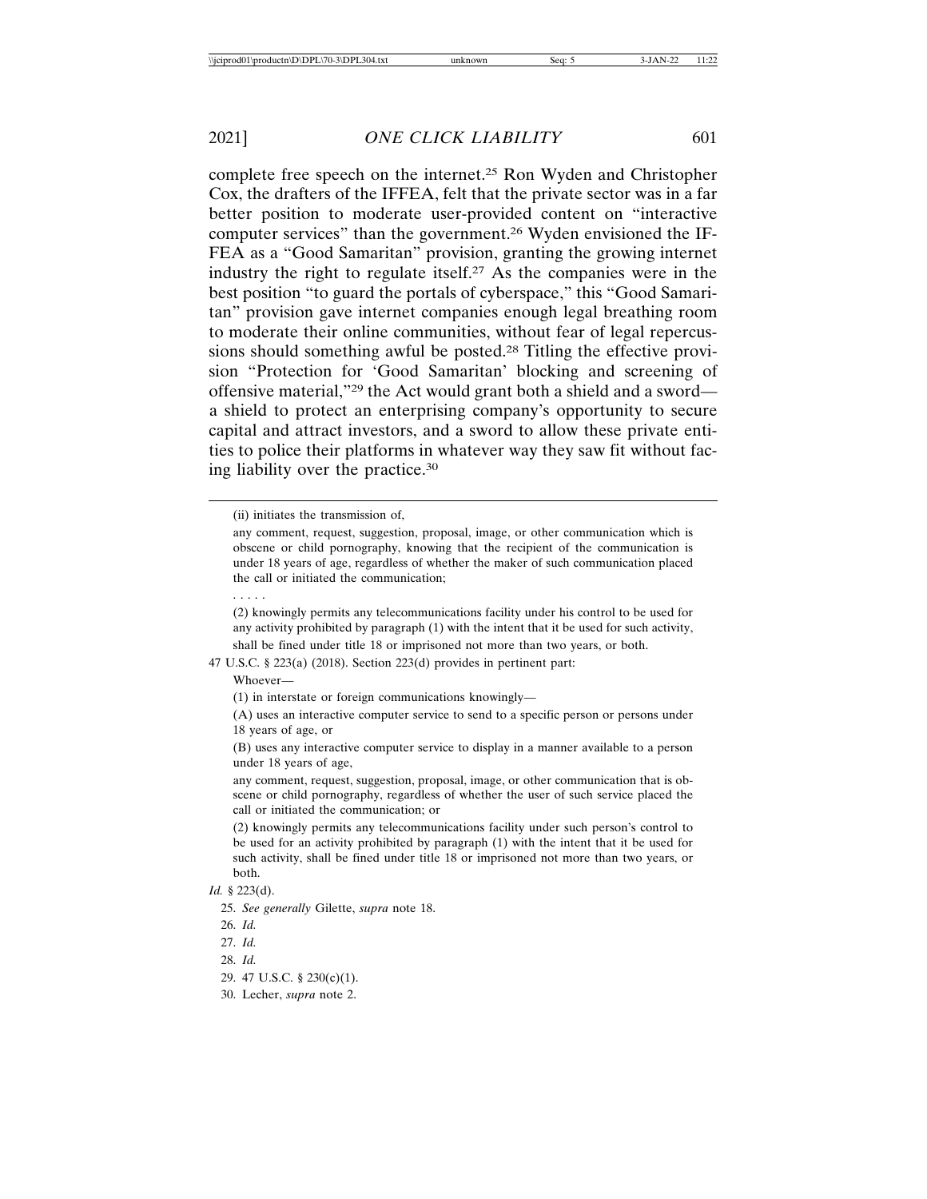complete free speech on the internet.[25] Ron Wyden and Christopher Cox, the drafters of the IFFEA, felt that the private sector was in a far better position to moderate user-provided content on "interactive computer services" than the government.[26] Wyden envisioned the IFFEA as a "Good Samaritan" provision, granting the growing internet industry the right to regulate itself.[27] As the companies were in the best position "to guard the portals of cyberspace," this "Good Samaritan" provision gave internet companies enough legal breathing room to moderate their online communities, without fear of legal repercussions should something awful be posted.[28] Titling the effective provision "Protection for 'Good Samaritan' blocking and screening of offensive material,"[29] the Act would grant both a shield and a sword—a shield to protect an enterprising company's opportunity to secure capital and attract investors, and a sword to allow these private entities to police their platforms in whatever way they saw fit without facing liability over the practice.[30]

---

(ii) initiates the transmission of,

any comment, request, suggestion, proposal, image, or other communication which is obscene or child pornography, knowing that the recipient of the communication is under 18 years of age, regardless of whether the maker of such communication placed the call or initiated the communication;

. . . . .

(2) knowingly permits any telecommunications facility under his control to be used for any activity prohibited by paragraph (1) with the intent that it be used for such activity, shall be fined under title 18 or imprisoned not more than two years, or both.

47 U.S.C. § 223(a) (2018). Section 223(d) provides in pertinent part:

Whoever—

(1) in interstate or foreign communications knowingly—

(A) uses an interactive computer service to send to a specific person or persons under 18 years of age, or

(B) uses any interactive computer service to display in a manner available to a person under 18 years of age,

any comment, request, suggestion, proposal, image, or other communication that is obscene or child pornography, regardless of whether the user of such service placed the call or initiated the communication; or

(2) knowingly permits any telecommunications facility under such person's control to be used for an activity prohibited by paragraph (1) with the intent that it be used for such activity, shall be fined under title 18 or imprisoned not more than two years, or both.

*Id.* § 223(d).

25. *See generally* Gilette, *supra* note 18.

26. *Id.*

27. *Id.*

28. *Id.*

29. 47 U.S.C. § 230(c)(1).

30. Lecher, *supra* note 2.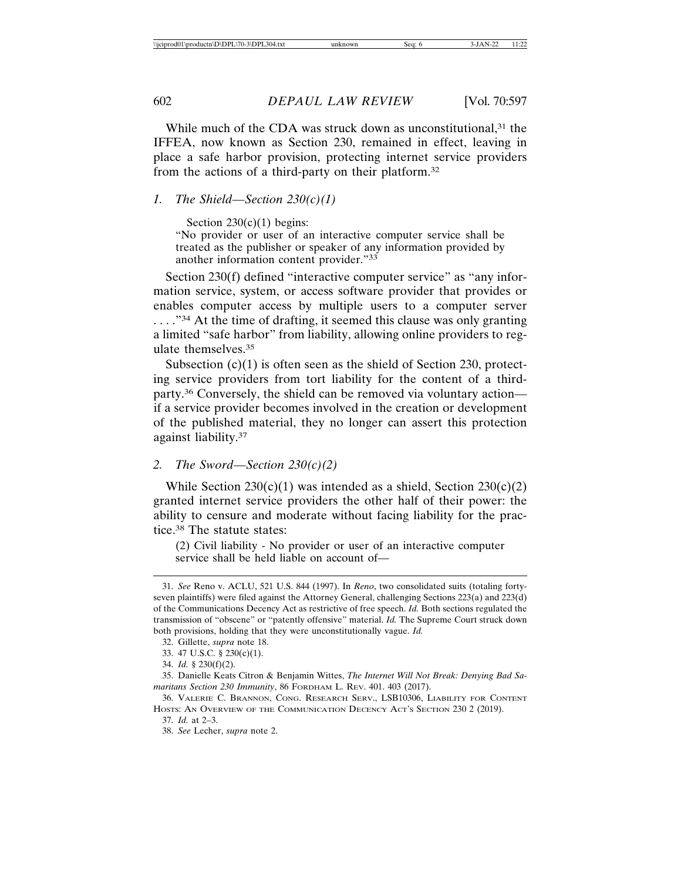While much of the CDA was struck down as unconstitutional,[31] the IFFEA, now known as Section 230, remained in effect, leaving in place a safe harbor provision, protecting internet service providers from the actions of a third-party on their platform.[32]

### *1. The Shield—Section 230(c)(1)*

Section 230(c)(1) begins:

> "No provider or user of an interactive computer service shall be treated as the publisher or speaker of any information provided by another information content provider."[33]

Section 230(f) defined "interactive computer service" as "any information service, system, or access software provider that provides or enables computer access by multiple users to a computer server . . . ."[34] At the time of drafting, it seemed this clause was only granting a limited "safe harbor" from liability, allowing online providers to regulate themselves.[35]

Subsection (c)(1) is often seen as the shield of Section 230, protecting service providers from tort liability for the content of a third-party.[36] Conversely, the shield can be removed via voluntary action—if a service provider becomes involved in the creation or development of the published material, they no longer can assert this protection against liability.[37]

### *2. The Sword—Section 230(c)(2)*

While Section 230(c)(1) was intended as a shield, Section 230(c)(2) granted internet service providers the other half of their power: the ability to censure and moderate without facing liability for the practice.[38] The statute states:

> (2) Civil liability - No provider or user of an interactive computer service shall be held liable on account of—

---

31. *See* Reno v. ACLU, 521 U.S. 844 (1997). In *Reno*, two consolidated suits (totaling forty-seven plaintiffs) were filed against the Attorney General, challenging Sections 223(a) and 223(d) of the Communications Decency Act as restrictive of free speech. *Id.* Both sections regulated the transmission of "obscene" or "patently offensive" material. *Id.* The Supreme Court struck down both provisions, holding that they were unconstitutionally vague. *Id.*

32. Gillette, *supra* note 18.

33. 47 U.S.C. § 230(c)(1).

34. *Id.* § 230(f)(2).

35. Danielle Keats Citron & Benjamin Wittes, *The Internet Will Not Break: Denying Bad Samaritans Section 230 Immunity*, 86 FORDHAM L. REV. 401. 403 (2017).

36. VALERIE C. BRANNON, CONG. RESEARCH SERV., LSB10306, LIABILITY FOR CONTENT HOSTS: AN OVERVIEW OF THE COMMUNICATION DECENCY ACT'S SECTION 230 2 (2019).

37. *Id.* at 2–3.

38. *See* Lecher, *supra* note 2.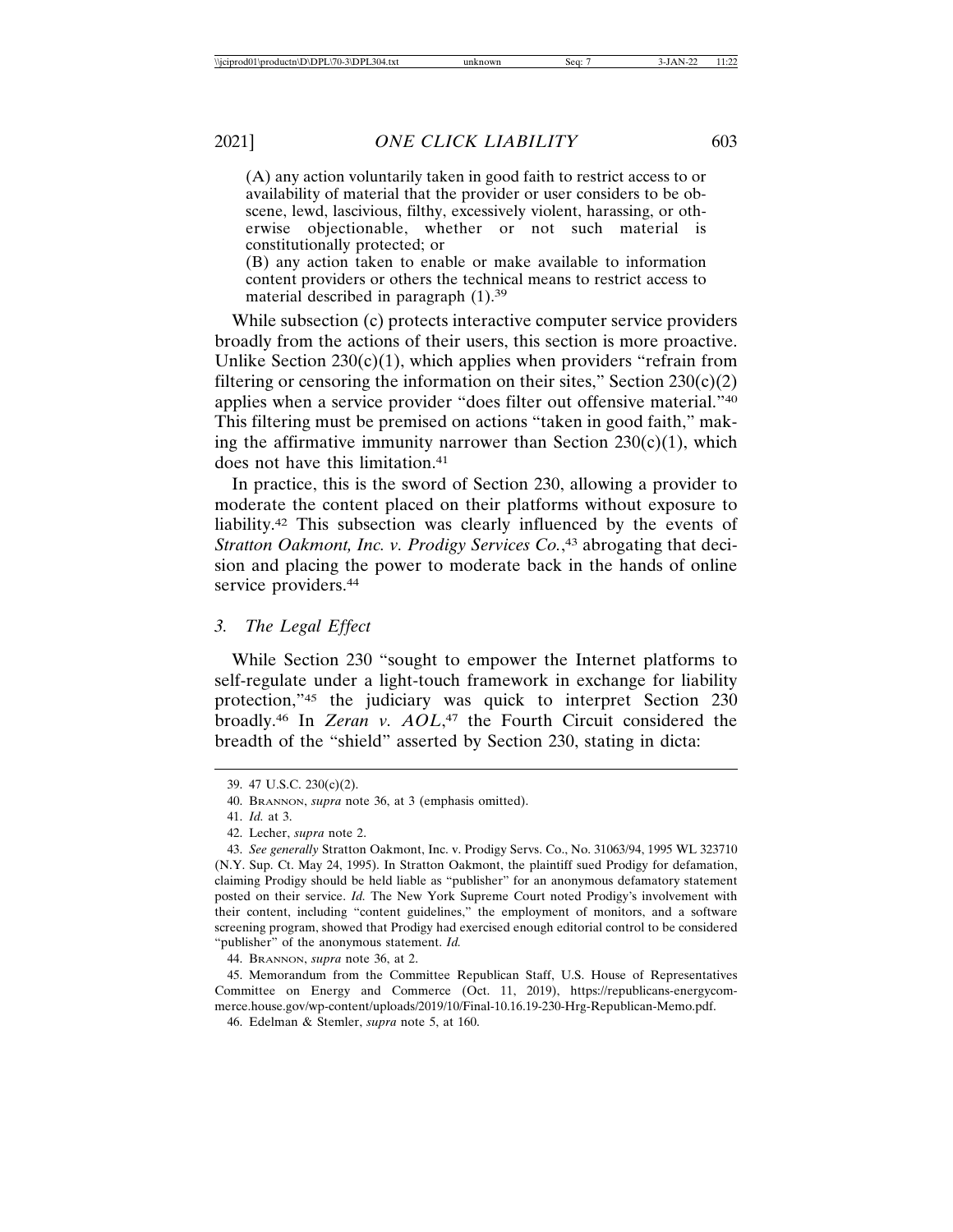(A) any action voluntarily taken in good faith to restrict access to or availability of material that the provider or user considers to be obscene, lewd, lascivious, filthy, excessively violent, harassing, or otherwise objectionable, whether or not such material is constitutionally protected; or

(B) any action taken to enable or make available to information content providers or others the technical means to restrict access to material described in paragraph (1).[39]

While subsection (c) protects interactive computer service providers broadly from the actions of their users, this section is more proactive. Unlike Section 230(c)(1), which applies when providers "refrain from filtering or censoring the information on their sites," Section 230(c)(2) applies when a service provider "does filter out offensive material."[40] This filtering must be premised on actions "taken in good faith," making the affirmative immunity narrower than Section 230(c)(1), which does not have this limitation.[41]

In practice, this is the sword of Section 230, allowing a provider to moderate the content placed on their platforms without exposure to liability.[42] This subsection was clearly influenced by the events of *Stratton Oakmont, Inc. v. Prodigy Services Co.*,[43] abrogating that decision and placing the power to moderate back in the hands of online service providers.[44]

### *3. The Legal Effect*

While Section 230 "sought to empower the Internet platforms to self-regulate under a light-touch framework in exchange for liability protection,"[45] the judiciary was quick to interpret Section 230 broadly.[46] In *Zeran v. AOL*,[47] the Fourth Circuit considered the breadth of the "shield" asserted by Section 230, stating in dicta:

---

39. 47 U.S.C. 230(c)(2).

40. Brannon, *supra* note 36, at 3 (emphasis omitted).

41. *Id.* at 3.

42. Lecher, *supra* note 2.

43. *See generally* Stratton Oakmont, Inc. v. Prodigy Servs. Co., No. 31063/94, 1995 WL 323710 (N.Y. Sup. Ct. May 24, 1995). In Stratton Oakmont, the plaintiff sued Prodigy for defamation, claiming Prodigy should be held liable as "publisher" for an anonymous defamatory statement posted on their service. *Id.* The New York Supreme Court noted Prodigy's involvement with their content, including "content guidelines," the employment of monitors, and a software screening program, showed that Prodigy had exercised enough editorial control to be considered "publisher" of the anonymous statement. *Id.*

44. Brannon, *supra* note 36, at 2.

45. Memorandum from the Committee Republican Staff, U.S. House of Representatives Committee on Energy and Commerce (Oct. 11, 2019), https://republicans-energycommerce.house.gov/wp-content/uploads/2019/10/Final-10.16.19-230-Hrg-Republican-Memo.pdf.

46. Edelman & Stemler, *supra* note 5, at 160.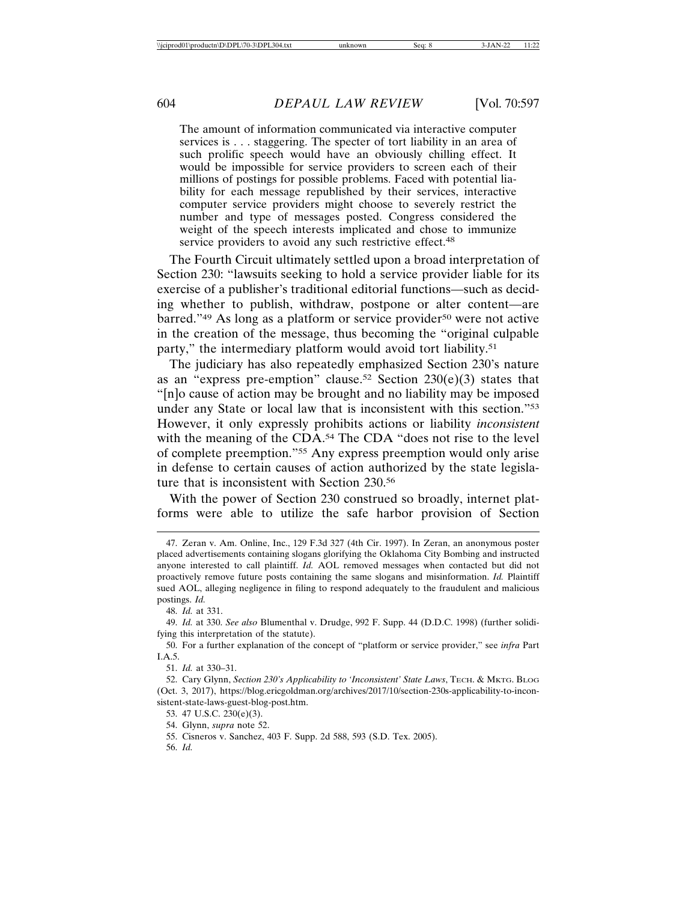> The amount of information communicated via interactive computer services is . . . staggering. The specter of tort liability in an area of such prolific speech would have an obviously chilling effect. It would be impossible for service providers to screen each of their millions of postings for possible problems. Faced with potential liability for each message republished by their services, interactive computer service providers might choose to severely restrict the number and type of messages posted. Congress considered the weight of the speech interests implicated and chose to immunize service providers to avoid any such restrictive effect.[48]

The Fourth Circuit ultimately settled upon a broad interpretation of Section 230: "lawsuits seeking to hold a service provider liable for its exercise of a publisher's traditional editorial functions—such as deciding whether to publish, withdraw, postpone or alter content—are barred."[49] As long as a platform or service provider[50] were not active in the creation of the message, thus becoming the "original culpable party," the intermediary platform would avoid tort liability.[51]

The judiciary has also repeatedly emphasized Section 230's nature as an "express pre-emption" clause.[52] Section 230(e)(3) states that "[n]o cause of action may be brought and no liability may be imposed under any State or local law that is inconsistent with this section."[53] However, it only expressly prohibits actions or liability *inconsistent* with the meaning of the CDA.[54] The CDA "does not rise to the level of complete preemption."[55] Any express preemption would only arise in defense to certain causes of action authorized by the state legislature that is inconsistent with Section 230.[56]

With the power of Section 230 construed so broadly, internet platforms were able to utilize the safe harbor provision of Section

---

47. Zeran v. Am. Online, Inc., 129 F.3d 327 (4th Cir. 1997). In Zeran, an anonymous poster placed advertisements containing slogans glorifying the Oklahoma City Bombing and instructed anyone interested to call plaintiff. *Id.* AOL removed messages when contacted but did not proactively remove future posts containing the same slogans and misinformation. *Id.* Plaintiff sued AOL, alleging negligence in filing to respond adequately to the fraudulent and malicious postings. *Id.*

48. *Id.* at 331.

49. *Id.* at 330. *See also* Blumenthal v. Drudge, 992 F. Supp. 44 (D.D.C. 1998) (further solidifying this interpretation of the statute).

50. For a further explanation of the concept of "platform or service provider," see *infra* Part I.A.5.

51. *Id.* at 330–31.

52. Cary Glynn, *Section 230's Applicability to 'Inconsistent' State Laws*, TECH. & MKTG. BLOG (Oct. 3, 2017), https://blog.ericgoldman.org/archives/2017/10/section-230s-applicability-to-inconsistent-state-laws-guest-blog-post.htm.

53. 47 U.S.C. 230(e)(3).

54. Glynn, *supra* note 52.

55. Cisneros v. Sanchez, 403 F. Supp. 2d 588, 593 (S.D. Tex. 2005).

56. *Id.*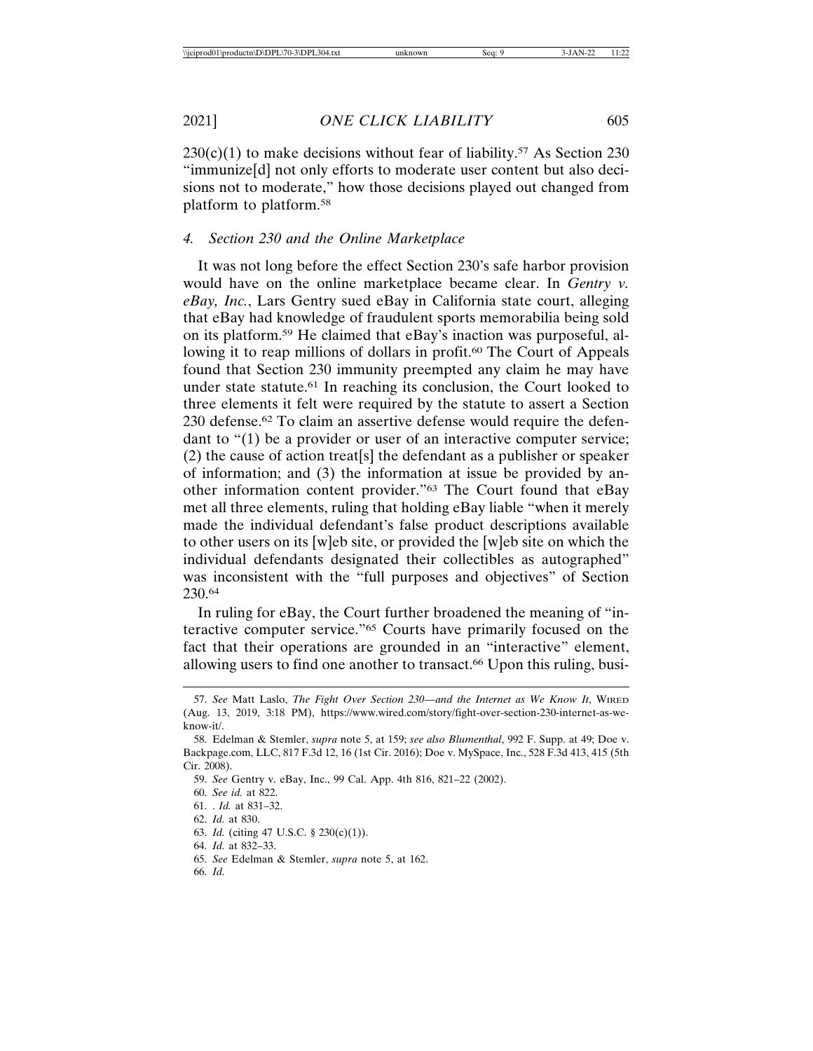230(c)(1) to make decisions without fear of liability.[57] As Section 230 "immunize[d] not only efforts to moderate user content but also decisions not to moderate," how those decisions played out changed from platform to platform.[58]

### 4. *Section 230 and the Online Marketplace*

It was not long before the effect Section 230's safe harbor provision would have on the online marketplace became clear. In *Gentry v. eBay, Inc.*, Lars Gentry sued eBay in California state court, alleging that eBay had knowledge of fraudulent sports memorabilia being sold on its platform.[59] He claimed that eBay's inaction was purposeful, allowing it to reap millions of dollars in profit.[60] The Court of Appeals found that Section 230 immunity preempted any claim he may have under state statute.[61] In reaching its conclusion, the Court looked to three elements it felt were required by the statute to assert a Section 230 defense.[62] To claim an assertive defense would require the defendant to "(1) be a provider or user of an interactive computer service; (2) the cause of action treat[s] the defendant as a publisher or speaker of information; and (3) the information at issue be provided by another information content provider."[63] The Court found that eBay met all three elements, ruling that holding eBay liable "when it merely made the individual defendant's false product descriptions available to other users on its [w]eb site, or provided the [w]eb site on which the individual defendants designated their collectibles as autographed" was inconsistent with the "full purposes and objectives" of Section 230.[64]

In ruling for eBay, the Court further broadened the meaning of "interactive computer service."[65] Courts have primarily focused on the fact that their operations are grounded in an "interactive" element, allowing users to find one another to transact.[66] Upon this ruling, busi-

---

57. *See* Matt Laslo, *The Fight Over Section 230—and the Internet as We Know It*, WIRED (Aug. 13, 2019, 3:18 PM), https://www.wired.com/story/fight-over-section-230-internet-as-we-know-it/.

58. Edelman & Stemler, *supra* note 5, at 159; *see also Blumenthal*, 992 F. Supp. at 49; Doe v. Backpage.com, LLC, 817 F.3d 12, 16 (1st Cir. 2016); Doe v. MySpace, Inc., 528 F.3d 413, 415 (5th Cir. 2008).

59. *See* Gentry v. eBay, Inc., 99 Cal. App. 4th 816, 821–22 (2002).

60. *See id.* at 822.

61. . *Id.* at 831–32.

62. *Id.* at 830.

63. *Id.* (citing 47 U.S.C. § 230(c)(1)).

64. *Id.* at 832–33.

65. *See* Edelman & Stemler, *supra* note 5, at 162.

66. *Id.*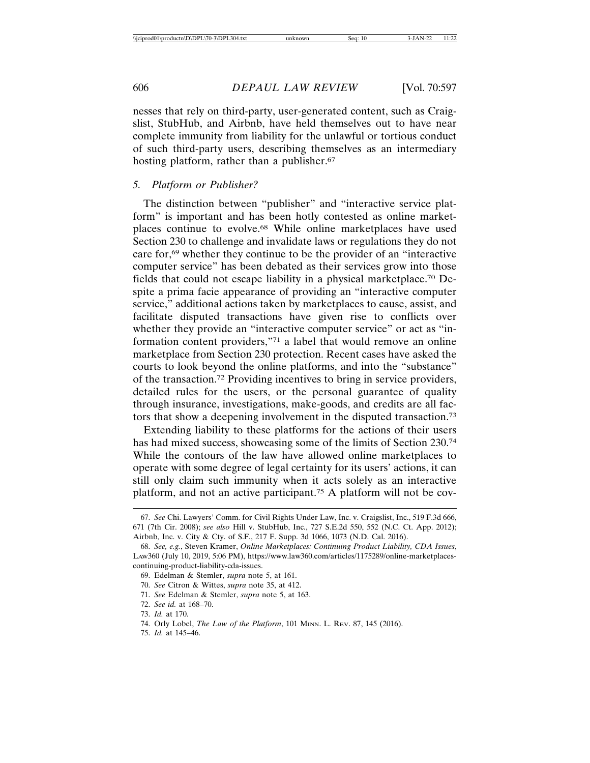nesses that rely on third-party, user-generated content, such as Craigslist, StubHub, and Airbnb, have held themselves out to have near complete immunity from liability for the unlawful or tortious conduct of such third-party users, describing themselves as an intermediary hosting platform, rather than a publisher.[67]

### 5. *Platform or Publisher?*

The distinction between "publisher" and "interactive service platform" is important and has been hotly contested as online marketplaces continue to evolve.[68] While online marketplaces have used Section 230 to challenge and invalidate laws or regulations they do not care for,[69] whether they continue to be the provider of an "interactive computer service" has been debated as their services grow into those fields that could not escape liability in a physical marketplace.[70] Despite a prima facie appearance of providing an "interactive computer service," additional actions taken by marketplaces to cause, assist, and facilitate disputed transactions have given rise to conflicts over whether they provide an "interactive computer service" or act as "information content providers,"[71] a label that would remove an online marketplace from Section 230 protection. Recent cases have asked the courts to look beyond the online platforms, and into the "substance" of the transaction.[72] Providing incentives to bring in service providers, detailed rules for the users, or the personal guarantee of quality through insurance, investigations, make-goods, and credits are all factors that show a deepening involvement in the disputed transaction.[73]

Extending liability to these platforms for the actions of their users has had mixed success, showcasing some of the limits of Section 230.[74] While the contours of the law have allowed online marketplaces to operate with some degree of legal certainty for its users' actions, it can still only claim such immunity when it acts solely as an interactive platform, and not an active participant.[75] A platform will not be cov-

---

67. *See* Chi. Lawyers' Comm. for Civil Rights Under Law, Inc. v. Craigslist, Inc., 519 F.3d 666, 671 (7th Cir. 2008); *see also* Hill v. StubHub, Inc., 727 S.E.2d 550, 552 (N.C. Ct. App. 2012); Airbnb, Inc. v. City & Cty. of S.F., 217 F. Supp. 3d 1066, 1073 (N.D. Cal. 2016).

68. *See, e.g.*, Steven Kramer, *Online Marketplaces: Continuing Product Liability, CDA Issues*, LAW360 (July 10, 2019, 5:06 PM), https://www.law360.com/articles/1175289/online-marketplaces-continuing-product-liability-cda-issues.

69. Edelman & Stemler, *supra* note 5, at 161.

70. *See* Citron & Wittes, *supra* note 35, at 412.

71. *See* Edelman & Stemler, *supra* note 5, at 163.

72. *See id.* at 168–70.

73. *Id.* at 170.

74. Orly Lobel, *The Law of the Platform*, 101 MINN. L. REV. 87, 145 (2016).

75. *Id.* at 145–46.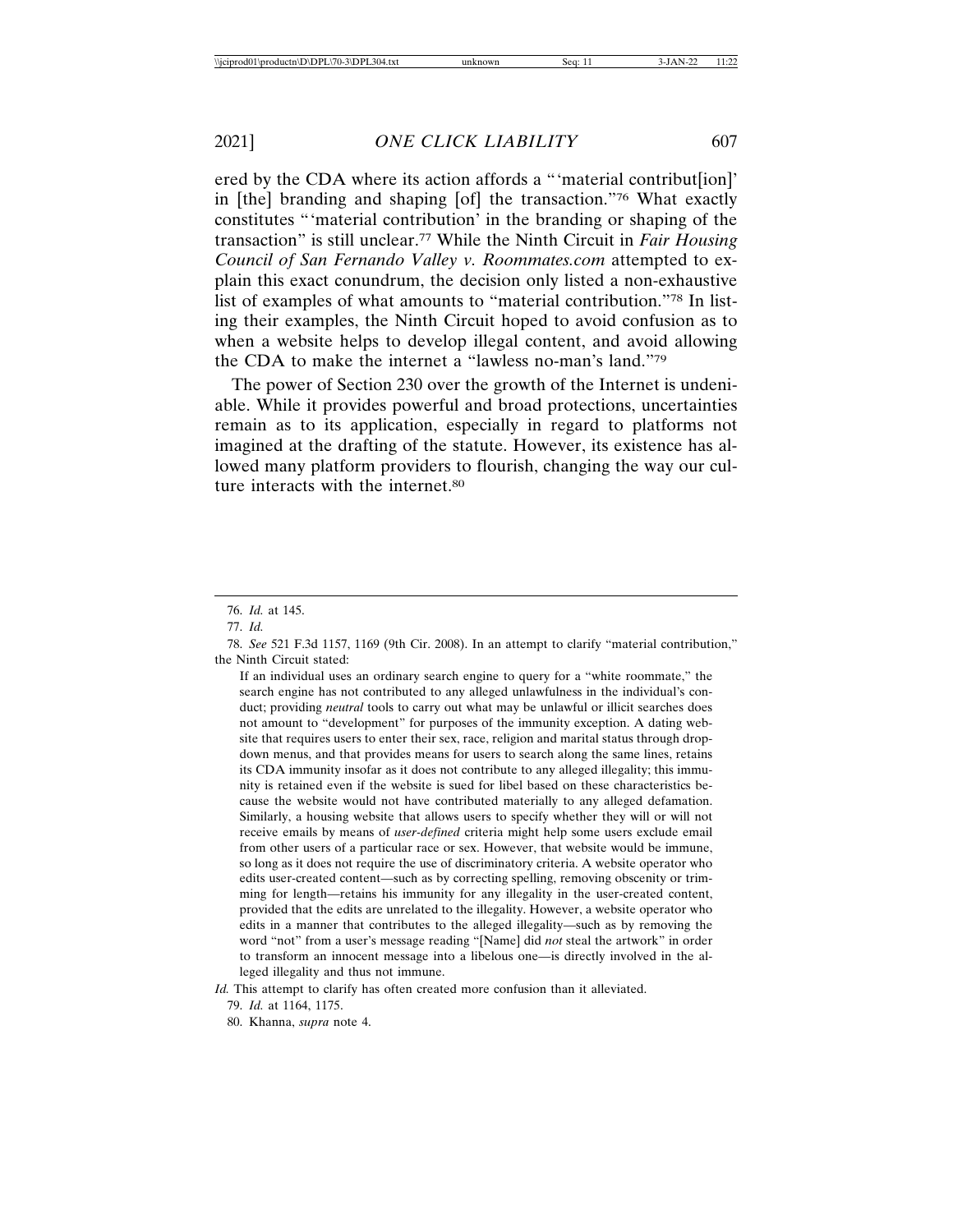ered by the CDA where its action affords a "'material contribut[ion]' in [the] branding and shaping [of] the transaction."[76] What exactly constitutes "'material contribution' in the branding or shaping of the transaction" is still unclear.[77] While the Ninth Circuit in *Fair Housing Council of San Fernando Valley v. Roommates.com* attempted to explain this exact conundrum, the decision only listed a non-exhaustive list of examples of what amounts to "material contribution."[78] In listing their examples, the Ninth Circuit hoped to avoid confusion as to when a website helps to develop illegal content, and avoid allowing the CDA to make the internet a "lawless no-man's land."[79]

The power of Section 230 over the growth of the Internet is undeniable. While it provides powerful and broad protections, uncertainties remain as to its application, especially in regard to platforms not imagined at the drafting of the statute. However, its existence has allowed many platform providers to flourish, changing the way our culture interacts with the internet.[80]

---

76. *Id.* at 145.

77. *Id.*

78. *See* 521 F.3d 1157, 1169 (9th Cir. 2008). In an attempt to clarify "material contribution," the Ninth Circuit stated:

> If an individual uses an ordinary search engine to query for a "white roommate," the search engine has not contributed to any alleged unlawfulness in the individual's conduct; providing *neutral* tools to carry out what may be unlawful or illicit searches does not amount to "development" for purposes of the immunity exception. A dating website that requires users to enter their sex, race, religion and marital status through drop-down menus, and that provides means for users to search along the same lines, retains its CDA immunity insofar as it does not contribute to any alleged illegality; this immunity is retained even if the website is sued for libel based on these characteristics because the website would not have contributed materially to any alleged defamation. Similarly, a housing website that allows users to specify whether they will or will not receive emails by means of *user-defined* criteria might help some users exclude email from other users of a particular race or sex. However, that website would be immune, so long as it does not require the use of discriminatory criteria. A website operator who edits user-created content—such as by correcting spelling, removing obscenity or trimming for length—retains his immunity for any illegality in the user-created content, provided that the edits are unrelated to the illegality. However, a website operator who edits in a manner that contributes to the alleged illegality—such as by removing the word "not" from a user's message reading "[Name] did *not* steal the artwork" in order to transform an innocent message into a libelous one—is directly involved in the alleged illegality and thus not immune.

*Id.* This attempt to clarify has often created more confusion than it alleviated.

79. *Id.* at 1164, 1175.

80. Khanna, *supra* note 4.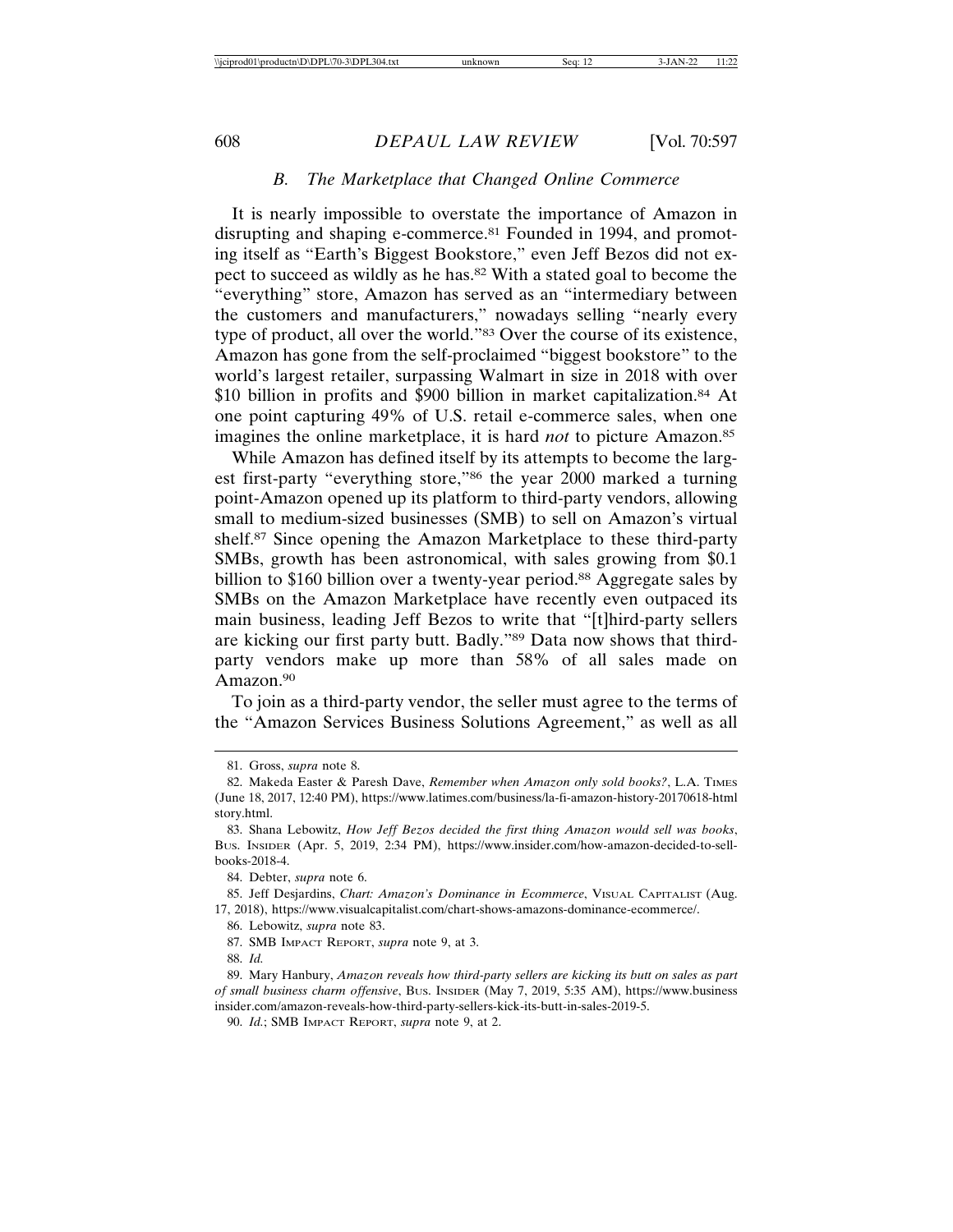### *B. The Marketplace that Changed Online Commerce*

It is nearly impossible to overstate the importance of Amazon in disrupting and shaping e-commerce.[81] Founded in 1994, and promoting itself as "Earth's Biggest Bookstore," even Jeff Bezos did not expect to succeed as wildly as he has.[82] With a stated goal to become the "everything" store, Amazon has served as an "intermediary between the customers and manufacturers," nowadays selling "nearly every type of product, all over the world."[83] Over the course of its existence, Amazon has gone from the self-proclaimed "biggest bookstore" to the world's largest retailer, surpassing Walmart in size in 2018 with over $10 billion in profits and $900 billion in market capitalization.[84] At one point capturing 49% of U.S. retail e-commerce sales, when one imagines the online marketplace, it is hard *not* to picture Amazon.[85]

While Amazon has defined itself by its attempts to become the largest first-party "everything store,"[86] the year 2000 marked a turning point-Amazon opened up its platform to third-party vendors, allowing small to medium-sized businesses (SMB) to sell on Amazon's virtual shelf.[87] Since opening the Amazon Marketplace to these third-party SMBs, growth has been astronomical, with sales growing from $0.1 billion to $160 billion over a twenty-year period.[88] Aggregate sales by SMBs on the Amazon Marketplace have recently even outpaced its main business, leading Jeff Bezos to write that "[t]hird-party sellers are kicking our first party butt. Badly."[89] Data now shows that third-party vendors make up more than 58% of all sales made on Amazon.[90]

To join as a third-party vendor, the seller must agree to the terms of the "Amazon Services Business Solutions Agreement," as well as all

---

81. Gross, *supra* note 8.

82. Makeda Easter & Paresh Dave, *Remember when Amazon only sold books?*, L.A. TIMES (June 18, 2017, 12:40 PM), https://www.latimes.com/business/la-fi-amazon-history-20170618-htmlstory.html.

83. Shana Lebowitz, *How Jeff Bezos decided the first thing Amazon would sell was books*, BUS. INSIDER (Apr. 5, 2019, 2:34 PM), https://www.insider.com/how-amazon-decided-to-sell-books-2018-4.

84. Debter, *supra* note 6.

85. Jeff Desjardins, *Chart: Amazon's Dominance in Ecommerce*, VISUAL CAPITALIST (Aug. 17, 2018), https://www.visualcapitalist.com/chart-shows-amazons-dominance-ecommerce/.

86. Lebowitz, *supra* note 83.

87. SMB IMPACT REPORT, *supra* note 9, at 3.

88. *Id.*

89. Mary Hanbury, *Amazon reveals how third-party sellers are kicking its butt on sales as part of small business charm offensive*, BUS. INSIDER (May 7, 2019, 5:35 AM), https://www.businessinsider.com/amazon-reveals-how-third-party-sellers-kick-its-butt-in-sales-2019-5.

90. *Id.*; SMB IMPACT REPORT, *supra* note 9, at 2.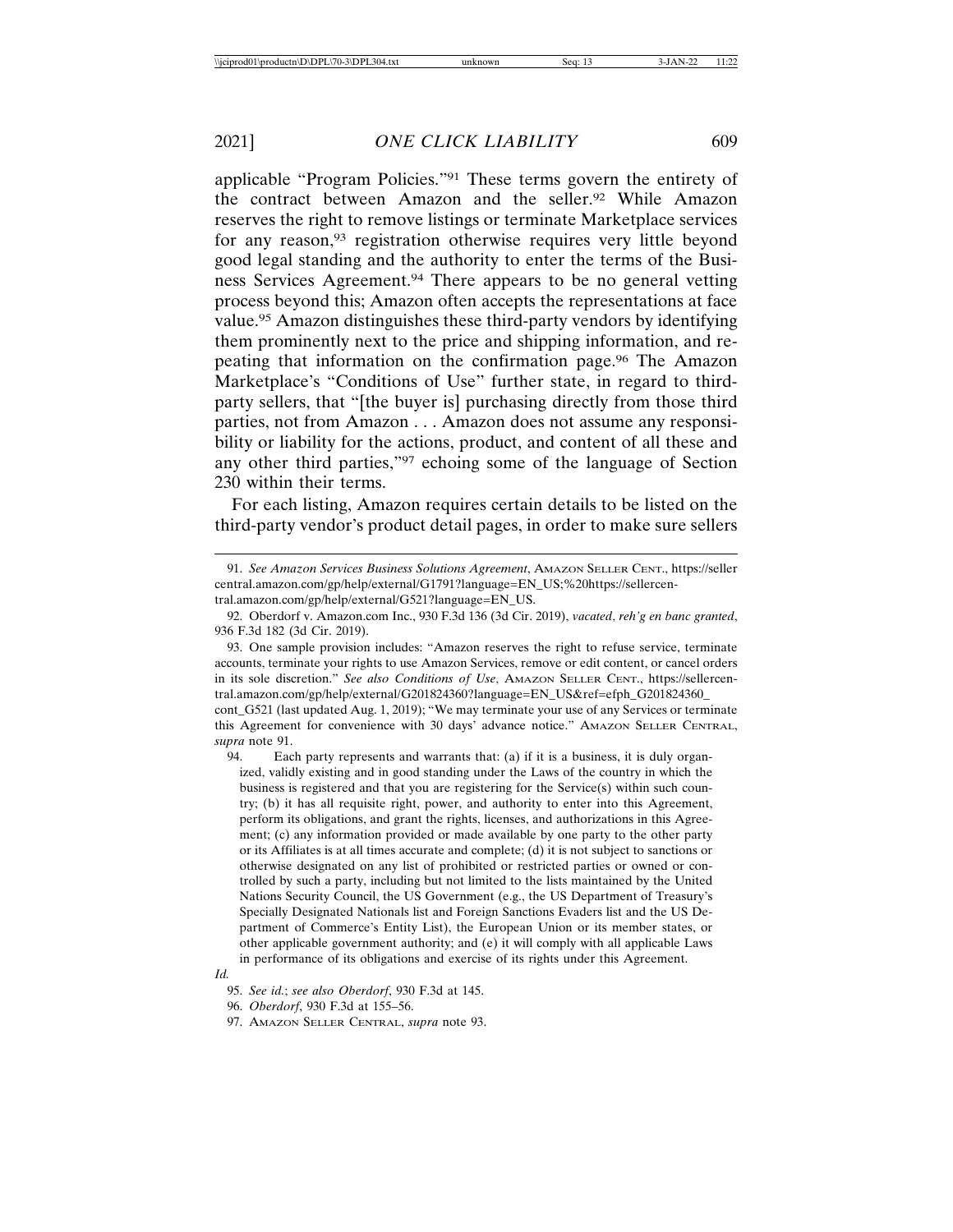applicable "Program Policies."[91] These terms govern the entirety of the contract between Amazon and the seller.[92] While Amazon reserves the right to remove listings or terminate Marketplace services for any reason,[93] registration otherwise requires very little beyond good legal standing and the authority to enter the terms of the Business Services Agreement.[94] There appears to be no general vetting process beyond this; Amazon often accepts the representations at face value.[95] Amazon distinguishes these third-party vendors by identifying them prominently next to the price and shipping information, and repeating that information on the confirmation page.[96] The Amazon Marketplace's "Conditions of Use" further state, in regard to third-party sellers, that "[the buyer is] purchasing directly from those third parties, not from Amazon . . . Amazon does not assume any responsibility or liability for the actions, product, and content of all these and any other third parties,"[97] echoing some of the language of Section 230 within their terms.

For each listing, Amazon requires certain details to be listed on the third-party vendor's product detail pages, in order to make sure sellers

---

91. *See Amazon Services Business Solutions Agreement*, AMAZON SELLER CENT., https://sellercentral.amazon.com/gp/help/external/G1791?language=EN_US;%20https://sellercentral.amazon.com/gp/help/external/G521?language=EN_US.

92. Oberdorf v. Amazon.com Inc., 930 F.3d 136 (3d Cir. 2019), *vacated*, *reh'g en banc granted*, 936 F.3d 182 (3d Cir. 2019).

93. One sample provision includes: "Amazon reserves the right to refuse service, terminate accounts, terminate your rights to use Amazon Services, remove or edit content, or cancel orders in its sole discretion." *See also Conditions of Use*, AMAZON SELLER CENT., https://sellercentral.amazon.com/gp/help/external/G201824360?language=EN_US&ref=efph_G201824360_cont_G521 (last updated Aug. 1, 2019); "We may terminate your use of any Services or terminate this Agreement for convenience with 30 days' advance notice." AMAZON SELLER CENTRAL, *supra* note 91.

94. Each party represents and warrants that: (a) if it is a business, it is duly organized, validly existing and in good standing under the Laws of the country in which the business is registered and that you are registering for the Service(s) within such country; (b) it has all requisite right, power, and authority to enter into this Agreement, perform its obligations, and grant the rights, licenses, and authorizations in this Agreement; (c) any information provided or made available by one party to the other party or its Affiliates is at all times accurate and complete; (d) it is not subject to sanctions or otherwise designated on any list of prohibited or restricted parties or owned or controlled by such a party, including but not limited to the lists maintained by the United Nations Security Council, the US Government (e.g., the US Department of Treasury's Specially Designated Nationals list and Foreign Sanctions Evaders list and the US Department of Commerce's Entity List), the European Union or its member states, or other applicable government authority; and (e) it will comply with all applicable Laws in performance of its obligations and exercise of its rights under this Agreement.

*Id.*

95. *See id.*; *see also Oberdorf*, 930 F.3d at 145.

96. *Oberdorf*, 930 F.3d at 155–56.

97. AMAZON SELLER CENTRAL, *supra* note 93.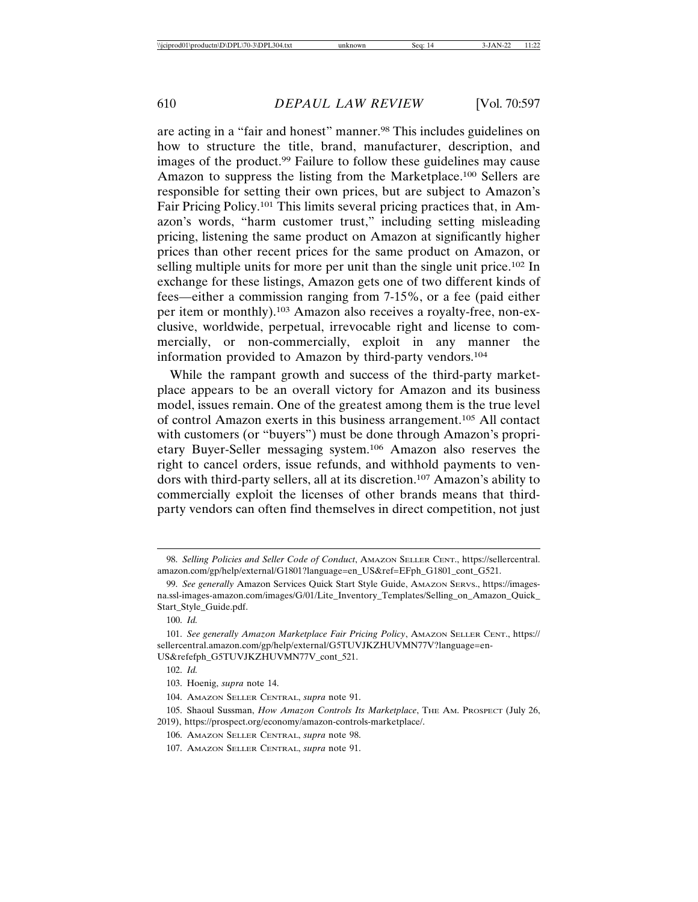are acting in a "fair and honest" manner.[98] This includes guidelines on how to structure the title, brand, manufacturer, description, and images of the product.[99] Failure to follow these guidelines may cause Amazon to suppress the listing from the Marketplace.[100] Sellers are responsible for setting their own prices, but are subject to Amazon's Fair Pricing Policy.[101] This limits several pricing practices that, in Amazon's words, "harm customer trust," including setting misleading pricing, listening the same product on Amazon at significantly higher prices than other recent prices for the same product on Amazon, or selling multiple units for more per unit than the single unit price.[102] In exchange for these listings, Amazon gets one of two different kinds of fees—either a commission ranging from 7-15%, or a fee (paid either per item or monthly).[103] Amazon also receives a royalty-free, non-exclusive, worldwide, perpetual, irrevocable right and license to commercially, or non-commercially, exploit in any manner the information provided to Amazon by third-party vendors.[104]

While the rampant growth and success of the third-party marketplace appears to be an overall victory for Amazon and its business model, issues remain. One of the greatest among them is the true level of control Amazon exerts in this business arrangement.[105] All contact with customers (or "buyers") must be done through Amazon's proprietary Buyer-Seller messaging system.[106] Amazon also reserves the right to cancel orders, issue refunds, and withhold payments to vendors with third-party sellers, all at its discretion.[107] Amazon's ability to commercially exploit the licenses of other brands means that third-party vendors can often find themselves in direct competition, not just

---

98. *Selling Policies and Seller Code of Conduct*, AMAZON SELLER CENT., https://sellercentral.amazon.com/gp/help/external/G1801?language=en_US&ref=EFph_G1801_cont_G521.

99. *See generally* Amazon Services Quick Start Style Guide, AMAZON SERVS., https://images-na.ssl-images-amazon.com/images/G/01/Lite_Inventory_Templates/Selling_on_Amazon_Quick_Start_Style_Guide.pdf.

100. *Id.*

101. *See generally Amazon Marketplace Fair Pricing Policy*, AMAZON SELLER CENT., https://sellercentral.amazon.com/gp/help/external/G5TUVJKZHUVMN77V?language=en-US&refefph_G5TUVJKZHUVMN77V_cont_521.

102. *Id.*

103. Hoenig, *supra* note 14.

104. AMAZON SELLER CENTRAL, *supra* note 91.

105. Shaoul Sussman, *How Amazon Controls Its Marketplace*, THE AM. PROSPECT (July 26, 2019), https://prospect.org/economy/amazon-controls-marketplace/.

106. AMAZON SELLER CENTRAL, *supra* note 98.

107. AMAZON SELLER CENTRAL, *supra* note 91.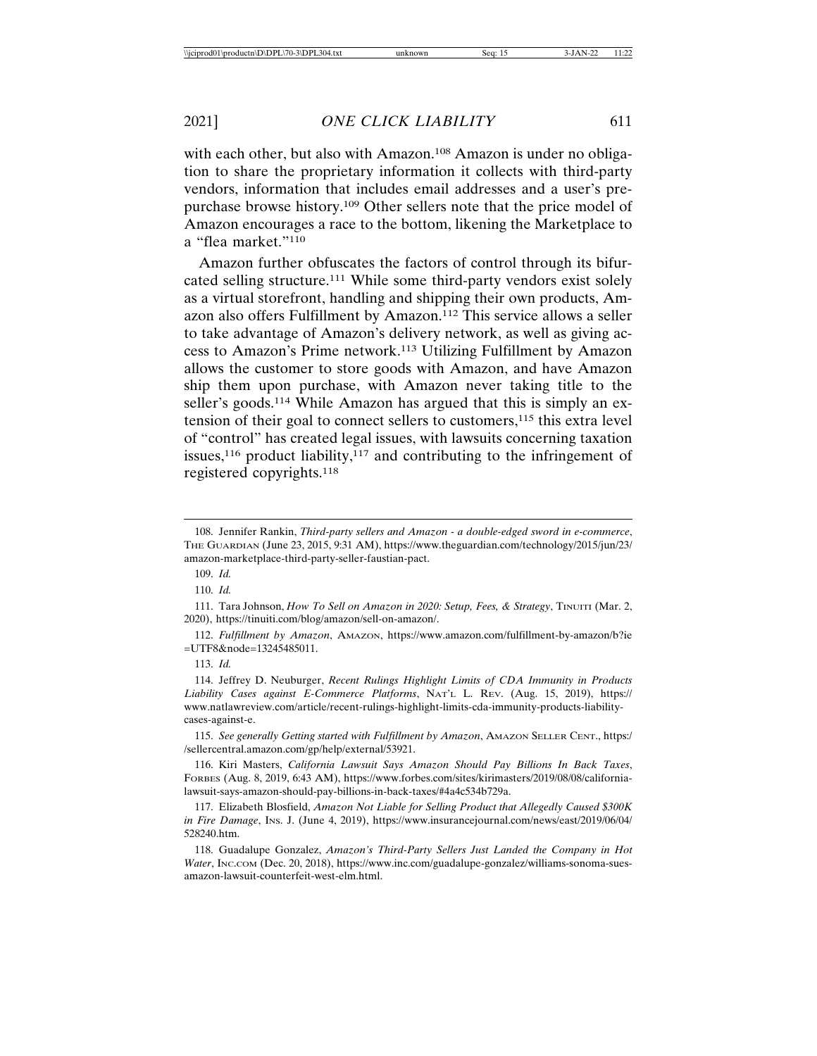with each other, but also with Amazon.[108] Amazon is under no obligation to share the proprietary information it collects with third-party vendors, information that includes email addresses and a user's pre-purchase browse history.[109] Other sellers note that the price model of Amazon encourages a race to the bottom, likening the Marketplace to a "flea market."[110]

Amazon further obfuscates the factors of control through its bifurcated selling structure.[111] While some third-party vendors exist solely as a virtual storefront, handling and shipping their own products, Amazon also offers Fulfillment by Amazon.[112] This service allows a seller to take advantage of Amazon's delivery network, as well as giving access to Amazon's Prime network.[113] Utilizing Fulfillment by Amazon allows the customer to store goods with Amazon, and have Amazon ship them upon purchase, with Amazon never taking title to the seller's goods.[114] While Amazon has argued that this is simply an extension of their goal to connect sellers to customers,[115] this extra level of "control" has created legal issues, with lawsuits concerning taxation issues,[116] product liability,[117] and contributing to the infringement of registered copyrights.[118]

---

108. Jennifer Rankin, *Third-party sellers and Amazon - a double-edged sword in e-commerce*, THE GUARDIAN (June 23, 2015, 9:31 AM), https://www.theguardian.com/technology/2015/jun/23/amazon-marketplace-third-party-seller-faustian-pact.

109. *Id.*

110. *Id.*

111. Tara Johnson, *How To Sell on Amazon in 2020: Setup, Fees, & Strategy*, TINUITI (Mar. 2, 2020), https://tinuiti.com/blog/amazon/sell-on-amazon/.

112. *Fulfillment by Amazon*, AMAZON, https://www.amazon.com/fulfillment-by-amazon/b?ie=UTF8&node=13245485011.

113. *Id.*

114. Jeffrey D. Neuburger, *Recent Rulings Highlight Limits of CDA Immunity in Products Liability Cases against E-Commerce Platforms*, NAT'L L. REV. (Aug. 15, 2019), https://www.natlawreview.com/article/recent-rulings-highlight-limits-cda-immunity-products-liability-cases-against-e.

115. *See generally Getting started with Fulfillment by Amazon*, AMAZON SELLER CENT., https://sellercentral.amazon.com/gp/help/external/53921.

116. Kiri Masters, *California Lawsuit Says Amazon Should Pay Billions In Back Taxes*, FORBES (Aug. 8, 2019, 6:43 AM), https://www.forbes.com/sites/kirimasters/2019/08/08/california-lawsuit-says-amazon-should-pay-billions-in-back-taxes/#4a4c534b729a.

117. Elizabeth Blosfield, *Amazon Not Liable for Selling Product that Allegedly Caused $300K in Fire Damage*, INS. J. (June 4, 2019), https://www.insurancejournal.com/news/east/2019/06/04/528240.htm.

118. Guadalupe Gonzalez, *Amazon's Third-Party Sellers Just Landed the Company in Hot Water*, INC.COM (Dec. 20, 2018), https://www.inc.com/guadalupe-gonzalez/williams-sonoma-sues-amazon-lawsuit-counterfeit-west-elm.html.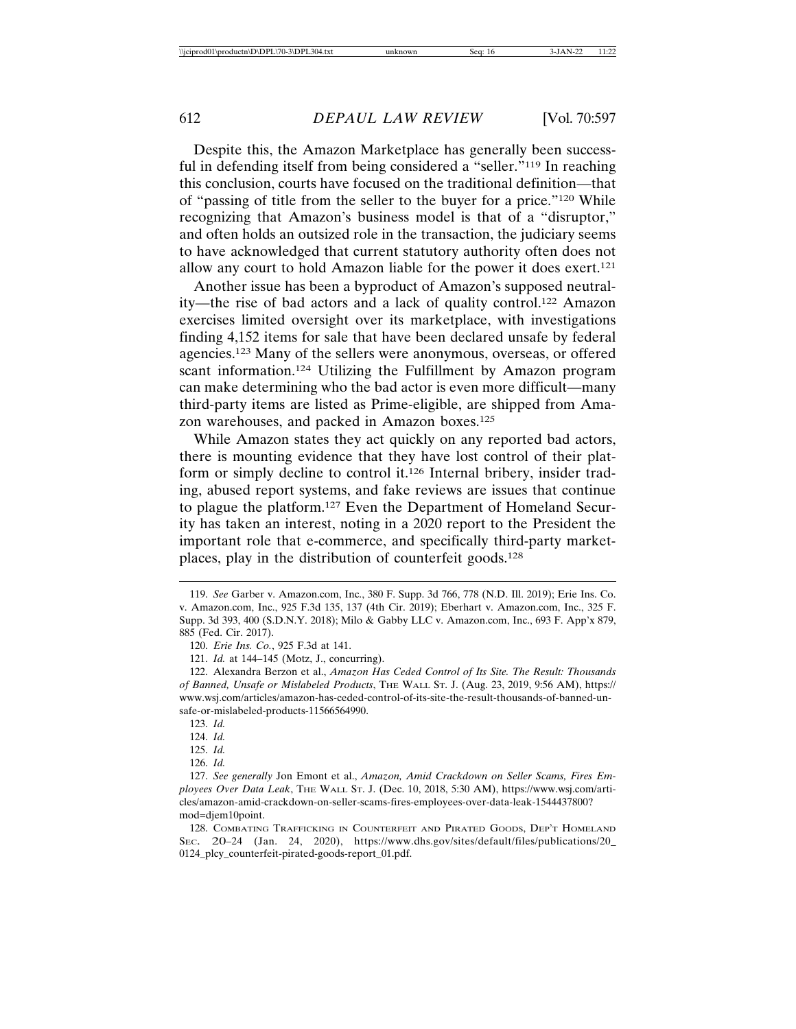Despite this, the Amazon Marketplace has generally been successful in defending itself from being considered a "seller."[119] In reaching this conclusion, courts have focused on the traditional definition—that of "passing of title from the seller to the buyer for a price."[120] While recognizing that Amazon's business model is that of a "disruptor," and often holds an outsized role in the transaction, the judiciary seems to have acknowledged that current statutory authority often does not allow any court to hold Amazon liable for the power it does exert.[121]

Another issue has been a byproduct of Amazon's supposed neutrality—the rise of bad actors and a lack of quality control.[122] Amazon exercises limited oversight over its marketplace, with investigations finding 4,152 items for sale that have been declared unsafe by federal agencies.[123] Many of the sellers were anonymous, overseas, or offered scant information.[124] Utilizing the Fulfillment by Amazon program can make determining who the bad actor is even more difficult—many third-party items are listed as Prime-eligible, are shipped from Amazon warehouses, and packed in Amazon boxes.[125]

While Amazon states they act quickly on any reported bad actors, there is mounting evidence that they have lost control of their platform or simply decline to control it.[126] Internal bribery, insider trading, abused report systems, and fake reviews are issues that continue to plague the platform.[127] Even the Department of Homeland Security has taken an interest, noting in a 2020 report to the President the important role that e-commerce, and specifically third-party marketplaces, play in the distribution of counterfeit goods.[128]

---

119. *See* Garber v. Amazon.com, Inc., 380 F. Supp. 3d 766, 778 (N.D. Ill. 2019); Erie Ins. Co. v. Amazon.com, Inc., 925 F.3d 135, 137 (4th Cir. 2019); Eberhart v. Amazon.com, Inc., 325 F. Supp. 3d 393, 400 (S.D.N.Y. 2018); Milo & Gabby LLC v. Amazon.com, Inc., 693 F. App'x 879, 885 (Fed. Cir. 2017).

120. *Erie Ins. Co.*, 925 F.3d at 141.

121. *Id.* at 144–145 (Motz, J., concurring).

122. Alexandra Berzon et al., *Amazon Has Ceded Control of Its Site. The Result: Thousands of Banned, Unsafe or Mislabeled Products*, THE WALL ST. J. (Aug. 23, 2019, 9:56 AM), https://www.wsj.com/articles/amazon-has-ceded-control-of-its-site-the-result-thousands-of-banned-unsafe-or-mislabeled-products-11566564990.

123. *Id.*

124. *Id.*

125. *Id.*

126. *Id.*

127. *See generally* Jon Emont et al., *Amazon, Amid Crackdown on Seller Scams, Fires Employees Over Data Leak*, THE WALL ST. J. (Dec. 10, 2018, 5:30 AM), https://www.wsj.com/articles/amazon-amid-crackdown-on-seller-scams-fires-employees-over-data-leak-1544437800?mod=djem10point.

128. COMBATING TRAFFICKING IN COUNTERFEIT AND PIRATED GOODS, DEP'T HOMELAND SEC. 20–24 (Jan. 24, 2020), https://www.dhs.gov/sites/default/files/publications/20_0124_plcy_counterfeit-pirated-goods-report_01.pdf.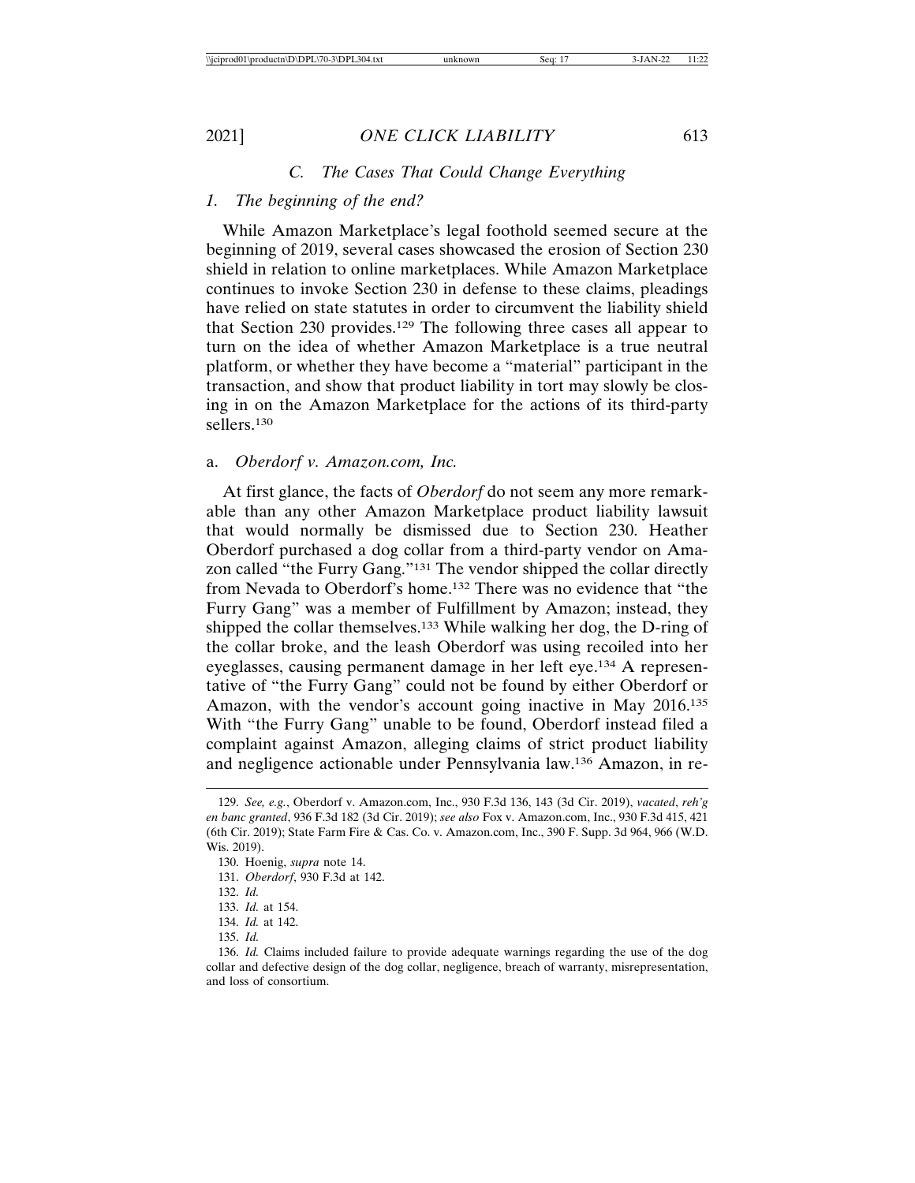### C. *The Cases That Could Change Everything*

#### 1. The beginning of the end?

While Amazon Marketplace's legal foothold seemed secure at the beginning of 2019, several cases showcased the erosion of Section 230 shield in relation to online marketplaces. While Amazon Marketplace continues to invoke Section 230 in defense to these claims, pleadings have relied on state statutes in order to circumvent the liability shield that Section 230 provides.[129] The following three cases all appear to turn on the idea of whether Amazon Marketplace is a true neutral platform, or whether they have become a "material" participant in the transaction, and show that product liability in tort may slowly be closing in on the Amazon Marketplace for the actions of its third-party sellers.[130]

##### a. *Oberdorf v. Amazon.com, Inc.*

At first glance, the facts of *Oberdorf* do not seem any more remarkable than any other Amazon Marketplace product liability lawsuit that would normally be dismissed due to Section 230. Heather Oberdorf purchased a dog collar from a third-party vendor on Amazon called "the Furry Gang."[131] The vendor shipped the collar directly from Nevada to Oberdorf's home.[132] There was no evidence that "the Furry Gang" was a member of Fulfillment by Amazon; instead, they shipped the collar themselves.[133] While walking her dog, the D-ring of the collar broke, and the leash Oberdorf was using recoiled into her eyeglasses, causing permanent damage in her left eye.[134] A representative of "the Furry Gang" could not be found by either Oberdorf or Amazon, with the vendor's account going inactive in May 2016.[135] With "the Furry Gang" unable to be found, Oberdorf instead filed a complaint against Amazon, alleging claims of strict product liability and negligence actionable under Pennsylvania law.[136] Amazon, in re-

---

129. *See, e.g.*, Oberdorf v. Amazon.com, Inc., 930 F.3d 136, 143 (3d Cir. 2019), *vacated*, *reh'g en banc granted*, 936 F.3d 182 (3d Cir. 2019); *see also* Fox v. Amazon.com, Inc., 930 F.3d 415, 421 (6th Cir. 2019); State Farm Fire & Cas. Co. v. Amazon.com, Inc., 390 F. Supp. 3d 964, 966 (W.D. Wis. 2019).

130. Hoenig, *supra* note 14.

131. *Oberdorf*, 930 F.3d at 142.

132. *Id.*

133. *Id.* at 154.

134. *Id.* at 142.

135. *Id.*

136. *Id.* Claims included failure to provide adequate warnings regarding the use of the dog collar and defective design of the dog collar, negligence, breach of warranty, misrepresentation, and loss of consortium.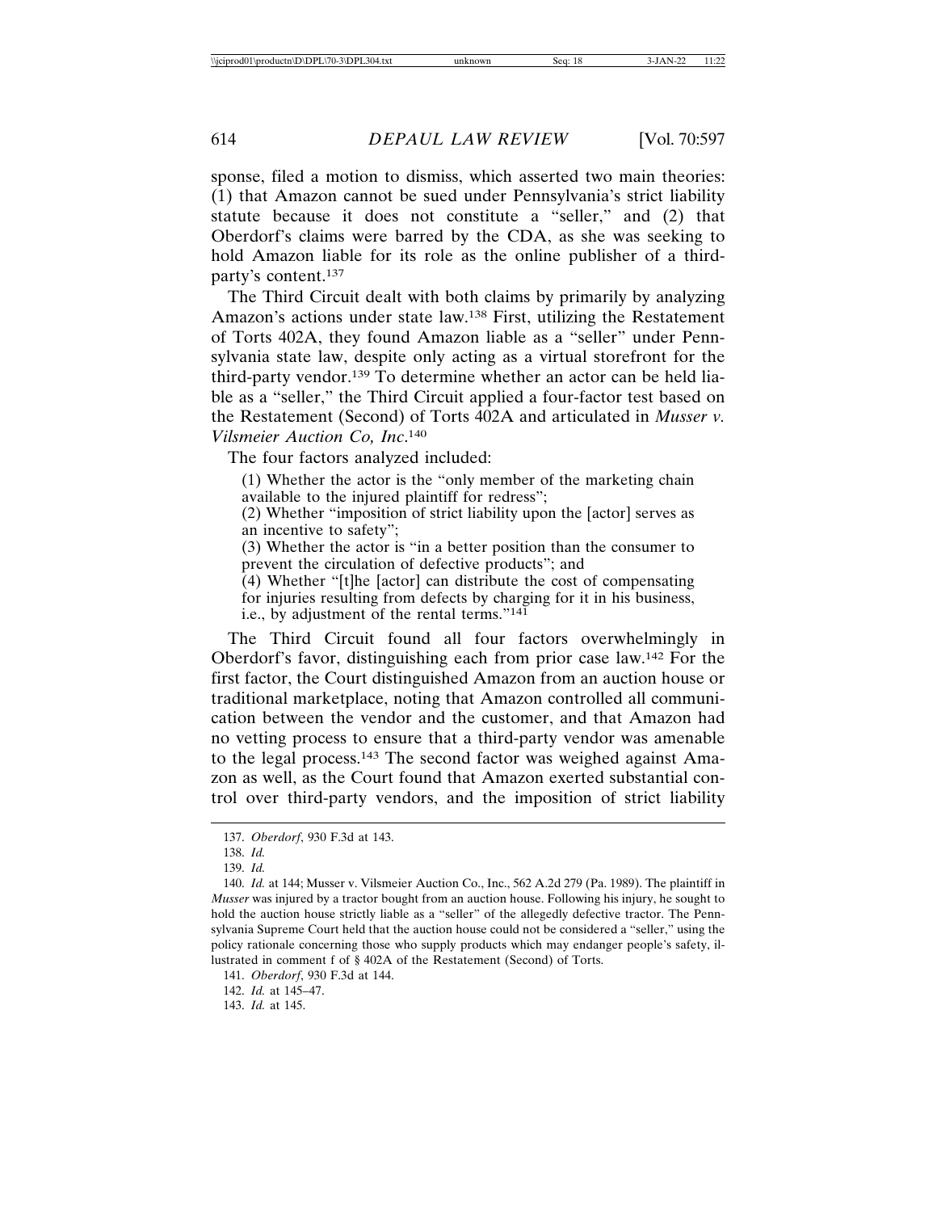sponse, filed a motion to dismiss, which asserted two main theories: (1) that Amazon cannot be sued under Pennsylvania's strict liability statute because it does not constitute a "seller," and (2) that Oberdorf's claims were barred by the CDA, as she was seeking to hold Amazon liable for its role as the online publisher of a third-party's content.[137]

The Third Circuit dealt with both claims by primarily by analyzing Amazon's actions under state law.[138] First, utilizing the Restatement of Torts 402A, they found Amazon liable as a "seller" under Pennsylvania state law, despite only acting as a virtual storefront for the third-party vendor.[139] To determine whether an actor can be held liable as a "seller," the Third Circuit applied a four-factor test based on the Restatement (Second) of Torts 402A and articulated in *Musser v. Vilsmeier Auction Co, Inc*.[140]

The four factors analyzed included:

> (1) Whether the actor is the "only member of the marketing chain available to the injured plaintiff for redress";
> (2) Whether "imposition of strict liability upon the [actor] serves as an incentive to safety";
> (3) Whether the actor is "in a better position than the consumer to prevent the circulation of defective products"; and
> (4) Whether "[t]he [actor] can distribute the cost of compensating for injuries resulting from defects by charging for it in his business, i.e., by adjustment of the rental terms."[141]

The Third Circuit found all four factors overwhelmingly in Oberdorf's favor, distinguishing each from prior case law.[142] For the first factor, the Court distinguished Amazon from an auction house or traditional marketplace, noting that Amazon controlled all communication between the vendor and the customer, and that Amazon had no vetting process to ensure that a third-party vendor was amenable to the legal process.[143] The second factor was weighed against Amazon as well, as the Court found that Amazon exerted substantial control over third-party vendors, and the imposition of strict liability

---

137. *Oberdorf*, 930 F.3d at 143.

138. *Id.*

139. *Id.*

140. *Id.* at 144; Musser v. Vilsmeier Auction Co., Inc., 562 A.2d 279 (Pa. 1989). The plaintiff in *Musser* was injured by a tractor bought from an auction house. Following his injury, he sought to hold the auction house strictly liable as a "seller" of the allegedly defective tractor. The Pennsylvania Supreme Court held that the auction house could not be considered a "seller," using the policy rationale concerning those who supply products which may endanger people's safety, illustrated in comment f of § 402A of the Restatement (Second) of Torts.

141. *Oberdorf*, 930 F.3d at 144.

142. *Id.* at 145–47.

143. *Id.* at 145.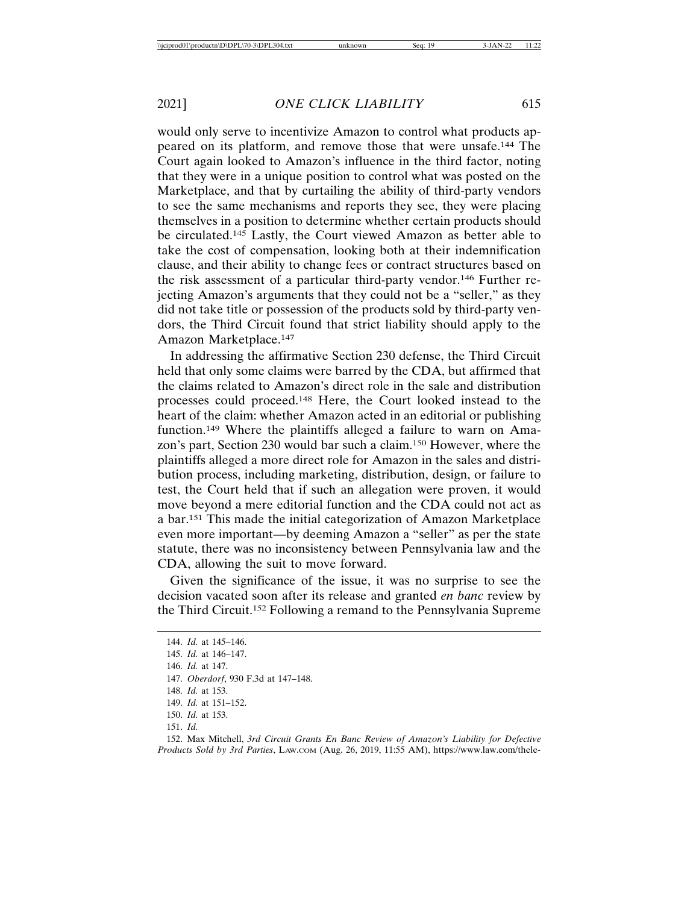would only serve to incentivize Amazon to control what products appeared on its platform, and remove those that were unsafe.[144] The Court again looked to Amazon's influence in the third factor, noting that they were in a unique position to control what was posted on the Marketplace, and that by curtailing the ability of third-party vendors to see the same mechanisms and reports they see, they were placing themselves in a position to determine whether certain products should be circulated.[145] Lastly, the Court viewed Amazon as better able to take the cost of compensation, looking both at their indemnification clause, and their ability to change fees or contract structures based on the risk assessment of a particular third-party vendor.[146] Further rejecting Amazon's arguments that they could not be a "seller," as they did not take title or possession of the products sold by third-party vendors, the Third Circuit found that strict liability should apply to the Amazon Marketplace.[147]

In addressing the affirmative Section 230 defense, the Third Circuit held that only some claims were barred by the CDA, but affirmed that the claims related to Amazon's direct role in the sale and distribution processes could proceed.[148] Here, the Court looked instead to the heart of the claim: whether Amazon acted in an editorial or publishing function.[149] Where the plaintiffs alleged a failure to warn on Amazon's part, Section 230 would bar such a claim.[150] However, where the plaintiffs alleged a more direct role for Amazon in the sales and distribution process, including marketing, distribution, design, or failure to test, the Court held that if such an allegation were proven, it would move beyond a mere editorial function and the CDA could not act as a bar.[151] This made the initial categorization of Amazon Marketplace even more important—by deeming Amazon a "seller" as per the state statute, there was no inconsistency between Pennsylvania law and the CDA, allowing the suit to move forward.

Given the significance of the issue, it was no surprise to see the decision vacated soon after its release and granted *en banc* review by the Third Circuit.[152] Following a remand to the Pennsylvania Supreme

---

144. *Id.* at 145–146.

145. *Id.* at 146–147.

146. *Id.* at 147.

147. *Oberdorf*, 930 F.3d at 147–148.

148. *Id.* at 153.

149. *Id.* at 151–152.

150. *Id.* at 153.

151. *Id.*

152. Max Mitchell, *3rd Circuit Grants En Banc Review of Amazon's Liability for Defective Products Sold by 3rd Parties*, LAW.COM (Aug. 26, 2019, 11:55 AM), https://www.law.com/thele-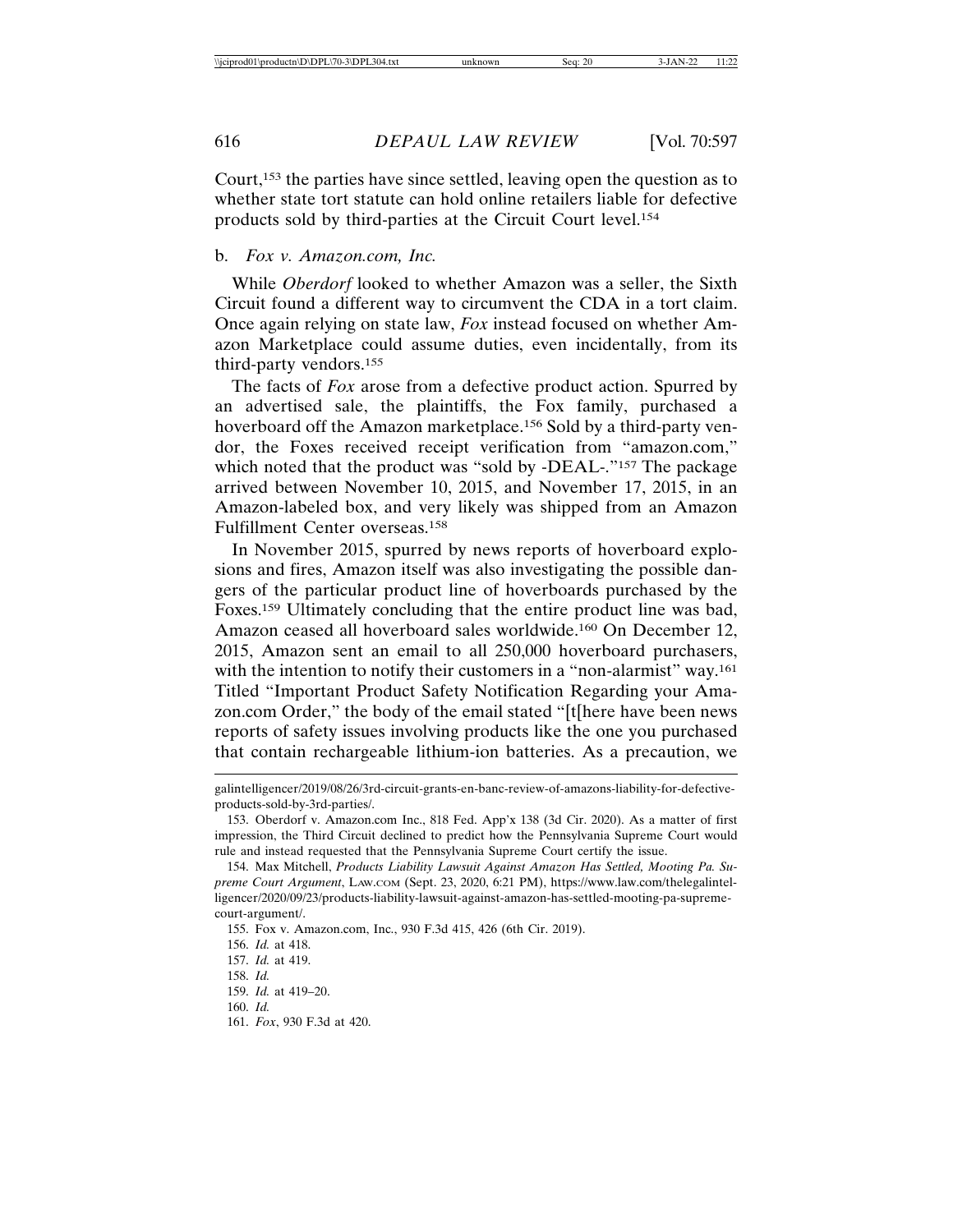Court,[153] the parties have since settled, leaving open the question as to whether state tort statute can hold online retailers liable for defective products sold by third-parties at the Circuit Court level.[154]

### b. *Fox v. Amazon.com, Inc.*

While *Oberdorf* looked to whether Amazon was a seller, the Sixth Circuit found a different way to circumvent the CDA in a tort claim. Once again relying on state law, *Fox* instead focused on whether Amazon Marketplace could assume duties, even incidentally, from its third-party vendors.[155]

The facts of *Fox* arose from a defective product action. Spurred by an advertised sale, the plaintiffs, the Fox family, purchased a hoverboard off the Amazon marketplace.[156] Sold by a third-party vendor, the Foxes received receipt verification from "amazon.com," which noted that the product was "sold by -DEAL-."[157] The package arrived between November 10, 2015, and November 17, 2015, in an Amazon-labeled box, and very likely was shipped from an Amazon Fulfillment Center overseas.[158]

In November 2015, spurred by news reports of hoverboard explosions and fires, Amazon itself was also investigating the possible dangers of the particular product line of hoverboards purchased by the Foxes.[159] Ultimately concluding that the entire product line was bad, Amazon ceased all hoverboard sales worldwide.[160] On December 12, 2015, Amazon sent an email to all 250,000 hoverboard purchasers, with the intention to notify their customers in a "non-alarmist" way.[161] Titled "Important Product Safety Notification Regarding your Amazon.com Order," the body of the email stated "[t[here have been news reports of safety issues involving products like the one you purchased that contain rechargeable lithium-ion batteries. As a precaution, we

---

galintelligencer/2019/08/26/3rd-circuit-grants-en-banc-review-of-amazons-liability-for-defective-products-sold-by-3rd-parties/.

153. Oberdorf v. Amazon.com Inc., 818 Fed. App'x 138 (3d Cir. 2020). As a matter of first impression, the Third Circuit declined to predict how the Pennsylvania Supreme Court would rule and instead requested that the Pennsylvania Supreme Court certify the issue.

154. Max Mitchell, *Products Liability Lawsuit Against Amazon Has Settled, Mooting Pa. Supreme Court Argument*, LAW.COM (Sept. 23, 2020, 6:21 PM), https://www.law.com/thelegalintelligencer/2020/09/23/products-liability-lawsuit-against-amazon-has-settled-mooting-pa-supreme-court-argument/.

155. Fox v. Amazon.com, Inc., 930 F.3d 415, 426 (6th Cir. 2019).

156. *Id.* at 418.

157. *Id.* at 419.

158. *Id.*

159. *Id.* at 419–20.

160. *Id.*

161. *Fox*, 930 F.3d at 420.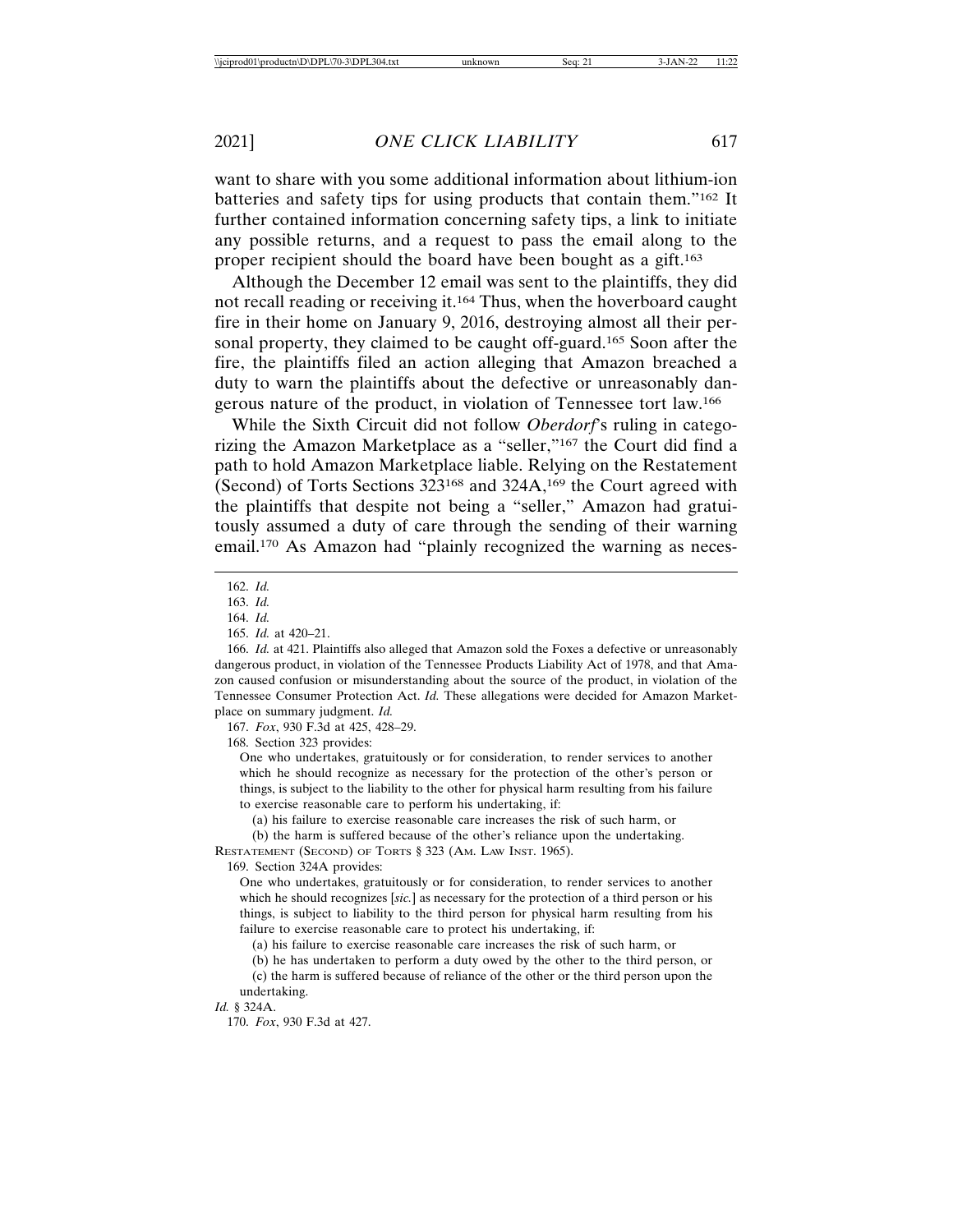want to share with you some additional information about lithium-ion batteries and safety tips for using products that contain them."[162] It further contained information concerning safety tips, a link to initiate any possible returns, and a request to pass the email along to the proper recipient should the board have been bought as a gift.[163]

Although the December 12 email was sent to the plaintiffs, they did not recall reading or receiving it.[164] Thus, when the hoverboard caught fire in their home on January 9, 2016, destroying almost all their personal property, they claimed to be caught off-guard.[165] Soon after the fire, the plaintiffs filed an action alleging that Amazon breached a duty to warn the plaintiffs about the defective or unreasonably dangerous nature of the product, in violation of Tennessee tort law.[166]

While the Sixth Circuit did not follow *Oberdorf*'s ruling in categorizing the Amazon Marketplace as a "seller,"[167] the Court did find a path to hold Amazon Marketplace liable. Relying on the Restatement (Second) of Torts Sections 323[168] and 324A,[169] the Court agreed with the plaintiffs that despite not being a "seller," Amazon had gratuitously assumed a duty of care through the sending of their warning email.[170] As Amazon had "plainly recognized the warning as neces-

162. *Id.*

163. *Id.*

164. *Id.*

165. *Id.* at 420–21.

166. *Id.* at 421. Plaintiffs also alleged that Amazon sold the Foxes a defective or unreasonably dangerous product, in violation of the Tennessee Products Liability Act of 1978, and that Amazon caused confusion or misunderstanding about the source of the product, in violation of the Tennessee Consumer Protection Act. *Id.* These allegations were decided for Amazon Marketplace on summary judgment. *Id.*

167. *Fox*, 930 F.3d at 425, 428–29.

168. Section 323 provides:

> One who undertakes, gratuitously or for consideration, to render services to another which he should recognize as necessary for the protection of the other's person or things, is subject to the liability to the other for physical harm resulting from his failure to exercise reasonable care to perform his undertaking, if:
>
> (a) his failure to exercise reasonable care increases the risk of such harm, or
>
> (b) the harm is suffered because of the other's reliance upon the undertaking.

RESTATEMENT (SECOND) OF TORTS § 323 (AM. LAW INST. 1965).

169. Section 324A provides:

> One who undertakes, gratuitously or for consideration, to render services to another which he should recognizes [*sic.*] as necessary for the protection of a third person or his things, is subject to liability to the third person for physical harm resulting from his failure to exercise reasonable care to protect his undertaking, if:
>
> (a) his failure to exercise reasonable care increases the risk of such harm, or
>
> (b) he has undertaken to perform a duty owed by the other to the third person, or
>
> (c) the harm is suffered because of reliance of the other or the third person upon the undertaking.

*Id.* § 324A.

170. *Fox*, 930 F.3d at 427.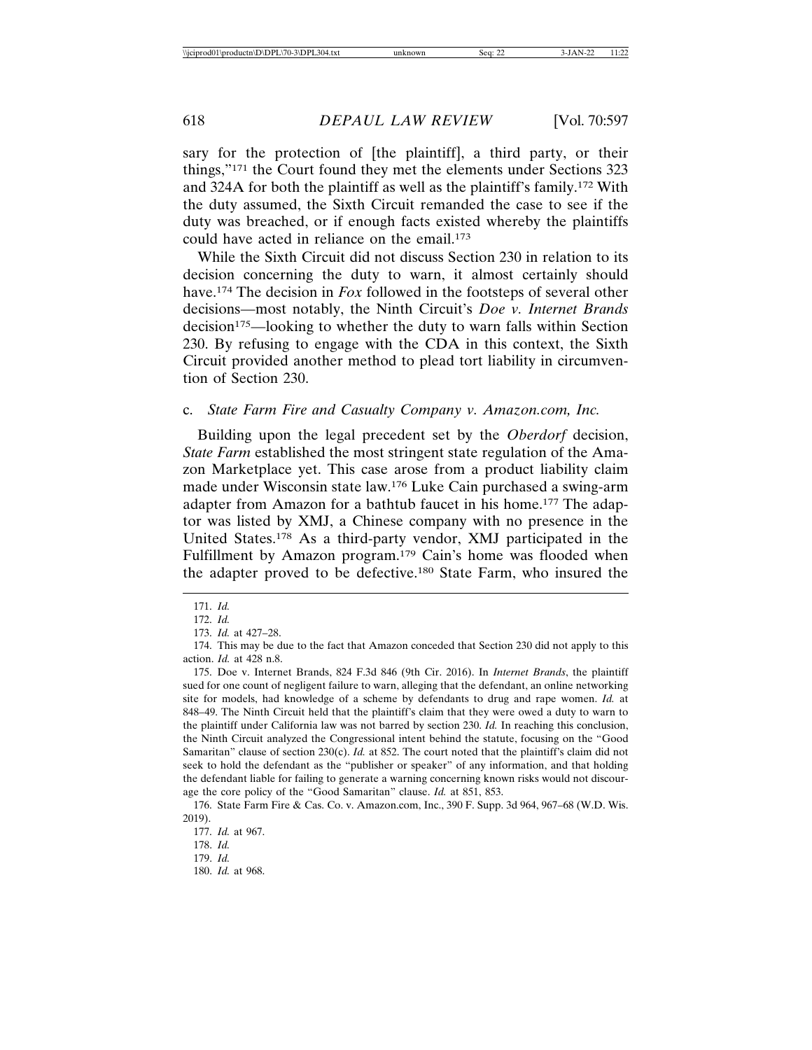sary for the protection of [the plaintiff], a third party, or their things,"[171] the Court found they met the elements under Sections 323 and 324A for both the plaintiff as well as the plaintiff's family.[172] With the duty assumed, the Sixth Circuit remanded the case to see if the duty was breached, or if enough facts existed whereby the plaintiffs could have acted in reliance on the email.[173]

While the Sixth Circuit did not discuss Section 230 in relation to its decision concerning the duty to warn, it almost certainly should have.[174] The decision in *Fox* followed in the footsteps of several other decisions—most notably, the Ninth Circuit's *Doe v. Internet Brands* decision[175]—looking to whether the duty to warn falls within Section 230. By refusing to engage with the CDA in this context, the Sixth Circuit provided another method to plead tort liability in circumvention of Section 230.

### c. *State Farm Fire and Casualty Company v. Amazon.com, Inc.*

Building upon the legal precedent set by the *Oberdorf* decision, *State Farm* established the most stringent state regulation of the Amazon Marketplace yet. This case arose from a product liability claim made under Wisconsin state law.[176] Luke Cain purchased a swing-arm adapter from Amazon for a bathtub faucet in his home.[177] The adaptor was listed by XMJ, a Chinese company with no presence in the United States.[178] As a third-party vendor, XMJ participated in the Fulfillment by Amazon program.[179] Cain's home was flooded when the adapter proved to be defective.[180] State Farm, who insured the

---

171. *Id.*

172. *Id.*

173. *Id.* at 427–28.

174. This may be due to the fact that Amazon conceded that Section 230 did not apply to this action. *Id.* at 428 n.8.

175. Doe v. Internet Brands, 824 F.3d 846 (9th Cir. 2016). In *Internet Brands*, the plaintiff sued for one count of negligent failure to warn, alleging that the defendant, an online networking site for models, had knowledge of a scheme by defendants to drug and rape women. *Id.* at 848–49. The Ninth Circuit held that the plaintiff's claim that they were owed a duty to warn to the plaintiff under California law was not barred by section 230. *Id.* In reaching this conclusion, the Ninth Circuit analyzed the Congressional intent behind the statute, focusing on the "Good Samaritan" clause of section 230(c). *Id.* at 852. The court noted that the plaintiff's claim did not seek to hold the defendant as the "publisher or speaker" of any information, and that holding the defendant liable for failing to generate a warning concerning known risks would not discourage the core policy of the "Good Samaritan" clause. *Id.* at 851, 853.

176. State Farm Fire & Cas. Co. v. Amazon.com, Inc., 390 F. Supp. 3d 964, 967–68 (W.D. Wis. 2019).

177. *Id.* at 967.

178. *Id.*

179. *Id.*

180. *Id.* at 968.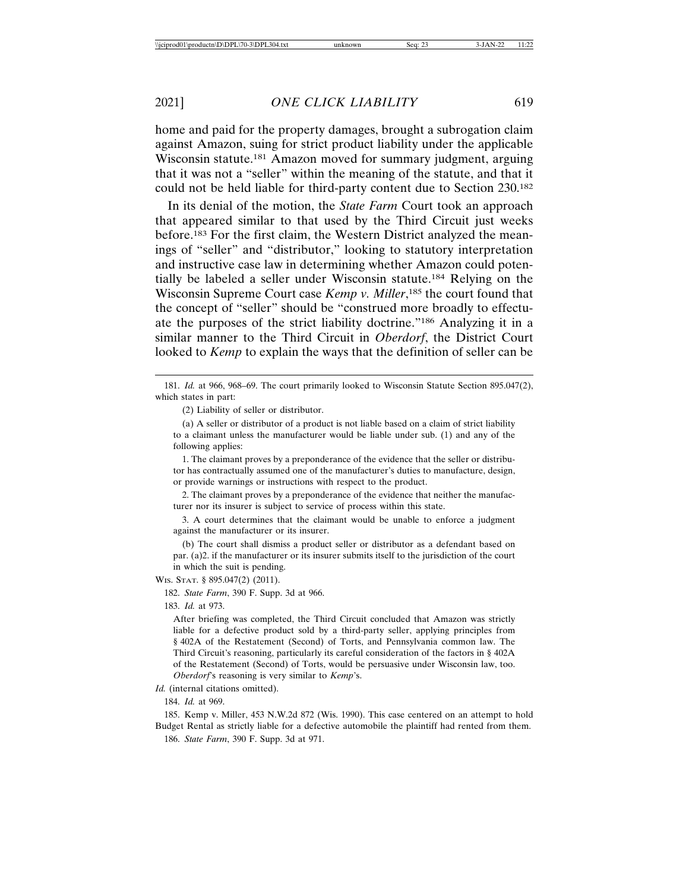home and paid for the property damages, brought a subrogation claim against Amazon, suing for strict product liability under the applicable Wisconsin statute.[181] Amazon moved for summary judgment, arguing that it was not a "seller" within the meaning of the statute, and that it could not be held liable for third-party content due to Section 230.[182]

In its denial of the motion, the *State Farm* Court took an approach that appeared similar to that used by the Third Circuit just weeks before.[183] For the first claim, the Western District analyzed the meanings of "seller" and "distributor," looking to statutory interpretation and instructive case law in determining whether Amazon could potentially be labeled a seller under Wisconsin statute.[184] Relying on the Wisconsin Supreme Court case *Kemp v. Miller*,[185] the court found that the concept of "seller" should be "construed more broadly to effectuate the purposes of the strict liability doctrine."[186] Analyzing it in a similar manner to the Third Circuit in *Oberdorf*, the District Court looked to *Kemp* to explain the ways that the definition of seller can be

---

181. *Id.* at 966, 968–69. The court primarily looked to Wisconsin Statute Section 895.047(2), which states in part:

> (2) Liability of seller or distributor.
>
> (a) A seller or distributor of a product is not liable based on a claim of strict liability to a claimant unless the manufacturer would be liable under sub. (1) and any of the following applies:
>
> 1. The claimant proves by a preponderance of the evidence that the seller or distributor has contractually assumed one of the manufacturer's duties to manufacture, design, or provide warnings or instructions with respect to the product.
>
> 2. The claimant proves by a preponderance of the evidence that neither the manufacturer nor its insurer is subject to service of process within this state.
>
> 3. A court determines that the claimant would be unable to enforce a judgment against the manufacturer or its insurer.
>
> (b) The court shall dismiss a product seller or distributor as a defendant based on par. (a)2. if the manufacturer or its insurer submits itself to the jurisdiction of the court in which the suit is pending.

WIS. STAT. § 895.047(2) (2011).

182. *State Farm*, 390 F. Supp. 3d at 966.

183. *Id.* at 973.

> After briefing was completed, the Third Circuit concluded that Amazon was strictly liable for a defective product sold by a third-party seller, applying principles from § 402A of the Restatement (Second) of Torts, and Pennsylvania common law. The Third Circuit's reasoning, particularly its careful consideration of the factors in § 402A of the Restatement (Second) of Torts, would be persuasive under Wisconsin law, too. *Oberdorf*'s reasoning is very similar to *Kemp*'s.

*Id.* (internal citations omitted).

184. *Id.* at 969.

185. Kemp v. Miller, 453 N.W.2d 872 (Wis. 1990). This case centered on an attempt to hold Budget Rental as strictly liable for a defective automobile the plaintiff had rented from them.

186. *State Farm*, 390 F. Supp. 3d at 971.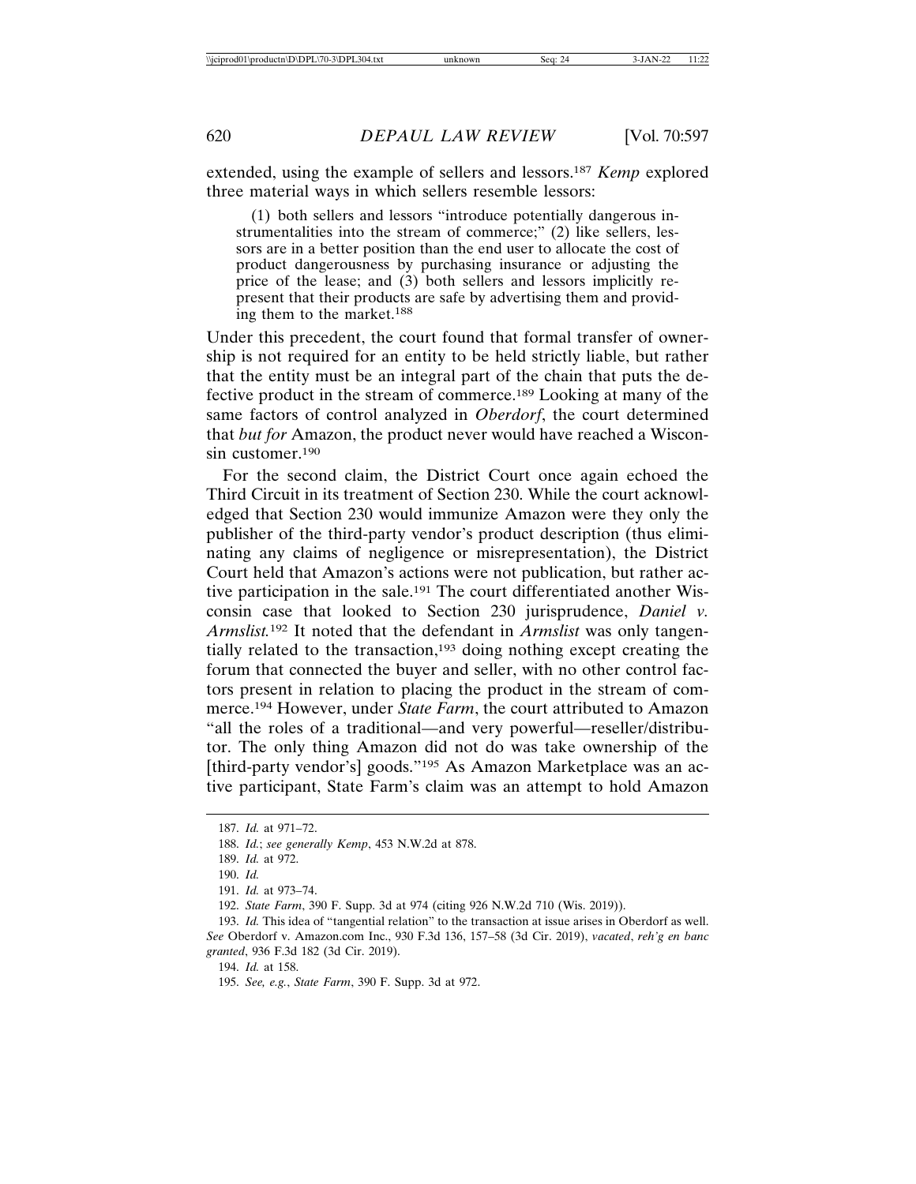extended, using the example of sellers and lessors.[187] *Kemp* explored three material ways in which sellers resemble lessors:

> (1) both sellers and lessors "introduce potentially dangerous instrumentalities into the stream of commerce;" (2) like sellers, lessors are in a better position than the end user to allocate the cost of product dangerousness by purchasing insurance or adjusting the price of the lease; and (3) both sellers and lessors implicitly represent that their products are safe by advertising them and providing them to the market.[188]

Under this precedent, the court found that formal transfer of ownership is not required for an entity to be held strictly liable, but rather that the entity must be an integral part of the chain that puts the defective product in the stream of commerce.[189] Looking at many of the same factors of control analyzed in *Oberdorf*, the court determined that *but for* Amazon, the product never would have reached a Wisconsin customer.[190]

For the second claim, the District Court once again echoed the Third Circuit in its treatment of Section 230. While the court acknowledged that Section 230 would immunize Amazon were they only the publisher of the third-party vendor's product description (thus eliminating any claims of negligence or misrepresentation), the District Court held that Amazon's actions were not publication, but rather active participation in the sale.[191] The court differentiated another Wisconsin case that looked to Section 230 jurisprudence, *Daniel v. Armslist.*[192] It noted that the defendant in *Armslist* was only tangentially related to the transaction,[193] doing nothing except creating the forum that connected the buyer and seller, with no other control factors present in relation to placing the product in the stream of commerce.[194] However, under *State Farm*, the court attributed to Amazon "all the roles of a traditional—and very powerful—reseller/distributor. The only thing Amazon did not do was take ownership of the [third-party vendor's] goods."[195] As Amazon Marketplace was an active participant, State Farm's claim was an attempt to hold Amazon

---

187. *Id.* at 971–72.

188. *Id.*; *see generally Kemp*, 453 N.W.2d at 878.

189. *Id.* at 972.

190. *Id.*

191. *Id.* at 973–74.

192. *State Farm*, 390 F. Supp. 3d at 974 (citing 926 N.W.2d 710 (Wis. 2019)).

193. *Id.* This idea of "tangential relation" to the transaction at issue arises in Oberdorf as well. *See* Oberdorf v. Amazon.com Inc., 930 F.3d 136, 157–58 (3d Cir. 2019), *vacated*, *reh'g en banc granted*, 936 F.3d 182 (3d Cir. 2019).

194. *Id.* at 158.

195. *See, e.g.*, *State Farm*, 390 F. Supp. 3d at 972.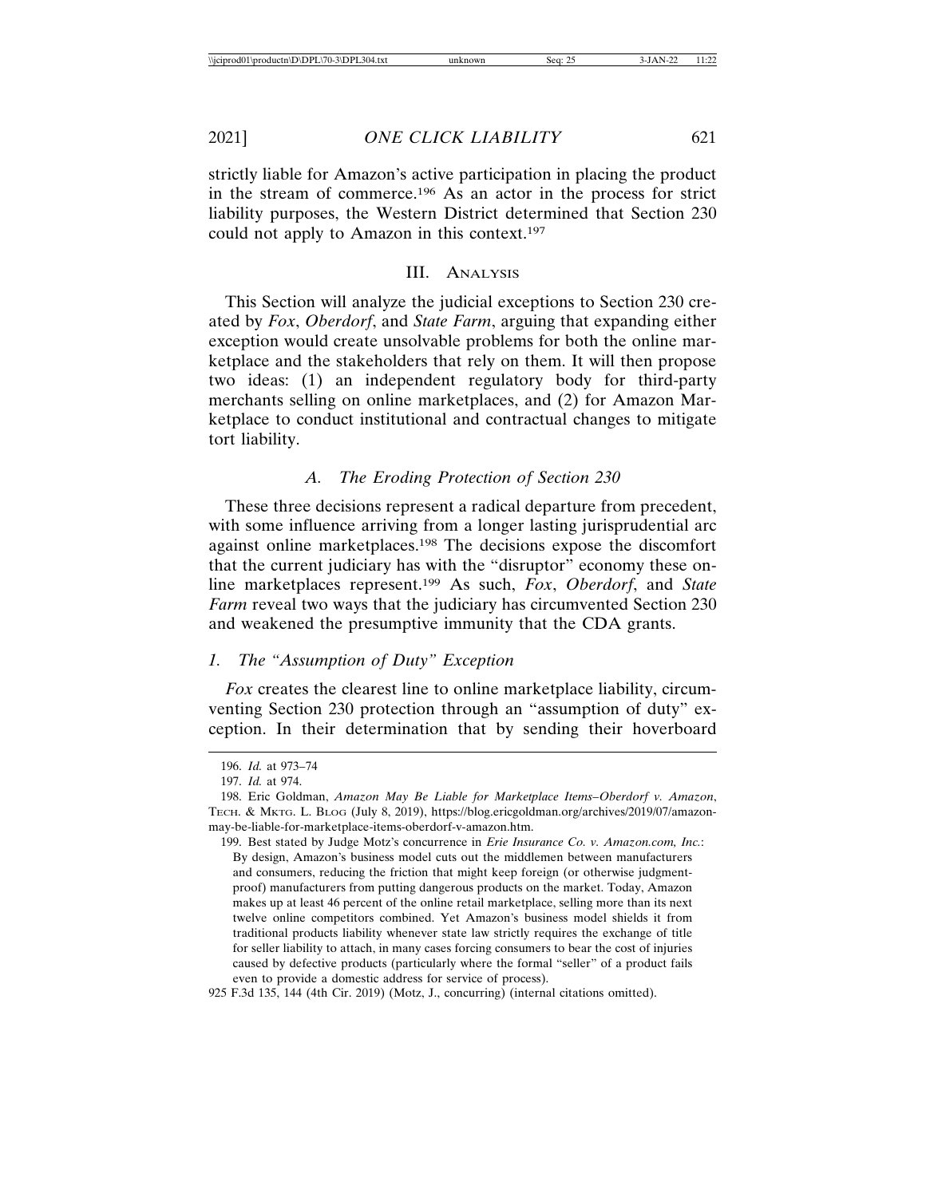strictly liable for Amazon's active participation in placing the product in the stream of commerce.[196] As an actor in the process for strict liability purposes, the Western District determined that Section 230 could not apply to Amazon in this context.[197]

## III. Analysis

This Section will analyze the judicial exceptions to Section 230 created by *Fox*, *Oberdorf*, and *State Farm*, arguing that expanding either exception would create unsolvable problems for both the online marketplace and the stakeholders that rely on them. It will then propose two ideas: (1) an independent regulatory body for third-party merchants selling on online marketplaces, and (2) for Amazon Marketplace to conduct institutional and contractual changes to mitigate tort liability.

### *A. The Eroding Protection of Section 230*

These three decisions represent a radical departure from precedent, with some influence arriving from a longer lasting jurisprudential arc against online marketplaces.[198] The decisions expose the discomfort that the current judiciary has with the "disruptor" economy these online marketplaces represent.[199] As such, *Fox*, *Oberdorf*, and *State Farm* reveal two ways that the judiciary has circumvented Section 230 and weakened the presumptive immunity that the CDA grants.

#### *1. The "Assumption of Duty" Exception*

*Fox* creates the clearest line to online marketplace liability, circumventing Section 230 protection through an "assumption of duty" exception. In their determination that by sending their hoverboard

---

196. *Id.* at 973–74

197. *Id.* at 974.

198. Eric Goldman, *Amazon May Be Liable for Marketplace Items–Oberdorf v. Amazon*, Tech. & Mktg. L. Blog (July 8, 2019), https://blog.ericgoldman.org/archives/2019/07/amazon-may-be-liable-for-marketplace-items-oberdorf-v-amazon.htm.

199. Best stated by Judge Motz's concurrence in *Erie Insurance Co. v. Amazon.com, Inc.*:

> By design, Amazon's business model cuts out the middlemen between manufacturers and consumers, reducing the friction that might keep foreign (or otherwise judgment-proof) manufacturers from putting dangerous products on the market. Today, Amazon makes up at least 46 percent of the online retail marketplace, selling more than its next twelve online competitors combined. Yet Amazon's business model shields it from traditional products liability whenever state law strictly requires the exchange of title for seller liability to attach, in many cases forcing consumers to bear the cost of injuries caused by defective products (particularly where the formal "seller" of a product fails even to provide a domestic address for service of process).

925 F.3d 135, 144 (4th Cir. 2019) (Motz, J., concurring) (internal citations omitted).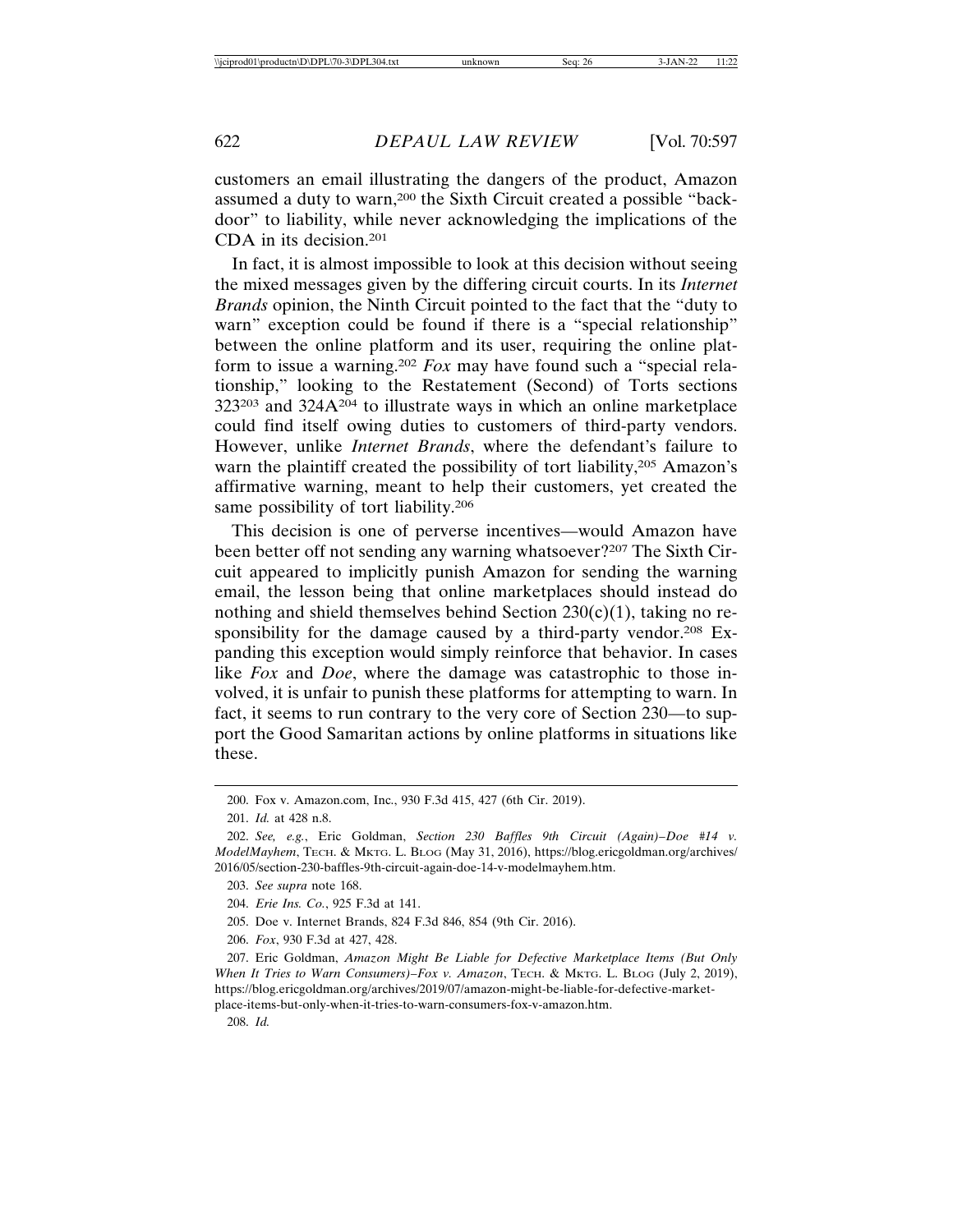customers an email illustrating the dangers of the product, Amazon assumed a duty to warn,[200] the Sixth Circuit created a possible "back-door" to liability, while never acknowledging the implications of the CDA in its decision.[201]

In fact, it is almost impossible to look at this decision without seeing the mixed messages given by the differing circuit courts. In its *Internet Brands* opinion, the Ninth Circuit pointed to the fact that the "duty to warn" exception could be found if there is a "special relationship" between the online platform and its user, requiring the online platform to issue a warning.[202] *Fox* may have found such a "special relationship," looking to the Restatement (Second) of Torts sections 323[203] and 324A[204] to illustrate ways in which an online marketplace could find itself owing duties to customers of third-party vendors. However, unlike *Internet Brands*, where the defendant's failure to warn the plaintiff created the possibility of tort liability,[205] Amazon's affirmative warning, meant to help their customers, yet created the same possibility of tort liability.[206]

This decision is one of perverse incentives—would Amazon have been better off not sending any warning whatsoever?[207] The Sixth Circuit appeared to implicitly punish Amazon for sending the warning email, the lesson being that online marketplaces should instead do nothing and shield themselves behind Section 230(c)(1), taking no responsibility for the damage caused by a third-party vendor.[208] Expanding this exception would simply reinforce that behavior. In cases like *Fox* and *Doe*, where the damage was catastrophic to those involved, it is unfair to punish these platforms for attempting to warn. In fact, it seems to run contrary to the very core of Section 230—to support the Good Samaritan actions by online platforms in situations like these.

---

200. Fox v. Amazon.com, Inc., 930 F.3d 415, 427 (6th Cir. 2019).

201. *Id.* at 428 n.8.

202. *See, e.g.*, Eric Goldman, *Section 230 Baffles 9th Circuit (Again)–Doe #14 v. ModelMayhem*, TECH. & MKTG. L. BLOG (May 31, 2016), https://blog.ericgoldman.org/archives/2016/05/section-230-baffles-9th-circuit-again-doe-14-v-modelmayhem.htm.

203. *See supra* note 168.

204. *Erie Ins. Co.*, 925 F.3d at 141.

205. Doe v. Internet Brands, 824 F.3d 846, 854 (9th Cir. 2016).

206. *Fox*, 930 F.3d at 427, 428.

207. Eric Goldman, *Amazon Might Be Liable for Defective Marketplace Items (But Only When It Tries to Warn Consumers)–Fox v. Amazon*, TECH. & MKTG. L. BLOG (July 2, 2019), https://blog.ericgoldman.org/archives/2019/07/amazon-might-be-liable-for-defective-marketplace-items-but-only-when-it-tries-to-warn-consumers-fox-v-amazon.htm.

208. *Id.*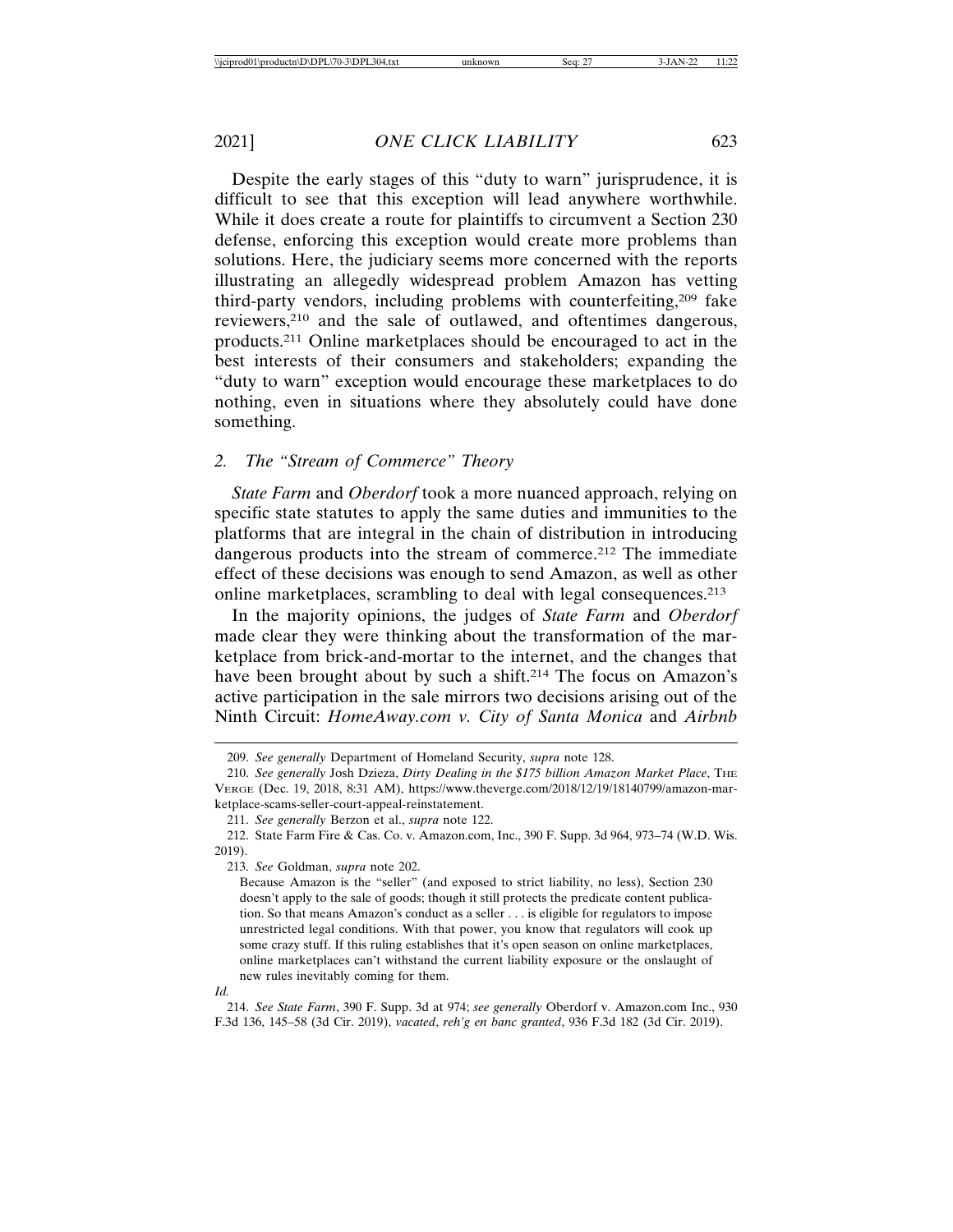Despite the early stages of this "duty to warn" jurisprudence, it is difficult to see that this exception will lead anywhere worthwhile. While it does create a route for plaintiffs to circumvent a Section 230 defense, enforcing this exception would create more problems than solutions. Here, the judiciary seems more concerned with the reports illustrating an allegedly widespread problem Amazon has vetting third-party vendors, including problems with counterfeiting,[209] fake reviewers,[210] and the sale of outlawed, and oftentimes dangerous, products.[211] Online marketplaces should be encouraged to act in the best interests of their consumers and stakeholders; expanding the "duty to warn" exception would encourage these marketplaces to do nothing, even in situations where they absolutely could have done something.

### 2. *The "Stream of Commerce" Theory*

*State Farm* and *Oberdorf* took a more nuanced approach, relying on specific state statutes to apply the same duties and immunities to the platforms that are integral in the chain of distribution in introducing dangerous products into the stream of commerce.[212] The immediate effect of these decisions was enough to send Amazon, as well as other online marketplaces, scrambling to deal with legal consequences.[213]

In the majority opinions, the judges of *State Farm* and *Oberdorf* made clear they were thinking about the transformation of the marketplace from brick-and-mortar to the internet, and the changes that have been brought about by such a shift.[214] The focus on Amazon's active participation in the sale mirrors two decisions arising out of the Ninth Circuit: *HomeAway.com v. City of Santa Monica* and *Airbnb*

---

209. *See generally* Department of Homeland Security, *supra* note 128.

210. *See generally* Josh Dzieza, *Dirty Dealing in the $175 billion Amazon Market Place*, THE VERGE (Dec. 19, 2018, 8:31 AM), https://www.theverge.com/2018/12/19/18140799/amazon-marketplace-scams-seller-court-appeal-reinstatement.

211. *See generally* Berzon et al., *supra* note 122.

212. State Farm Fire & Cas. Co. v. Amazon.com, Inc., 390 F. Supp. 3d 964, 973–74 (W.D. Wis. 2019).

213. *See* Goldman, *supra* note 202.

> Because Amazon is the "seller" (and exposed to strict liability, no less), Section 230 doesn't apply to the sale of goods; though it still protects the predicate content publication. So that means Amazon's conduct as a seller . . . is eligible for regulators to impose unrestricted legal conditions. With that power, you know that regulators will cook up some crazy stuff. If this ruling establishes that it's open season on online marketplaces, online marketplaces can't withstand the current liability exposure or the onslaught of new rules inevitably coming for them.

*Id.*

214. *See State Farm*, 390 F. Supp. 3d at 974; *see generally* Oberdorf v. Amazon.com Inc., 930 F.3d 136, 145–58 (3d Cir. 2019), *vacated*, *reh'g en banc granted*, 936 F.3d 182 (3d Cir. 2019).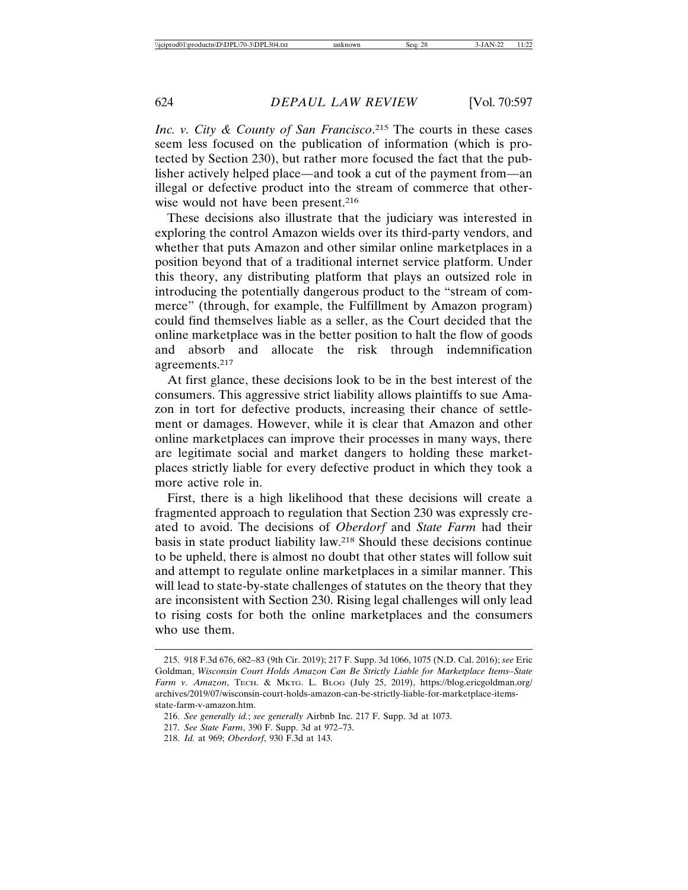*Inc. v. City & County of San Francisco*.[215] The courts in these cases seem less focused on the publication of information (which is protected by Section 230), but rather more focused the fact that the publisher actively helped place—and took a cut of the payment from—an illegal or defective product into the stream of commerce that otherwise would not have been present.[216]

These decisions also illustrate that the judiciary was interested in exploring the control Amazon wields over its third-party vendors, and whether that puts Amazon and other similar online marketplaces in a position beyond that of a traditional internet service platform. Under this theory, any distributing platform that plays an outsized role in introducing the potentially dangerous product to the "stream of commerce" (through, for example, the Fulfillment by Amazon program) could find themselves liable as a seller, as the Court decided that the online marketplace was in the better position to halt the flow of goods and absorb and allocate the risk through indemnification agreements.[217]

At first glance, these decisions look to be in the best interest of the consumers. This aggressive strict liability allows plaintiffs to sue Amazon in tort for defective products, increasing their chance of settlement or damages. However, while it is clear that Amazon and other online marketplaces can improve their processes in many ways, there are legitimate social and market dangers to holding these marketplaces strictly liable for every defective product in which they took a more active role in.

First, there is a high likelihood that these decisions will create a fragmented approach to regulation that Section 230 was expressly created to avoid. The decisions of *Oberdorf* and *State Farm* had their basis in state product liability law.[218] Should these decisions continue to be upheld, there is almost no doubt that other states will follow suit and attempt to regulate online marketplaces in a similar manner. This will lead to state-by-state challenges of statutes on the theory that they are inconsistent with Section 230. Rising legal challenges will only lead to rising costs for both the online marketplaces and the consumers who use them.

---

215. 918 F.3d 676, 682–83 (9th Cir. 2019); 217 F. Supp. 3d 1066, 1075 (N.D. Cal. 2016); *see* Eric Goldman, *Wisconsin Court Holds Amazon Can Be Strictly Liable for Marketplace Items–State Farm v. Amazon*, TECH. & MKTG. L. BLOG (July 25, 2019), https://blog.ericgoldman.org/archives/2019/07/wisconsin-court-holds-amazon-can-be-strictly-liable-for-marketplace-items-state-farm-v-amazon.htm.

216. *See generally id.*; *see generally* Airbnb Inc. 217 F. Supp. 3d at 1073.

217. *See State Farm*, 390 F. Supp. 3d at 972–73.

218. *Id.* at 969; *Oberdorf*, 930 F.3d at 143.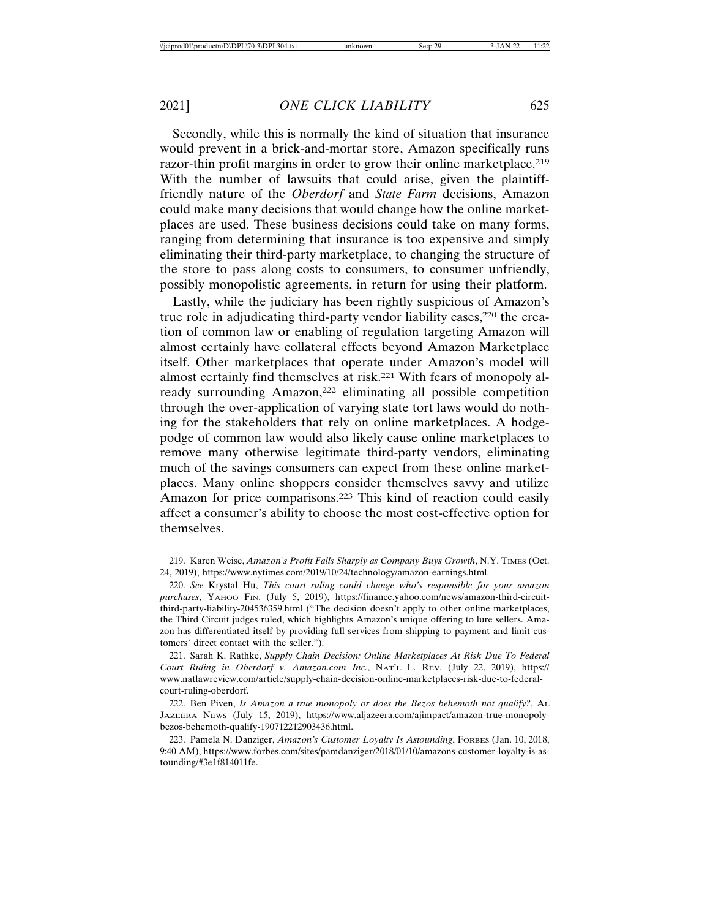Secondly, while this is normally the kind of situation that insurance would prevent in a brick-and-mortar store, Amazon specifically runs razor-thin profit margins in order to grow their online marketplace.[219] With the number of lawsuits that could arise, given the plaintiff-friendly nature of the *Oberdorf* and *State Farm* decisions, Amazon could make many decisions that would change how the online marketplaces are used. These business decisions could take on many forms, ranging from determining that insurance is too expensive and simply eliminating their third-party marketplace, to changing the structure of the store to pass along costs to consumers, to consumer unfriendly, possibly monopolistic agreements, in return for using their platform.

Lastly, while the judiciary has been rightly suspicious of Amazon's true role in adjudicating third-party vendor liability cases,[220] the creation of common law or enabling of regulation targeting Amazon will almost certainly have collateral effects beyond Amazon Marketplace itself. Other marketplaces that operate under Amazon's model will almost certainly find themselves at risk.[221] With fears of monopoly already surrounding Amazon,[222] eliminating all possible competition through the over-application of varying state tort laws would do nothing for the stakeholders that rely on online marketplaces. A hodgepodge of common law would also likely cause online marketplaces to remove many otherwise legitimate third-party vendors, eliminating much of the savings consumers can expect from these online marketplaces. Many online shoppers consider themselves savvy and utilize Amazon for price comparisons.[223] This kind of reaction could easily affect a consumer's ability to choose the most cost-effective option for themselves.

---

219. Karen Weise, *Amazon's Profit Falls Sharply as Company Buys Growth*, N.Y. Times (Oct. 24, 2019), https://www.nytimes.com/2019/10/24/technology/amazon-earnings.html.

220. *See* Krystal Hu, *This court ruling could change who's responsible for your amazon purchases*, Yahoo Fin. (July 5, 2019), https://finance.yahoo.com/news/amazon-third-circuit-third-party-liability-204536359.html ("The decision doesn't apply to other online marketplaces, the Third Circuit judges ruled, which highlights Amazon's unique offering to lure sellers. Amazon has differentiated itself by providing full services from shipping to payment and limit customers' direct contact with the seller.").

221. Sarah K. Rathke, *Supply Chain Decision: Online Marketplaces At Risk Due To Federal Court Ruling in Oberdorf v. Amazon.com Inc.*, Nat'l L. Rev. (July 22, 2019), https://www.natlawreview.com/article/supply-chain-decision-online-marketplaces-risk-due-to-federal-court-ruling-oberdorf.

222. Ben Piven, *Is Amazon a true monopoly or does the Bezos behemoth not qualify?*, Al Jazeera News (July 15, 2019), https://www.aljazeera.com/ajimpact/amazon-true-monopoly-bezos-behemoth-qualify-190712212903436.html.

223. Pamela N. Danziger, *Amazon's Customer Loyalty Is Astounding*, Forbes (Jan. 10, 2018, 9:40 AM), https://www.forbes.com/sites/pamdanziger/2018/01/10/amazons-customer-loyalty-is-astounding/#3e1f814011fe.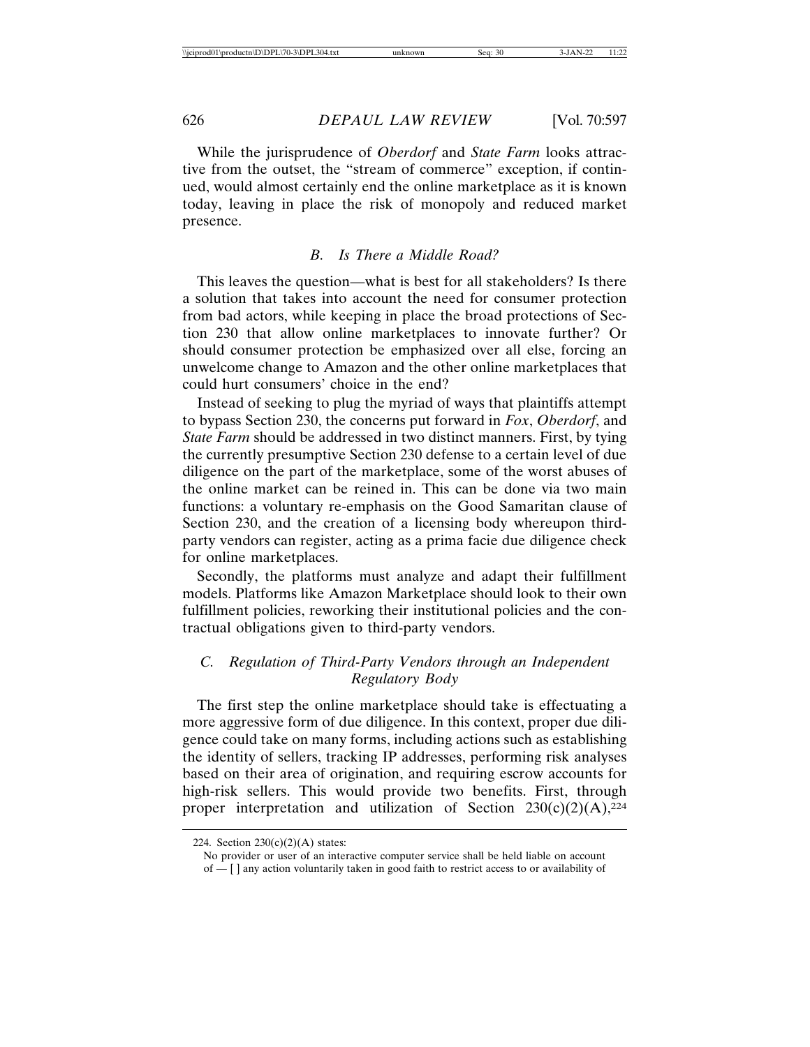While the jurisprudence of *Oberdorf* and *State Farm* looks attractive from the outset, the "stream of commerce" exception, if continued, would almost certainly end the online marketplace as it is known today, leaving in place the risk of monopoly and reduced market presence.

### *B. Is There a Middle Road?*

This leaves the question—what is best for all stakeholders? Is there a solution that takes into account the need for consumer protection from bad actors, while keeping in place the broad protections of Section 230 that allow online marketplaces to innovate further? Or should consumer protection be emphasized over all else, forcing an unwelcome change to Amazon and the other online marketplaces that could hurt consumers' choice in the end?

Instead of seeking to plug the myriad of ways that plaintiffs attempt to bypass Section 230, the concerns put forward in *Fox*, *Oberdorf*, and *State Farm* should be addressed in two distinct manners. First, by tying the currently presumptive Section 230 defense to a certain level of due diligence on the part of the marketplace, some of the worst abuses of the online market can be reined in. This can be done via two main functions: a voluntary re-emphasis on the Good Samaritan clause of Section 230, and the creation of a licensing body whereupon third-party vendors can register, acting as a prima facie due diligence check for online marketplaces.

Secondly, the platforms must analyze and adapt their fulfillment models. Platforms like Amazon Marketplace should look to their own fulfillment policies, reworking their institutional policies and the contractual obligations given to third-party vendors.

### *C. Regulation of Third-Party Vendors through an Independent Regulatory Body*

The first step the online marketplace should take is effectuating a more aggressive form of due diligence. In this context, proper due diligence could take on many forms, including actions such as establishing the identity of sellers, tracking IP addresses, performing risk analyses based on their area of origination, and requiring escrow accounts for high-risk sellers. This would provide two benefits. First, through proper interpretation and utilization of Section 230(c)(2)(A),[224]

224. Section 230(c)(2)(A) states:

No provider or user of an interactive computer service shall be held liable on account of — [ ] any action voluntarily taken in good faith to restrict access to or availability of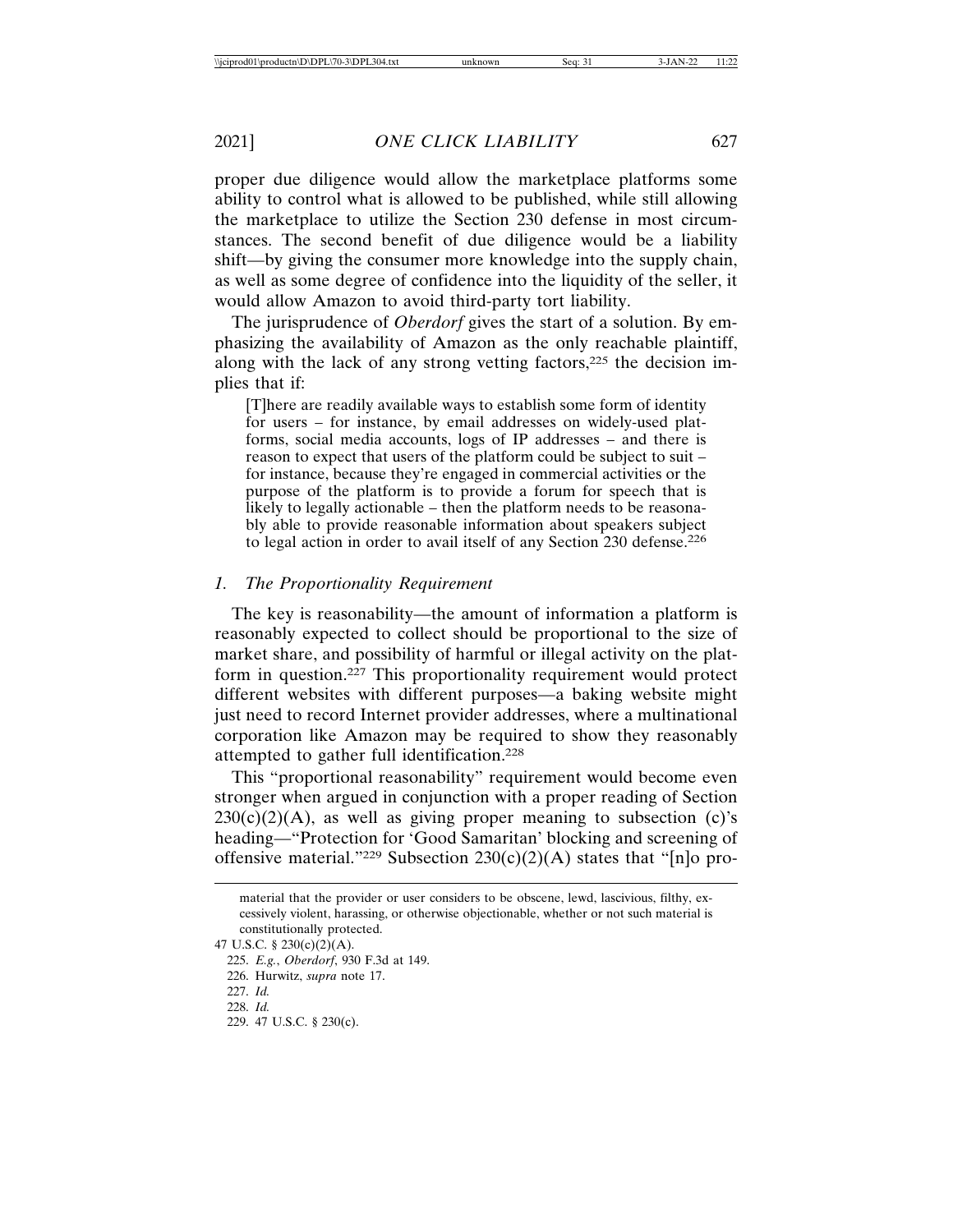proper due diligence would allow the marketplace platforms some ability to control what is allowed to be published, while still allowing the marketplace to utilize the Section 230 defense in most circumstances. The second benefit of due diligence would be a liability shift—by giving the consumer more knowledge into the supply chain, as well as some degree of confidence into the liquidity of the seller, it would allow Amazon to avoid third-party tort liability.

The jurisprudence of *Oberdorf* gives the start of a solution. By emphasizing the availability of Amazon as the only reachable plaintiff, along with the lack of any strong vetting factors,[225] the decision implies that if:

> [T]here are readily available ways to establish some form of identity for users – for instance, by email addresses on widely-used platforms, social media accounts, logs of IP addresses – and there is reason to expect that users of the platform could be subject to suit – for instance, because they're engaged in commercial activities or the purpose of the platform is to provide a forum for speech that is likely to legally actionable – then the platform needs to be reasonably able to provide reasonable information about speakers subject to legal action in order to avail itself of any Section 230 defense.[226]

### 1. The Proportionality Requirement

The key is reasonability—the amount of information a platform is reasonably expected to collect should be proportional to the size of market share, and possibility of harmful or illegal activity on the platform in question.[227] This proportionality requirement would protect different websites with different purposes—a baking website might just need to record Internet provider addresses, where a multinational corporation like Amazon may be required to show they reasonably attempted to gather full identification.[228]

This "proportional reasonability" requirement would become even stronger when argued in conjunction with a proper reading of Section 230(c)(2)(A), as well as giving proper meaning to subsection (c)'s heading—"Protection for 'Good Samaritan' blocking and screening of offensive material."[229] Subsection 230(c)(2)(A) states that "[n]o pro-

---

material that the provider or user considers to be obscene, lewd, lascivious, filthy, excessively violent, harassing, or otherwise objectionable, whether or not such material is constitutionally protected.

47 U.S.C. § 230(c)(2)(A).

225. *E.g.*, *Oberdorf*, 930 F.3d at 149.

226. Hurwitz, *supra* note 17.

227. *Id.*

228. *Id.*

229. 47 U.S.C. § 230(c).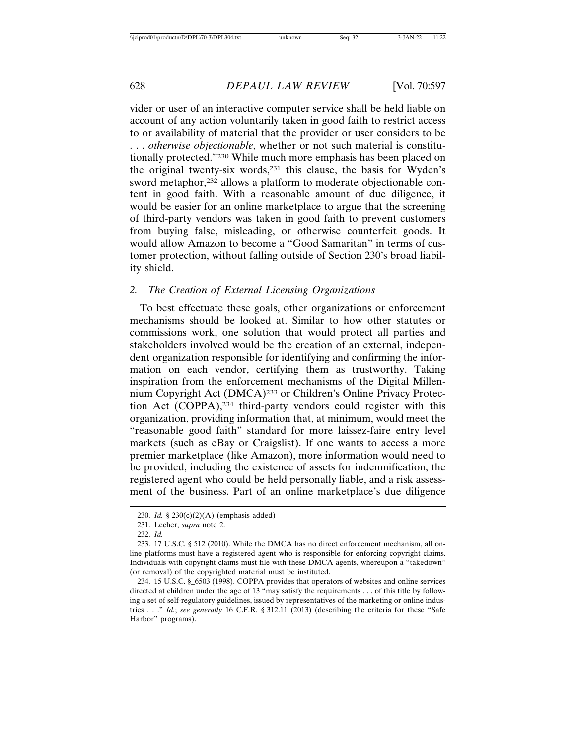vider or user of an interactive computer service shall be held liable on account of any action voluntarily taken in good faith to restrict access to or availability of material that the provider or user considers to be . . . *otherwise objectionable*, whether or not such material is constitutionally protected."[230] While much more emphasis has been placed on the original twenty-six words,[231] this clause, the basis for Wyden's sword metaphor,[232] allows a platform to moderate objectionable content in good faith. With a reasonable amount of due diligence, it would be easier for an online marketplace to argue that the screening of third-party vendors was taken in good faith to prevent customers from buying false, misleading, or otherwise counterfeit goods. It would allow Amazon to become a "Good Samaritan" in terms of customer protection, without falling outside of Section 230's broad liability shield.

### 2. *The Creation of External Licensing Organizations*

To best effectuate these goals, other organizations or enforcement mechanisms should be looked at. Similar to how other statutes or commissions work, one solution that would protect all parties and stakeholders involved would be the creation of an external, independent organization responsible for identifying and confirming the information on each vendor, certifying them as trustworthy. Taking inspiration from the enforcement mechanisms of the Digital Millennium Copyright Act (DMCA)[233] or Children's Online Privacy Protection Act (COPPA),[234] third-party vendors could register with this organization, providing information that, at minimum, would meet the "reasonable good faith" standard for more laissez-faire entry level markets (such as eBay or Craigslist). If one wants to access a more premier marketplace (like Amazon), more information would need to be provided, including the existence of assets for indemnification, the registered agent who could be held personally liable, and a risk assessment of the business. Part of an online marketplace's due diligence

---

230. *Id.* § 230(c)(2)(A) (emphasis added)

231. Lecher, *supra* note 2.

232. *Id.*

233. 17 U.S.C. § 512 (2010). While the DMCA has no direct enforcement mechanism, all online platforms must have a registered agent who is responsible for enforcing copyright claims. Individuals with copyright claims must file with these DMCA agents, whereupon a "takedown" (or removal) of the copyrighted material must be instituted.

234. 15 U.S.C. §_6503 (1998). COPPA provides that operators of websites and online services directed at children under the age of 13 "may satisfy the requirements . . . of this title by following a set of self-regulatory guidelines, issued by representatives of the marketing or online industries . . ." *Id.*; *see generally* 16 C.F.R. § 312.11 (2013) (describing the criteria for these "Safe Harbor" programs).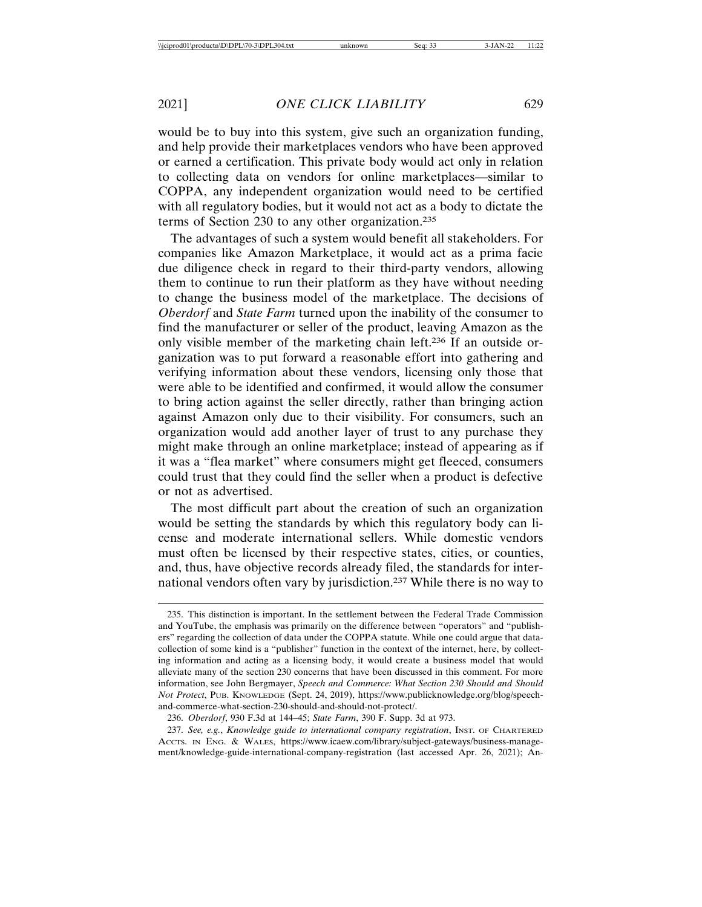would be to buy into this system, give such an organization funding, and help provide their marketplaces vendors who have been approved or earned a certification. This private body would act only in relation to collecting data on vendors for online marketplaces—similar to COPPA, any independent organization would need to be certified with all regulatory bodies, but it would not act as a body to dictate the terms of Section 230 to any other organization.[235]

The advantages of such a system would benefit all stakeholders. For companies like Amazon Marketplace, it would act as a prima facie due diligence check in regard to their third-party vendors, allowing them to continue to run their platform as they have without needing to change the business model of the marketplace. The decisions of *Oberdorf* and *State Farm* turned upon the inability of the consumer to find the manufacturer or seller of the product, leaving Amazon as the only visible member of the marketing chain left.[236] If an outside organization was to put forward a reasonable effort into gathering and verifying information about these vendors, licensing only those that were able to be identified and confirmed, it would allow the consumer to bring action against the seller directly, rather than bringing action against Amazon only due to their visibility. For consumers, such an organization would add another layer of trust to any purchase they might make through an online marketplace; instead of appearing as if it was a "flea market" where consumers might get fleeced, consumers could trust that they could find the seller when a product is defective or not as advertised.

The most difficult part about the creation of such an organization would be setting the standards by which this regulatory body can license and moderate international sellers. While domestic vendors must often be licensed by their respective states, cities, or counties, and, thus, have objective records already filed, the standards for international vendors often vary by jurisdiction.[237] While there is no way to

---

235. This distinction is important. In the settlement between the Federal Trade Commission and YouTube, the emphasis was primarily on the difference between "operators" and "publishers" regarding the collection of data under the COPPA statute. While one could argue that data-collection of some kind is a "publisher" function in the context of the internet, here, by collecting information and acting as a licensing body, it would create a business model that would alleviate many of the section 230 concerns that have been discussed in this comment. For more information, see John Bergmayer, *Speech and Commerce: What Section 230 Should and Should Not Protect*, PUB. KNOWLEDGE (Sept. 24, 2019), https://www.publicknowledge.org/blog/speech-and-commerce-what-section-230-should-and-should-not-protect/.

236. *Oberdorf*, 930 F.3d at 144–45; *State Farm*, 390 F. Supp. 3d at 973.

237. *See, e.g.*, *Knowledge guide to international company registration*, INST. OF CHARTERED ACCTS. IN ENG. & WALES, https://www.icaew.com/library/subject-gateways/business-management/knowledge-guide-international-company-registration (last accessed Apr. 26, 2021); An-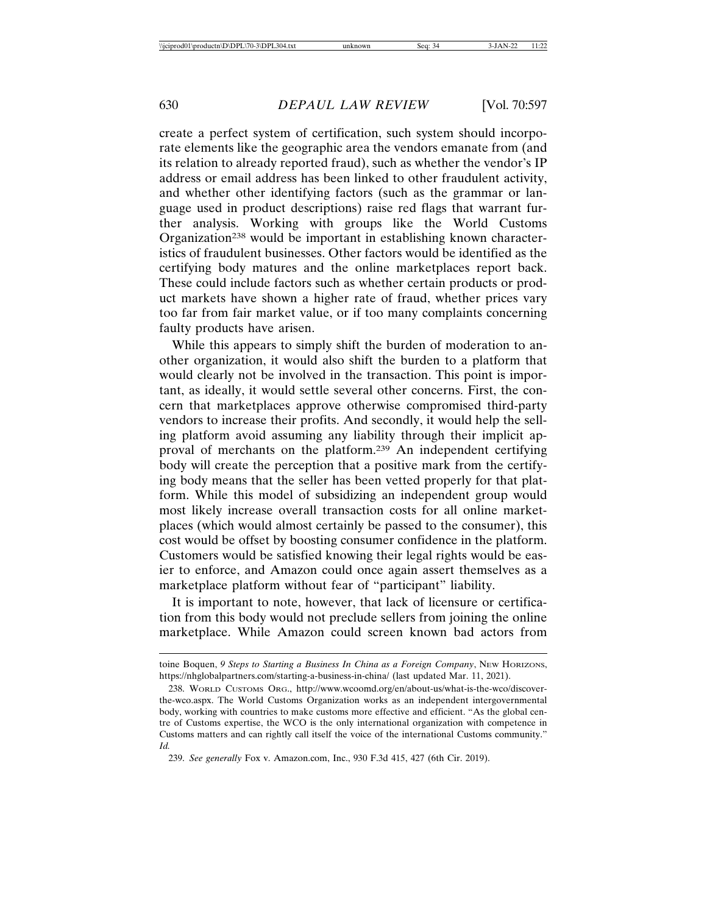create a perfect system of certification, such system should incorporate elements like the geographic area the vendors emanate from (and its relation to already reported fraud), such as whether the vendor's IP address or email address has been linked to other fraudulent activity, and whether other identifying factors (such as the grammar or language used in product descriptions) raise red flags that warrant further analysis. Working with groups like the World Customs Organization[238] would be important in establishing known characteristics of fraudulent businesses. Other factors would be identified as the certifying body matures and the online marketplaces report back. These could include factors such as whether certain products or product markets have shown a higher rate of fraud, whether prices vary too far from fair market value, or if too many complaints concerning faulty products have arisen.

While this appears to simply shift the burden of moderation to another organization, it would also shift the burden to a platform that would clearly not be involved in the transaction. This point is important, as ideally, it would settle several other concerns. First, the concern that marketplaces approve otherwise compromised third-party vendors to increase their profits. And secondly, it would help the selling platform avoid assuming any liability through their implicit approval of merchants on the platform.[239] An independent certifying body will create the perception that a positive mark from the certifying body means that the seller has been vetted properly for that platform. While this model of subsidizing an independent group would most likely increase overall transaction costs for all online marketplaces (which would almost certainly be passed to the consumer), this cost would be offset by boosting consumer confidence in the platform. Customers would be satisfied knowing their legal rights would be easier to enforce, and Amazon could once again assert themselves as a marketplace platform without fear of "participant" liability.

It is important to note, however, that lack of licensure or certification from this body would not preclude sellers from joining the online marketplace. While Amazon could screen known bad actors from

---

toine Boquen, *9 Steps to Starting a Business In China as a Foreign Company*, NEW HORIZONS, https://nhglobalpartners.com/starting-a-business-in-china/ (last updated Mar. 11, 2021).

238. WORLD CUSTOMS ORG., http://www.wcoomd.org/en/about-us/what-is-the-wco/discover-the-wco.aspx. The World Customs Organization works as an independent intergovernmental body, working with countries to make customs more effective and efficient. "As the global centre of Customs expertise, the WCO is the only international organization with competence in Customs matters and can rightly call itself the voice of the international Customs community." *Id.*

239. *See generally* Fox v. Amazon.com, Inc., 930 F.3d 415, 427 (6th Cir. 2019).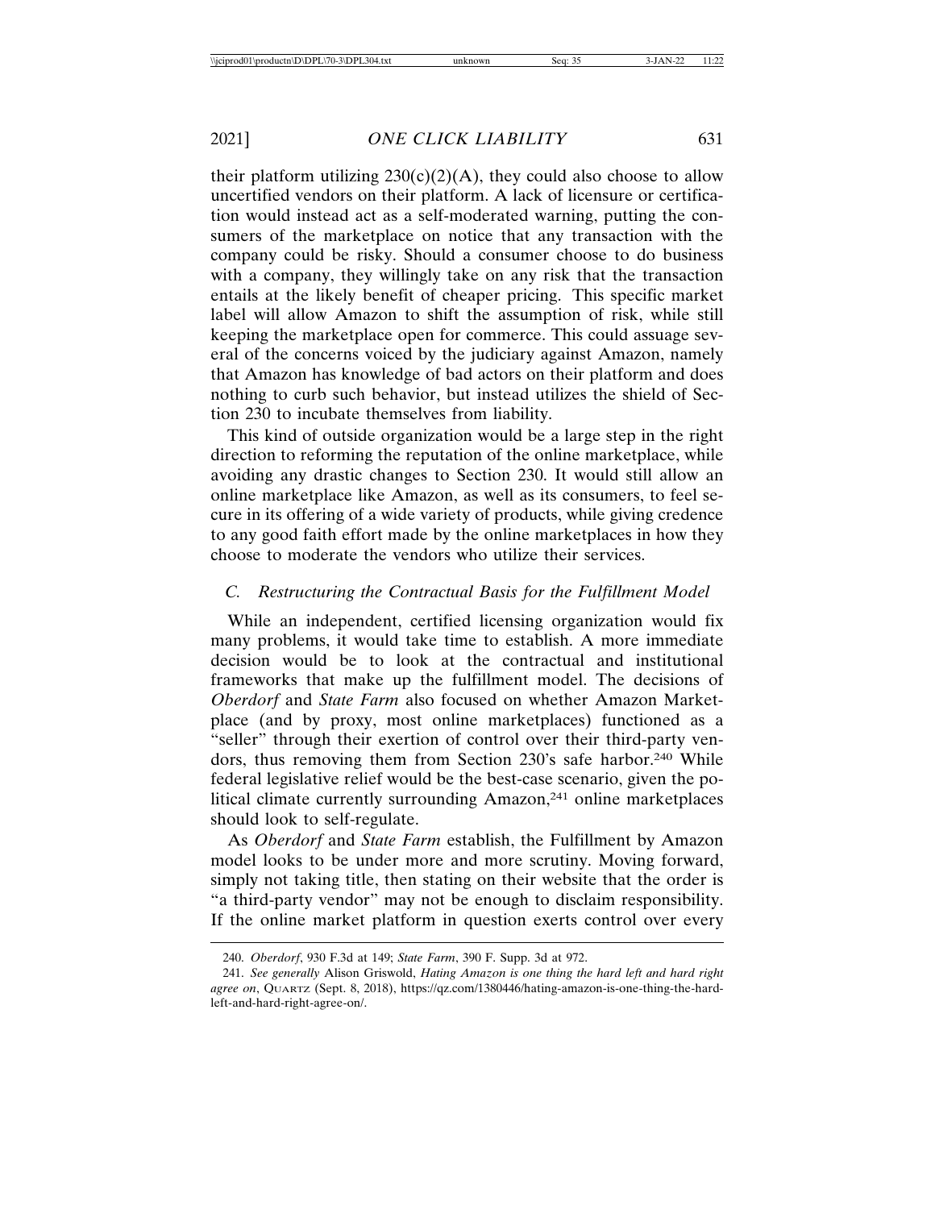their platform utilizing 230(c)(2)(A), they could also choose to allow uncertified vendors on their platform. A lack of licensure or certification would instead act as a self-moderated warning, putting the consumers of the marketplace on notice that any transaction with the company could be risky. Should a consumer choose to do business with a company, they willingly take on any risk that the transaction entails at the likely benefit of cheaper pricing. This specific market label will allow Amazon to shift the assumption of risk, while still keeping the marketplace open for commerce. This could assuage several of the concerns voiced by the judiciary against Amazon, namely that Amazon has knowledge of bad actors on their platform and does nothing to curb such behavior, but instead utilizes the shield of Section 230 to incubate themselves from liability.

This kind of outside organization would be a large step in the right direction to reforming the reputation of the online marketplace, while avoiding any drastic changes to Section 230. It would still allow an online marketplace like Amazon, as well as its consumers, to feel secure in its offering of a wide variety of products, while giving credence to any good faith effort made by the online marketplaces in how they choose to moderate the vendors who utilize their services.

### *C. Restructuring the Contractual Basis for the Fulfillment Model*

While an independent, certified licensing organization would fix many problems, it would take time to establish. A more immediate decision would be to look at the contractual and institutional frameworks that make up the fulfillment model. The decisions of *Oberdorf* and *State Farm* also focused on whether Amazon Marketplace (and by proxy, most online marketplaces) functioned as a "seller" through their exertion of control over their third-party vendors, thus removing them from Section 230's safe harbor.[240] While federal legislative relief would be the best-case scenario, given the political climate currently surrounding Amazon,[241] online marketplaces should look to self-regulate.

As *Oberdorf* and *State Farm* establish, the Fulfillment by Amazon model looks to be under more and more scrutiny. Moving forward, simply not taking title, then stating on their website that the order is "a third-party vendor" may not be enough to disclaim responsibility. If the online market platform in question exerts control over every

---

240. *Oberdorf*, 930 F.3d at 149; *State Farm*, 390 F. Supp. 3d at 972.

241. *See generally* Alison Griswold, *Hating Amazon is one thing the hard left and hard right agree on*, QUARTZ (Sept. 8, 2018), https://qz.com/1380446/hating-amazon-is-one-thing-the-hard-left-and-hard-right-agree-on/.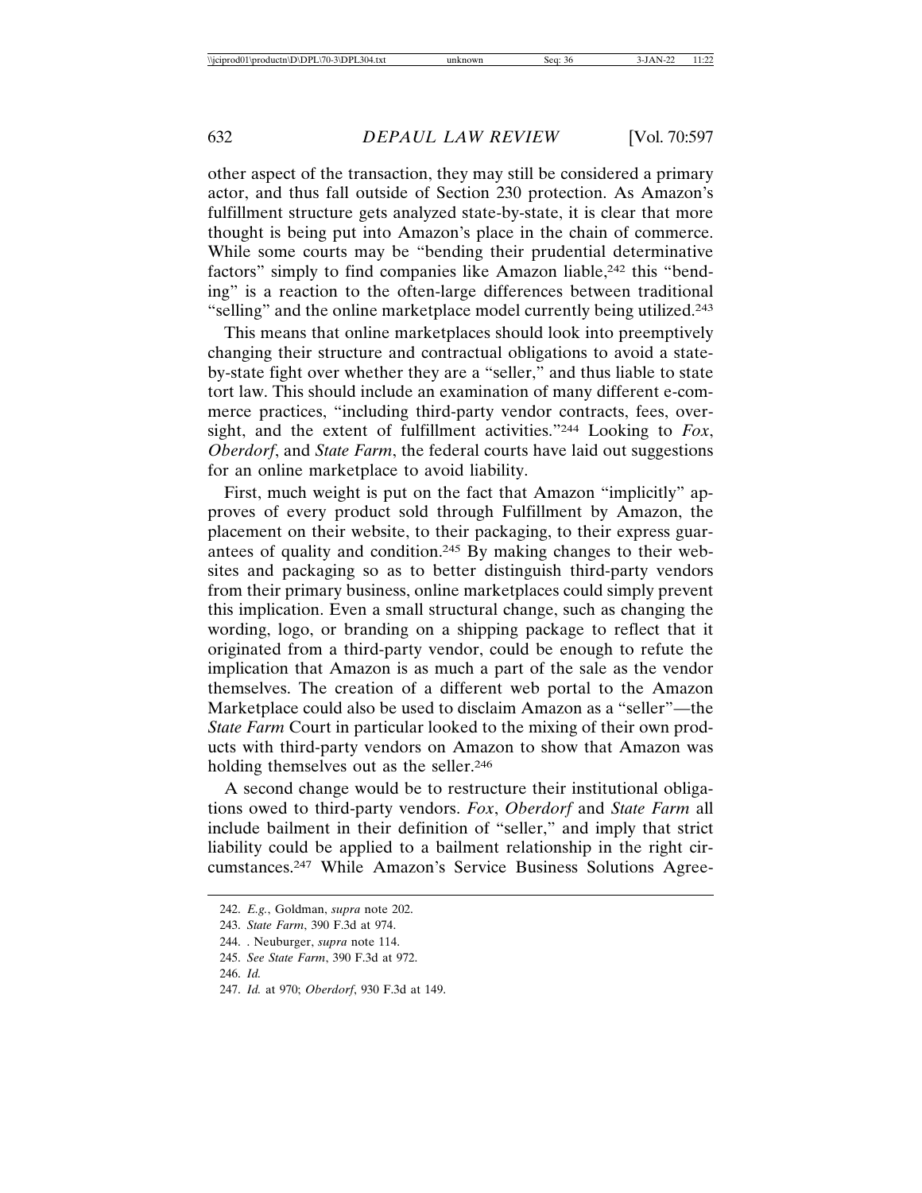other aspect of the transaction, they may still be considered a primary actor, and thus fall outside of Section 230 protection. As Amazon's fulfillment structure gets analyzed state-by-state, it is clear that more thought is being put into Amazon's place in the chain of commerce. While some courts may be "bending their prudential determinative factors" simply to find companies like Amazon liable,[242] this "bending" is a reaction to the often-large differences between traditional "selling" and the online marketplace model currently being utilized.[243]

This means that online marketplaces should look into preemptively changing their structure and contractual obligations to avoid a state-by-state fight over whether they are a "seller," and thus liable to state tort law. This should include an examination of many different e-commerce practices, "including third-party vendor contracts, fees, oversight, and the extent of fulfillment activities."[244] Looking to *Fox*, *Oberdorf*, and *State Farm*, the federal courts have laid out suggestions for an online marketplace to avoid liability.

First, much weight is put on the fact that Amazon "implicitly" approves of every product sold through Fulfillment by Amazon, the placement on their website, to their packaging, to their express guarantees of quality and condition.[245] By making changes to their websites and packaging so as to better distinguish third-party vendors from their primary business, online marketplaces could simply prevent this implication. Even a small structural change, such as changing the wording, logo, or branding on a shipping package to reflect that it originated from a third-party vendor, could be enough to refute the implication that Amazon is as much a part of the sale as the vendor themselves. The creation of a different web portal to the Amazon Marketplace could also be used to disclaim Amazon as a "seller"—the *State Farm* Court in particular looked to the mixing of their own products with third-party vendors on Amazon to show that Amazon was holding themselves out as the seller.[246]

A second change would be to restructure their institutional obligations owed to third-party vendors. *Fox*, *Oberdorf* and *State Farm* all include bailment in their definition of "seller," and imply that strict liability could be applied to a bailment relationship in the right circumstances.[247] While Amazon's Service Business Solutions Agree-

242. *E.g.*, Goldman, *supra* note 202.

243. *State Farm*, 390 F.3d at 974.

244. . Neuburger, *supra* note 114.

245. *See State Farm*, 390 F.3d at 972.

246. *Id.*

247. *Id.* at 970; *Oberdorf*, 930 F.3d at 149.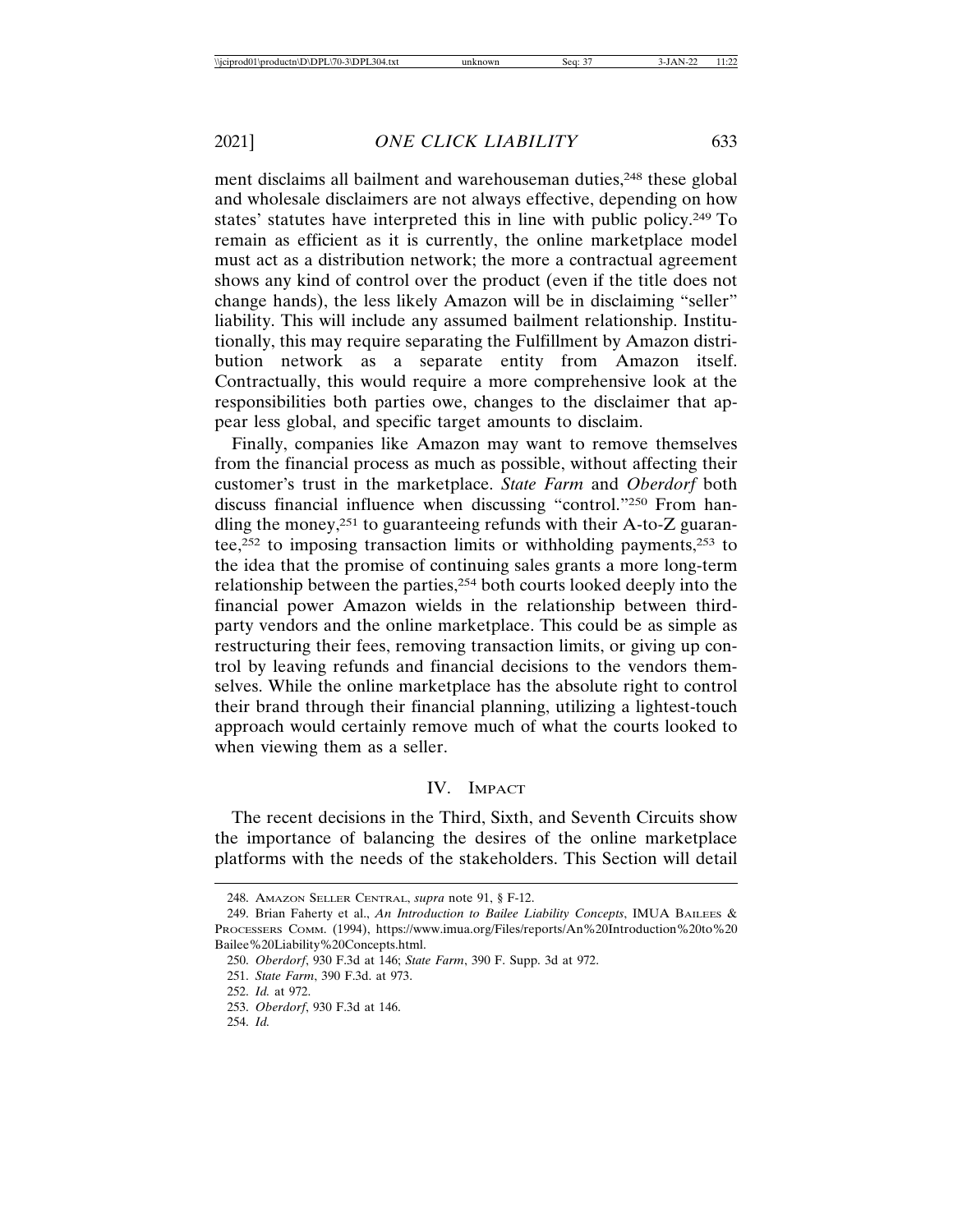ment disclaims all bailment and warehouseman duties,[248] these global and wholesale disclaimers are not always effective, depending on how states' statutes have interpreted this in line with public policy.[249] To remain as efficient as it is currently, the online marketplace model must act as a distribution network; the more a contractual agreement shows any kind of control over the product (even if the title does not change hands), the less likely Amazon will be in disclaiming "seller" liability. This will include any assumed bailment relationship. Institutionally, this may require separating the Fulfillment by Amazon distribution network as a separate entity from Amazon itself. Contractually, this would require a more comprehensive look at the responsibilities both parties owe, changes to the disclaimer that appear less global, and specific target amounts to disclaim.

Finally, companies like Amazon may want to remove themselves from the financial process as much as possible, without affecting their customer's trust in the marketplace. *State Farm* and *Oberdorf* both discuss financial influence when discussing "control."[250] From handling the money,[251] to guaranteeing refunds with their A-to-Z guarantee,[252] to imposing transaction limits or withholding payments,[253] to the idea that the promise of continuing sales grants a more long-term relationship between the parties,[254] both courts looked deeply into the financial power Amazon wields in the relationship between third-party vendors and the online marketplace. This could be as simple as restructuring their fees, removing transaction limits, or giving up control by leaving refunds and financial decisions to the vendors themselves. While the online marketplace has the absolute right to control their brand through their financial planning, utilizing a lightest-touch approach would certainly remove much of what the courts looked to when viewing them as a seller.

## IV. Impact

The recent decisions in the Third, Sixth, and Seventh Circuits show the importance of balancing the desires of the online marketplace platforms with the needs of the stakeholders. This Section will detail

---

248. Amazon Seller Central, *supra* note 91, § F-12.

249. Brian Faherty et al., *An Introduction to Bailee Liability Concepts*, IMUA Bailees & Processers Comm. (1994), https://www.imua.org/Files/reports/An%20Introduction%20to%20Bailee%20Liability%20Concepts.html.

250. *Oberdorf*, 930 F.3d at 146; *State Farm*, 390 F. Supp. 3d at 972.

251. *State Farm*, 390 F.3d. at 973.

252. *Id.* at 972.

253. *Oberdorf*, 930 F.3d at 146.

254. *Id.*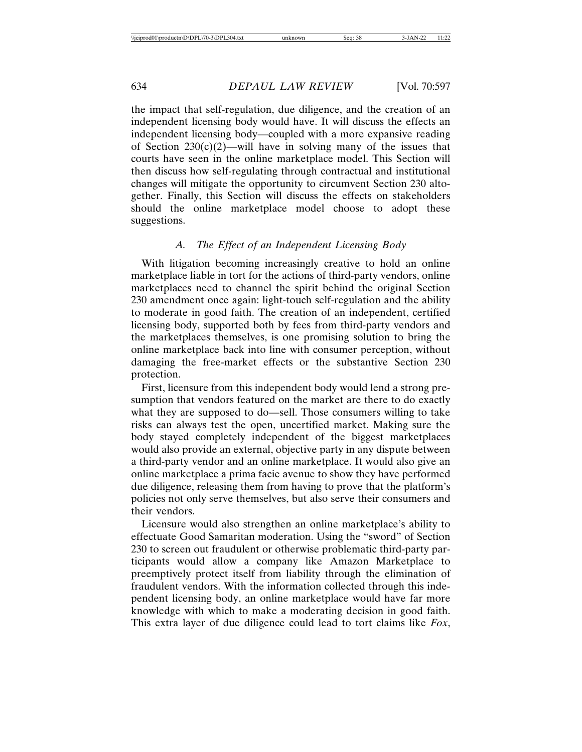the impact that self-regulation, due diligence, and the creation of an independent licensing body would have. It will discuss the effects an independent licensing body—coupled with a more expansive reading of Section 230(c)(2)—will have in solving many of the issues that courts have seen in the online marketplace model. This Section will then discuss how self-regulating through contractual and institutional changes will mitigate the opportunity to circumvent Section 230 altogether. Finally, this Section will discuss the effects on stakeholders should the online marketplace model choose to adopt these suggestions.

### A. *The Effect of an Independent Licensing Body*

With litigation becoming increasingly creative to hold an online marketplace liable in tort for the actions of third-party vendors, online marketplaces need to channel the spirit behind the original Section 230 amendment once again: light-touch self-regulation and the ability to moderate in good faith. The creation of an independent, certified licensing body, supported both by fees from third-party vendors and the marketplaces themselves, is one promising solution to bring the online marketplace back into line with consumer perception, without damaging the free-market effects or the substantive Section 230 protection.

First, licensure from this independent body would lend a strong presumption that vendors featured on the market are there to do exactly what they are supposed to do—sell. Those consumers willing to take risks can always test the open, uncertified market. Making sure the body stayed completely independent of the biggest marketplaces would also provide an external, objective party in any dispute between a third-party vendor and an online marketplace. It would also give an online marketplace a prima facie avenue to show they have performed due diligence, releasing them from having to prove that the platform's policies not only serve themselves, but also serve their consumers and their vendors.

Licensure would also strengthen an online marketplace's ability to effectuate Good Samaritan moderation. Using the "sword" of Section 230 to screen out fraudulent or otherwise problematic third-party participants would allow a company like Amazon Marketplace to preemptively protect itself from liability through the elimination of fraudulent vendors. With the information collected through this independent licensing body, an online marketplace would have far more knowledge with which to make a moderating decision in good faith. This extra layer of due diligence could lead to tort claims like *Fox*,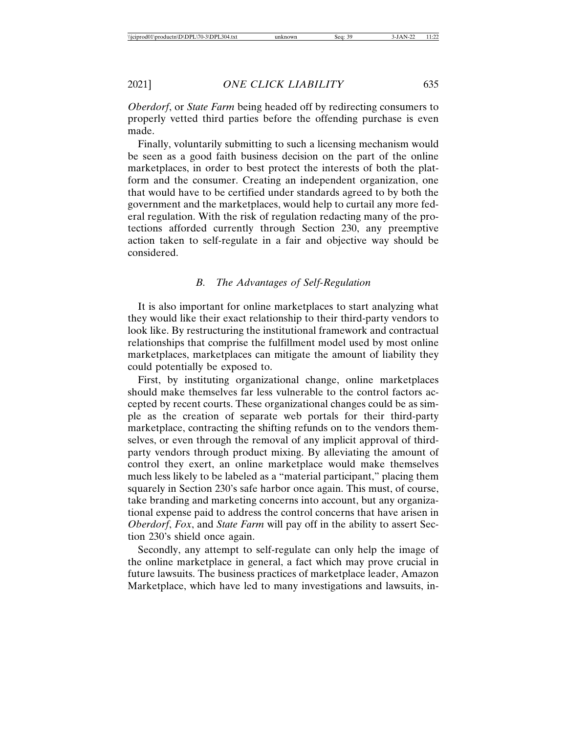*Oberdorf*, or *State Farm* being headed off by redirecting consumers to properly vetted third parties before the offending purchase is even made.

Finally, voluntarily submitting to such a licensing mechanism would be seen as a good faith business decision on the part of the online marketplaces, in order to best protect the interests of both the platform and the consumer. Creating an independent organization, one that would have to be certified under standards agreed to by both the government and the marketplaces, would help to curtail any more federal regulation. With the risk of regulation redacting many of the protections afforded currently through Section 230, any preemptive action taken to self-regulate in a fair and objective way should be considered.

### *B. The Advantages of Self-Regulation*

It is also important for online marketplaces to start analyzing what they would like their exact relationship to their third-party vendors to look like. By restructuring the institutional framework and contractual relationships that comprise the fulfillment model used by most online marketplaces, marketplaces can mitigate the amount of liability they could potentially be exposed to.

First, by instituting organizational change, online marketplaces should make themselves far less vulnerable to the control factors accepted by recent courts. These organizational changes could be as simple as the creation of separate web portals for their third-party marketplace, contracting the shifting refunds on to the vendors themselves, or even through the removal of any implicit approval of third-party vendors through product mixing. By alleviating the amount of control they exert, an online marketplace would make themselves much less likely to be labeled as a "material participant," placing them squarely in Section 230's safe harbor once again. This must, of course, take branding and marketing concerns into account, but any organizational expense paid to address the control concerns that have arisen in *Oberdorf*, *Fox*, and *State Farm* will pay off in the ability to assert Section 230's shield once again.

Secondly, any attempt to self-regulate can only help the image of the online marketplace in general, a fact which may prove crucial in future lawsuits. The business practices of marketplace leader, Amazon Marketplace, which have led to many investigations and lawsuits, in-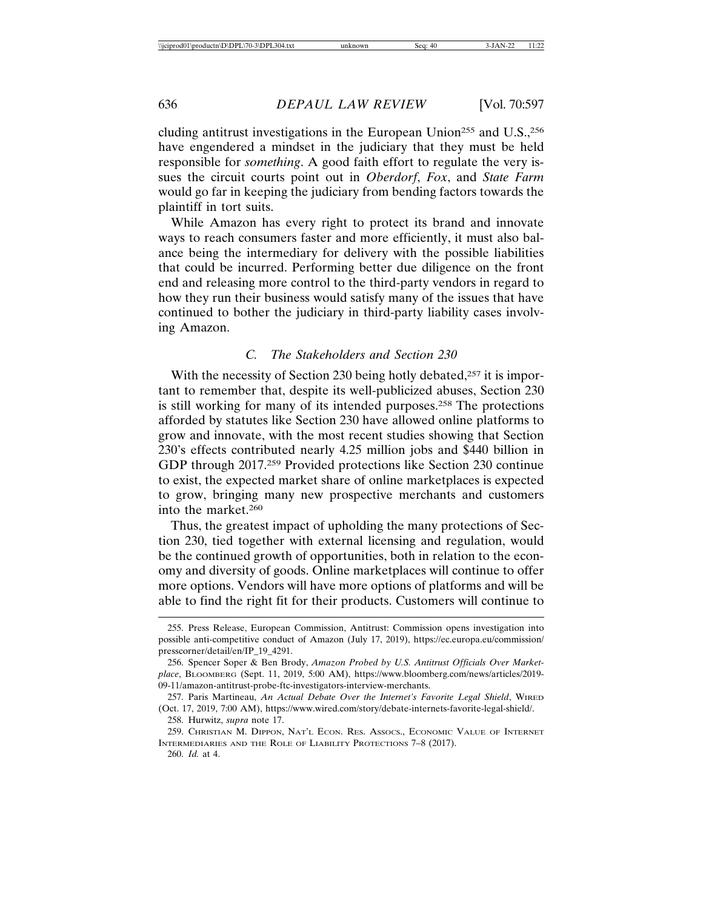cluding antitrust investigations in the European Union[255] and U.S.,[256] have engendered a mindset in the judiciary that they must be held responsible for *something*. A good faith effort to regulate the very issues the circuit courts point out in *Oberdorf*, *Fox*, and *State Farm* would go far in keeping the judiciary from bending factors towards the plaintiff in tort suits.

While Amazon has every right to protect its brand and innovate ways to reach consumers faster and more efficiently, it must also balance being the intermediary for delivery with the possible liabilities that could be incurred. Performing better due diligence on the front end and releasing more control to the third-party vendors in regard to how they run their business would satisfy many of the issues that have continued to bother the judiciary in third-party liability cases involving Amazon.

### *C. The Stakeholders and Section 230*

With the necessity of Section 230 being hotly debated,[257] it is important to remember that, despite its well-publicized abuses, Section 230 is still working for many of its intended purposes.[258] The protections afforded by statutes like Section 230 have allowed online platforms to grow and innovate, with the most recent studies showing that Section 230's effects contributed nearly 4.25 million jobs and $440 billion in GDP through 2017.[259] Provided protections like Section 230 continue to exist, the expected market share of online marketplaces is expected to grow, bringing many new prospective merchants and customers into the market.[260]

Thus, the greatest impact of upholding the many protections of Section 230, tied together with external licensing and regulation, would be the continued growth of opportunities, both in relation to the economy and diversity of goods. Online marketplaces will continue to offer more options. Vendors will have more options of platforms and will be able to find the right fit for their products. Customers will continue to

---

255. Press Release, European Commission, Antitrust: Commission opens investigation into possible anti-competitive conduct of Amazon (July 17, 2019), https://ec.europa.eu/commission/presscorner/detail/en/IP_19_4291.

256. Spencer Soper & Ben Brody, *Amazon Probed by U.S. Antitrust Officials Over Marketplace*, BLOOMBERG (Sept. 11, 2019, 5:00 AM), https://www.bloomberg.com/news/articles/2019-09-11/amazon-antitrust-probe-ftc-investigators-interview-merchants.

257. Paris Martineau, *An Actual Debate Over the Internet's Favorite Legal Shield*, WIRED (Oct. 17, 2019, 7:00 AM), https://www.wired.com/story/debate-internets-favorite-legal-shield/.

258. Hurwitz, *supra* note 17.

259. CHRISTIAN M. DIPPON, NAT'L ECON. RES. ASSOCS., ECONOMIC VALUE OF INTERNET INTERMEDIARIES AND THE ROLE OF LIABILITY PROTECTIONS 7–8 (2017).

260. *Id.* at 4.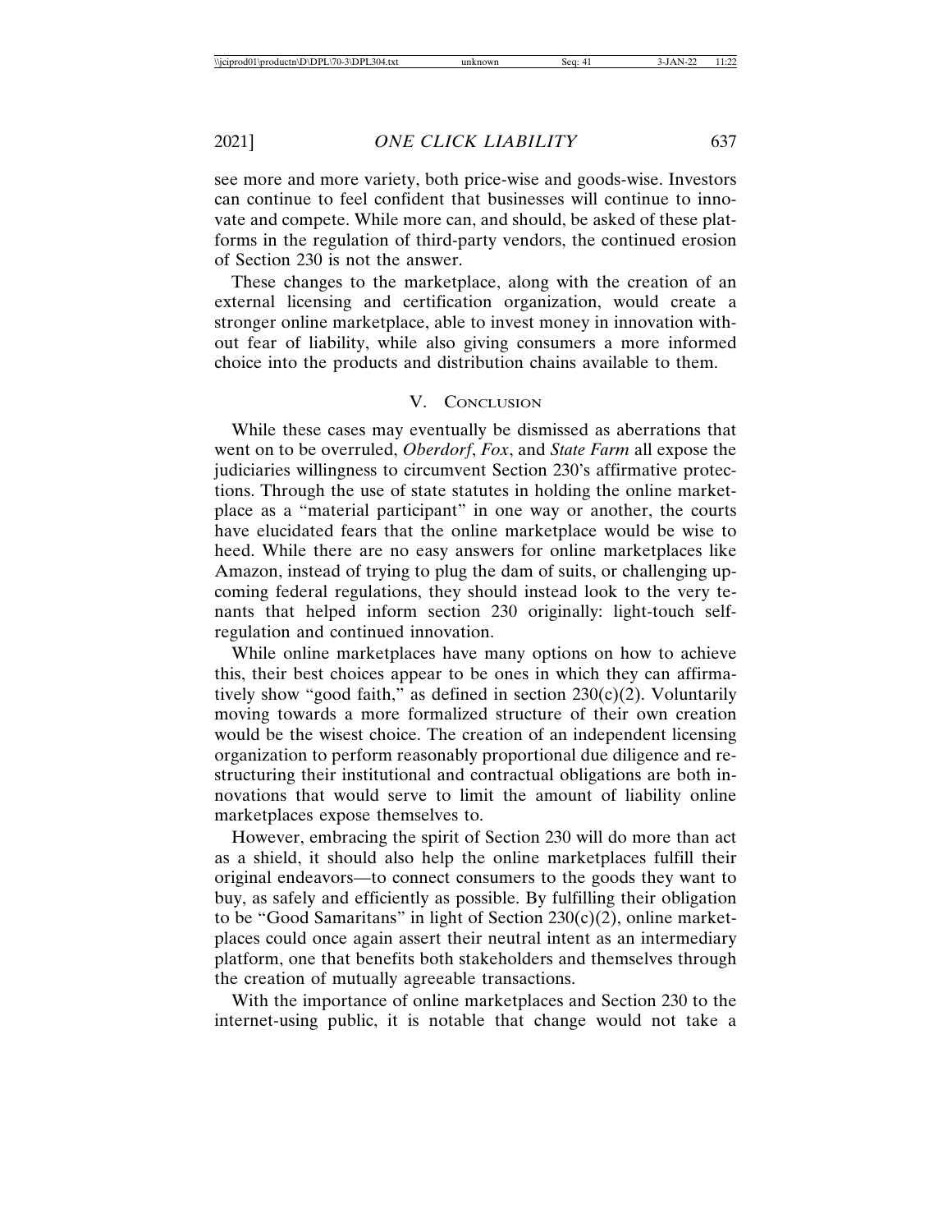see more and more variety, both price-wise and goods-wise. Investors can continue to feel confident that businesses will continue to innovate and compete. While more can, and should, be asked of these platforms in the regulation of third-party vendors, the continued erosion of Section 230 is not the answer.

These changes to the marketplace, along with the creation of an external licensing and certification organization, would create a stronger online marketplace, able to invest money in innovation without fear of liability, while also giving consumers a more informed choice into the products and distribution chains available to them.

## V. Conclusion

While these cases may eventually be dismissed as aberrations that went on to be overruled, *Oberdorf*, *Fox*, and *State Farm* all expose the judiciaries willingness to circumvent Section 230's affirmative protections. Through the use of state statutes in holding the online marketplace as a "material participant" in one way or another, the courts have elucidated fears that the online marketplace would be wise to heed. While there are no easy answers for online marketplaces like Amazon, instead of trying to plug the dam of suits, or challenging upcoming federal regulations, they should instead look to the very tenants that helped inform section 230 originally: light-touch self-regulation and continued innovation.

While online marketplaces have many options on how to achieve this, their best choices appear to be ones in which they can affirmatively show "good faith," as defined in section 230(c)(2). Voluntarily moving towards a more formalized structure of their own creation would be the wisest choice. The creation of an independent licensing organization to perform reasonably proportional due diligence and restructuring their institutional and contractual obligations are both innovations that would serve to limit the amount of liability online marketplaces expose themselves to.

However, embracing the spirit of Section 230 will do more than act as a shield, it should also help the online marketplaces fulfill their original endeavors—to connect consumers to the goods they want to buy, as safely and efficiently as possible. By fulfilling their obligation to be "Good Samaritans" in light of Section 230(c)(2), online marketplaces could once again assert their neutral intent as an intermediary platform, one that benefits both stakeholders and themselves through the creation of mutually agreeable transactions.

With the importance of online marketplaces and Section 230 to the internet-using public, it is notable that change would not take a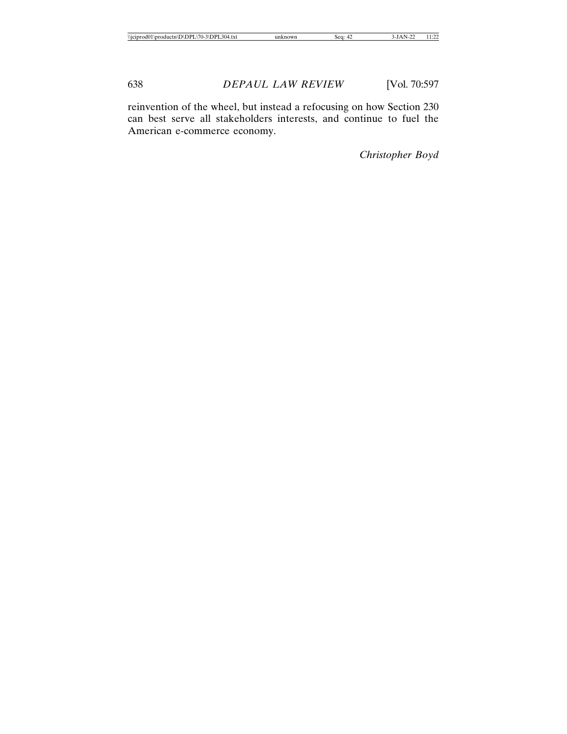reinvention of the wheel, but instead a refocusing on how Section 230 can best serve all stakeholders interests, and continue to fuel the American e-commerce economy.

*Christopher Boyd*